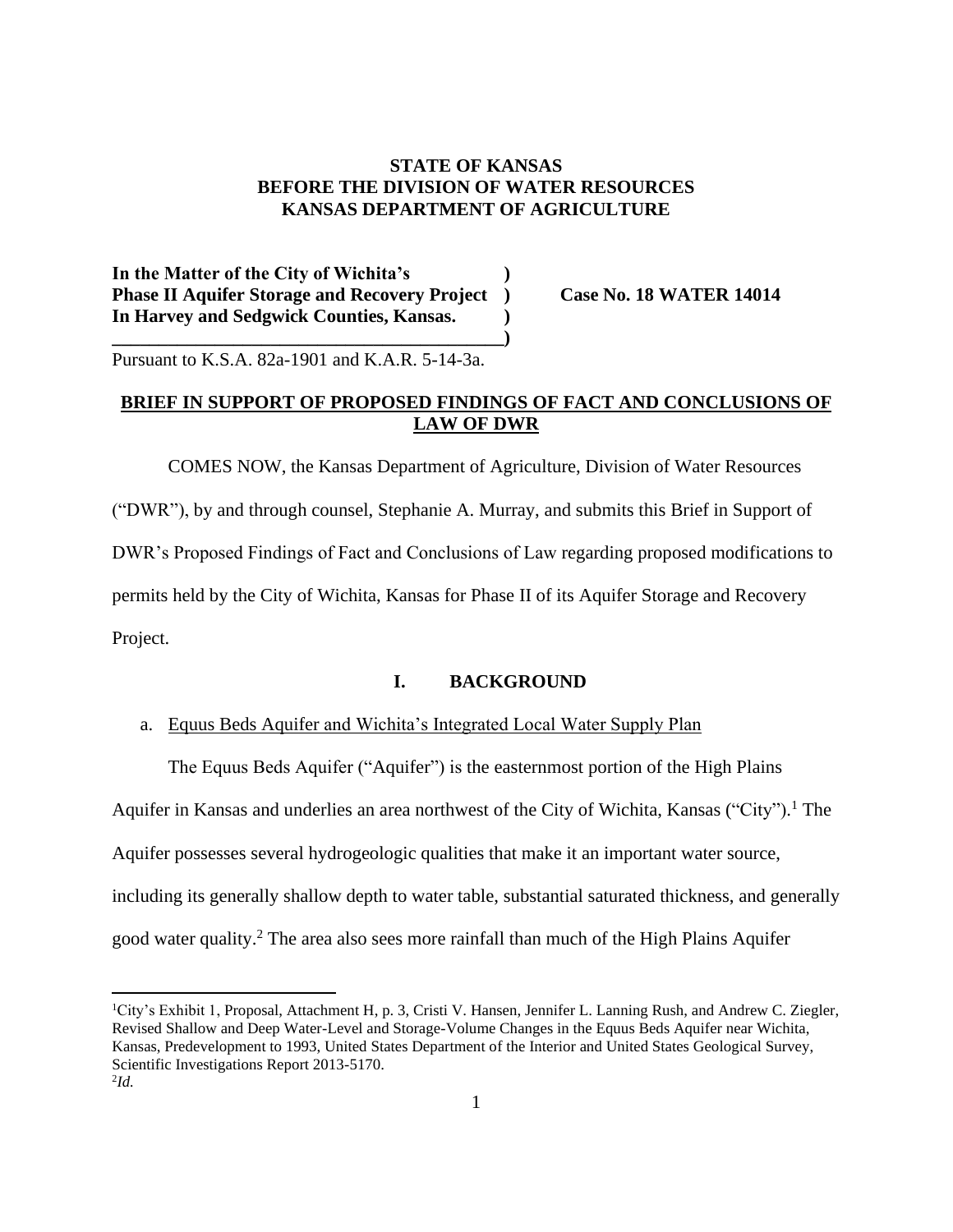**STATE OF KANSAS**
**BEFORE THE DIVISION OF WATER RESOURCES**
**KANSAS DEPARTMENT OF AGRICULTURE**

**In the Matter of the City of Wichita's )**
**Phase II Aquifer Storage and Recovery Project ) Case No. 18 WATER 14014**
**In Harvey and Sedgwick Counties, Kansas. )**
**)**

Pursuant to K.S.A. 82a-1901 and K.A.R. 5-14-3a.

## BRIEF IN SUPPORT OF PROPOSED FINDINGS OF FACT AND CONCLUSIONS OF LAW OF DWR

COMES NOW, the Kansas Department of Agriculture, Division of Water Resources ("DWR"), by and through counsel, Stephanie A. Murray, and submits this Brief in Support of DWR's Proposed Findings of Fact and Conclusions of Law regarding proposed modifications to permits held by the City of Wichita, Kansas for Phase II of its Aquifer Storage and Recovery Project.

## I. BACKGROUND

### a. Equus Beds Aquifer and Wichita's Integrated Local Water Supply Plan

The Equus Beds Aquifer ("Aquifer") is the easternmost portion of the High Plains Aquifer in Kansas and underlies an area northwest of the City of Wichita, Kansas ("City").[1] The Aquifer possesses several hydrogeologic qualities that make it an important water source, including its generally shallow depth to water table, substantial saturated thickness, and generally good water quality.[2] The area also sees more rainfall than much of the High Plains Aquifer

---

[1] City's Exhibit 1, Proposal, Attachment H, p. 3, Cristi V. Hansen, Jennifer L. Lanning Rush, and Andrew C. Ziegler, Revised Shallow and Deep Water-Level and Storage-Volume Changes in the Equus Beds Aquifer near Wichita, Kansas, Predevelopment to 1993, United States Department of the Interior and United States Geological Survey, Scientific Investigations Report 2013-5170.

[2] *Id.*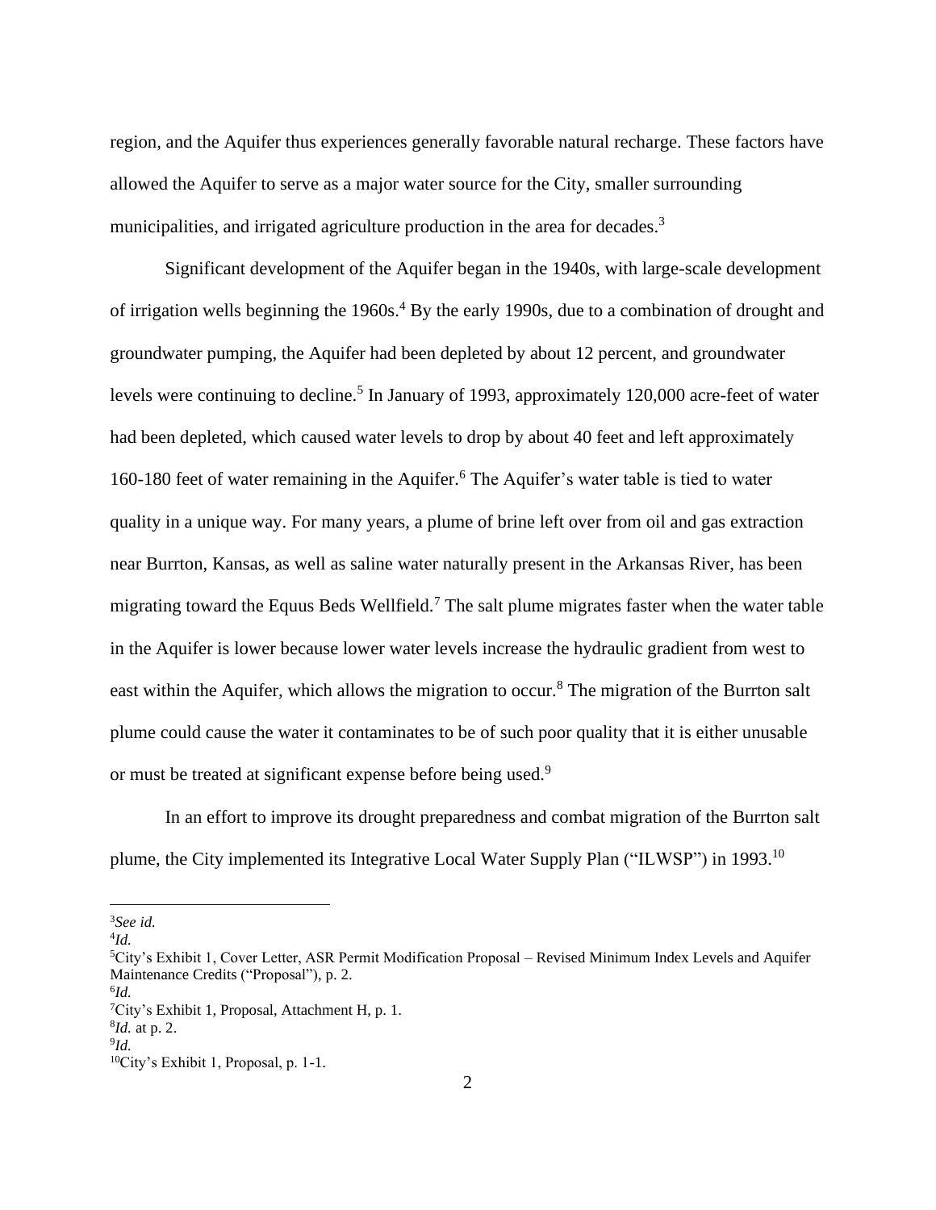region, and the Aquifer thus experiences generally favorable natural recharge. These factors have allowed the Aquifer to serve as a major water source for the City, smaller surrounding municipalities, and irrigated agriculture production in the area for decades.[3]

Significant development of the Aquifer began in the 1940s, with large-scale development of irrigation wells beginning the 1960s.[4] By the early 1990s, due to a combination of drought and groundwater pumping, the Aquifer had been depleted by about 12 percent, and groundwater levels were continuing to decline.[5] In January of 1993, approximately 120,000 acre-feet of water had been depleted, which caused water levels to drop by about 40 feet and left approximately 160-180 feet of water remaining in the Aquifer.[6] The Aquifer's water table is tied to water quality in a unique way. For many years, a plume of brine left over from oil and gas extraction near Burrton, Kansas, as well as saline water naturally present in the Arkansas River, has been migrating toward the Equus Beds Wellfield.[7] The salt plume migrates faster when the water table in the Aquifer is lower because lower water levels increase the hydraulic gradient from west to east within the Aquifer, which allows the migration to occur.[8] The migration of the Burrton salt plume could cause the water it contaminates to be of such poor quality that it is either unusable or must be treated at significant expense before being used.[9]

In an effort to improve its drought preparedness and combat migration of the Burrton salt plume, the City implemented its Integrative Local Water Supply Plan ("ILWSP") in 1993.[10]

---

[3]*See id.*
[4]*Id.*
[5]City's Exhibit 1, Cover Letter, ASR Permit Modification Proposal – Revised Minimum Index Levels and Aquifer Maintenance Credits ("Proposal"), p. 2.
[6]*Id.*
[7]City's Exhibit 1, Proposal, Attachment H, p. 1.
[8]*Id.* at p. 2.
[9]*Id.*
[10]City's Exhibit 1, Proposal, p. 1-1.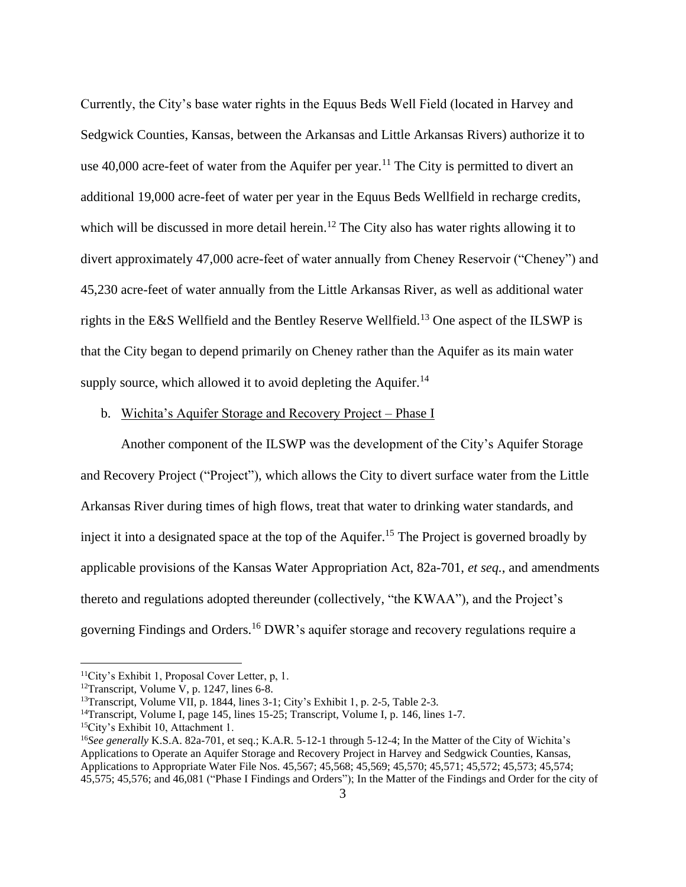Currently, the City's base water rights in the Equus Beds Well Field (located in Harvey and Sedgwick Counties, Kansas, between the Arkansas and Little Arkansas Rivers) authorize it to use 40,000 acre-feet of water from the Aquifer per year.[11] The City is permitted to divert an additional 19,000 acre-feet of water per year in the Equus Beds Wellfield in recharge credits, which will be discussed in more detail herein.[12] The City also has water rights allowing it to divert approximately 47,000 acre-feet of water annually from Cheney Reservoir ("Cheney") and 45,230 acre-feet of water annually from the Little Arkansas River, as well as additional water rights in the E&S Wellfield and the Bentley Reserve Wellfield.[13] One aspect of the ILSWP is that the City began to depend primarily on Cheney rather than the Aquifer as its main water supply source, which allowed it to avoid depleting the Aquifer.[14]

b. Wichita's Aquifer Storage and Recovery Project – Phase I

Another component of the ILSWP was the development of the City's Aquifer Storage and Recovery Project ("Project"), which allows the City to divert surface water from the Little Arkansas River during times of high flows, treat that water to drinking water standards, and inject it into a designated space at the top of the Aquifer.[15] The Project is governed broadly by applicable provisions of the Kansas Water Appropriation Act, 82a-701, *et seq.*, and amendments thereto and regulations adopted thereunder (collectively, "the KWAA"), and the Project's governing Findings and Orders.[16] DWR's aquifer storage and recovery regulations require a

---

[11] City's Exhibit 1, Proposal Cover Letter, p, 1.

[12] Transcript, Volume V, p. 1247, lines 6-8.

[13] Transcript, Volume VII, p. 1844, lines 3-1; City's Exhibit 1, p. 2-5, Table 2-3.

[14] Transcript, Volume I, page 145, lines 15-25; Transcript, Volume I, p. 146, lines 1-7.

[15] City's Exhibit 10, Attachment 1.

[16] *See generally* K.S.A. 82a-701, et seq.; K.A.R. 5-12-1 through 5-12-4; In the Matter of the City of Wichita's Applications to Operate an Aquifer Storage and Recovery Project in Harvey and Sedgwick Counties, Kansas, Applications to Appropriate Water File Nos. 45,567; 45,568; 45,569; 45,570; 45,571; 45,572; 45,573; 45,574; 45,575; 45,576; and 46,081 ("Phase I Findings and Orders"); In the Matter of the Findings and Order for the city of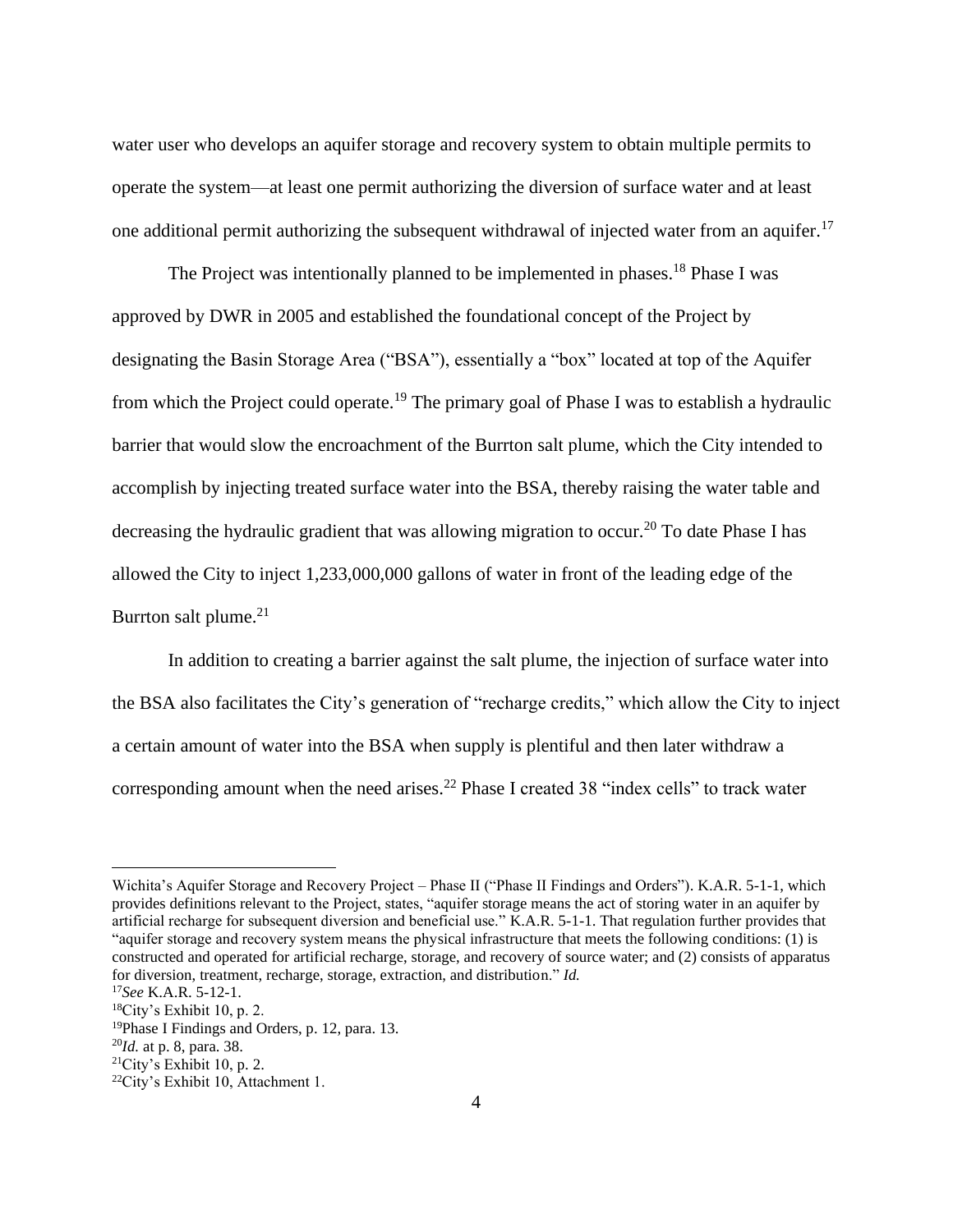water user who develops an aquifer storage and recovery system to obtain multiple permits to operate the system—at least one permit authorizing the diversion of surface water and at least one additional permit authorizing the subsequent withdrawal of injected water from an aquifer.[17]

The Project was intentionally planned to be implemented in phases.[18] Phase I was approved by DWR in 2005 and established the foundational concept of the Project by designating the Basin Storage Area ("BSA"), essentially a "box" located at top of the Aquifer from which the Project could operate.[19] The primary goal of Phase I was to establish a hydraulic barrier that would slow the encroachment of the Burrton salt plume, which the City intended to accomplish by injecting treated surface water into the BSA, thereby raising the water table and decreasing the hydraulic gradient that was allowing migration to occur.[20] To date Phase I has allowed the City to inject 1,233,000,000 gallons of water in front of the leading edge of the Burrton salt plume.[21]

In addition to creating a barrier against the salt plume, the injection of surface water into the BSA also facilitates the City's generation of "recharge credits," which allow the City to inject a certain amount of water into the BSA when supply is plentiful and then later withdraw a corresponding amount when the need arises.[22] Phase I created 38 "index cells" to track water

---

Wichita's Aquifer Storage and Recovery Project – Phase II ("Phase II Findings and Orders"). K.A.R. 5-1-1, which provides definitions relevant to the Project, states, "aquifer storage means the act of storing water in an aquifer by artificial recharge for subsequent diversion and beneficial use." K.A.R. 5-1-1. That regulation further provides that "aquifer storage and recovery system means the physical infrastructure that meets the following conditions: (1) is constructed and operated for artificial recharge, storage, and recovery of source water; and (2) consists of apparatus for diversion, treatment, recharge, storage, extraction, and distribution." *Id.*

[17] *See* K.A.R. 5-12-1.

[18] City's Exhibit 10, p. 2.

[19] Phase I Findings and Orders, p. 12, para. 13.

[20] *Id.* at p. 8, para. 38.

[21] City's Exhibit 10, p. 2.

[22] City's Exhibit 10, Attachment 1.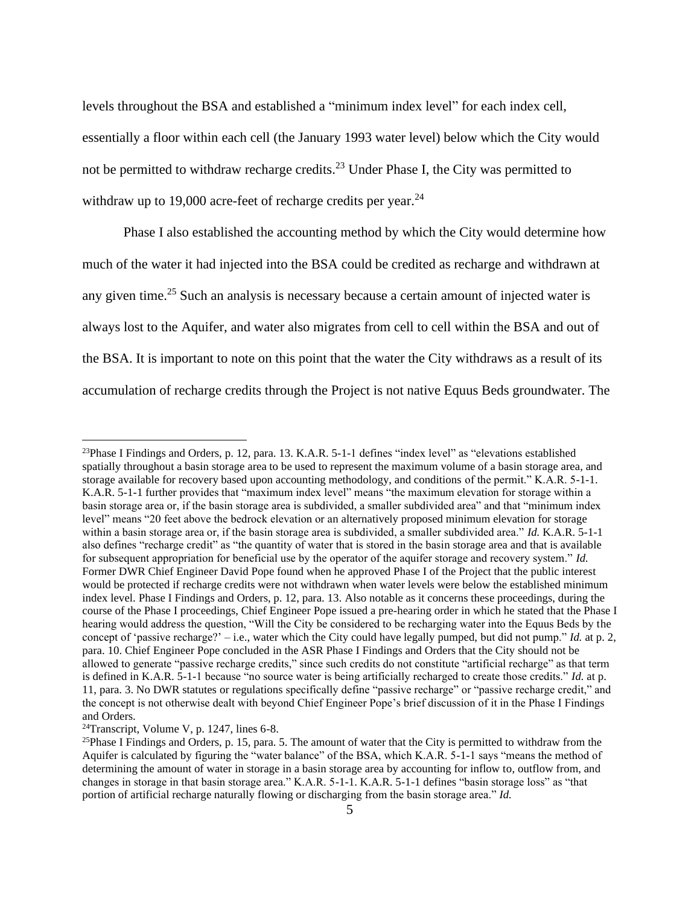levels throughout the BSA and established a "minimum index level" for each index cell, essentially a floor within each cell (the January 1993 water level) below which the City would not be permitted to withdraw recharge credits.[23] Under Phase I, the City was permitted to withdraw up to 19,000 acre-feet of recharge credits per year.[24]

Phase I also established the accounting method by which the City would determine how much of the water it had injected into the BSA could be credited as recharge and withdrawn at any given time.[25] Such an analysis is necessary because a certain amount of injected water is always lost to the Aquifer, and water also migrates from cell to cell within the BSA and out of the BSA. It is important to note on this point that the water the City withdraws as a result of its accumulation of recharge credits through the Project is not native Equus Beds groundwater. The

---

[23]Phase I Findings and Orders, p. 12, para. 13. K.A.R. 5-1-1 defines "index level" as "elevations established spatially throughout a basin storage area to be used to represent the maximum volume of a basin storage area, and storage available for recovery based upon accounting methodology, and conditions of the permit." K.A.R. 5-1-1. K.A.R. 5-1-1 further provides that "maximum index level" means "the maximum elevation for storage within a basin storage area or, if the basin storage area is subdivided, a smaller subdivided area" and that "minimum index level" means "20 feet above the bedrock elevation or an alternatively proposed minimum elevation for storage within a basin storage area or, if the basin storage area is subdivided, a smaller subdivided area." *Id.* K.A.R. 5-1-1 also defines "recharge credit" as "the quantity of water that is stored in the basin storage area and that is available for subsequent appropriation for beneficial use by the operator of the aquifer storage and recovery system." *Id.* Former DWR Chief Engineer David Pope found when he approved Phase I of the Project that the public interest would be protected if recharge credits were not withdrawn when water levels were below the established minimum index level. Phase I Findings and Orders, p. 12, para. 13. Also notable as it concerns these proceedings, during the course of the Phase I proceedings, Chief Engineer Pope issued a pre-hearing order in which he stated that the Phase I hearing would address the question, "Will the City be considered to be recharging water into the Equus Beds by the concept of 'passive recharge?' – i.e., water which the City could have legally pumped, but did not pump." *Id.* at p. 2, para. 10. Chief Engineer Pope concluded in the ASR Phase I Findings and Orders that the City should not be allowed to generate "passive recharge credits," since such credits do not constitute "artificial recharge" as that term is defined in K.A.R. 5-1-1 because "no source water is being artificially recharged to create those credits." *Id.* at p. 11, para. 3. No DWR statutes or regulations specifically define "passive recharge" or "passive recharge credit," and the concept is not otherwise dealt with beyond Chief Engineer Pope's brief discussion of it in the Phase I Findings and Orders.

[24]Transcript, Volume V, p. 1247, lines 6-8.

[25]Phase I Findings and Orders, p. 15, para. 5. The amount of water that the City is permitted to withdraw from the Aquifer is calculated by figuring the "water balance" of the BSA, which K.A.R. 5-1-1 says "means the method of determining the amount of water in storage in a basin storage area by accounting for inflow to, outflow from, and changes in storage in that basin storage area." K.A.R. 5-1-1. K.A.R. 5-1-1 defines "basin storage loss" as "that portion of artificial recharge naturally flowing or discharging from the basin storage area." *Id.*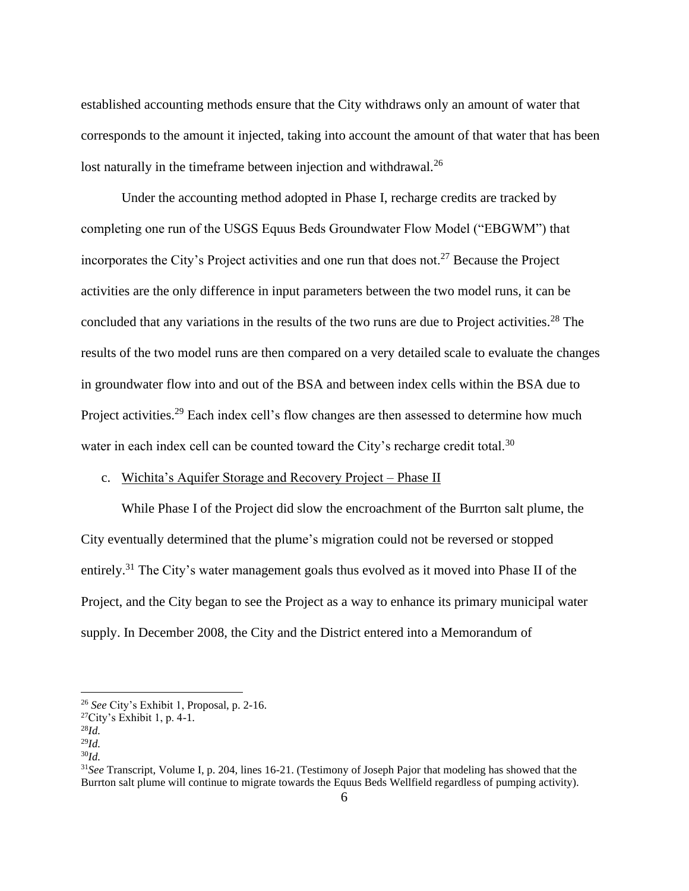established accounting methods ensure that the City withdraws only an amount of water that corresponds to the amount it injected, taking into account the amount of that water that has been lost naturally in the timeframe between injection and withdrawal.[26]

Under the accounting method adopted in Phase I, recharge credits are tracked by completing one run of the USGS Equus Beds Groundwater Flow Model ("EBGWM") that incorporates the City's Project activities and one run that does not.[27] Because the Project activities are the only difference in input parameters between the two model runs, it can be concluded that any variations in the results of the two runs are due to Project activities.[28] The results of the two model runs are then compared on a very detailed scale to evaluate the changes in groundwater flow into and out of the BSA and between index cells within the BSA due to Project activities.[29] Each index cell's flow changes are then assessed to determine how much water in each index cell can be counted toward the City's recharge credit total.[30]

c. <u>Wichita's Aquifer Storage and Recovery Project – Phase II</u>

While Phase I of the Project did slow the encroachment of the Burrton salt plume, the City eventually determined that the plume's migration could not be reversed or stopped entirely.[31] The City's water management goals thus evolved as it moved into Phase II of the Project, and the City began to see the Project as a way to enhance its primary municipal water supply. In December 2008, the City and the District entered into a Memorandum of

---

[26] *See* City's Exhibit 1, Proposal, p. 2-16.

[27] City's Exhibit 1, p. 4-1.

[28] *Id.*

[29] *Id.*

[30] *Id.*

[31] *See* Transcript, Volume I, p. 204, lines 16-21. (Testimony of Joseph Pajor that modeling has showed that the Burrton salt plume will continue to migrate towards the Equus Beds Wellfield regardless of pumping activity).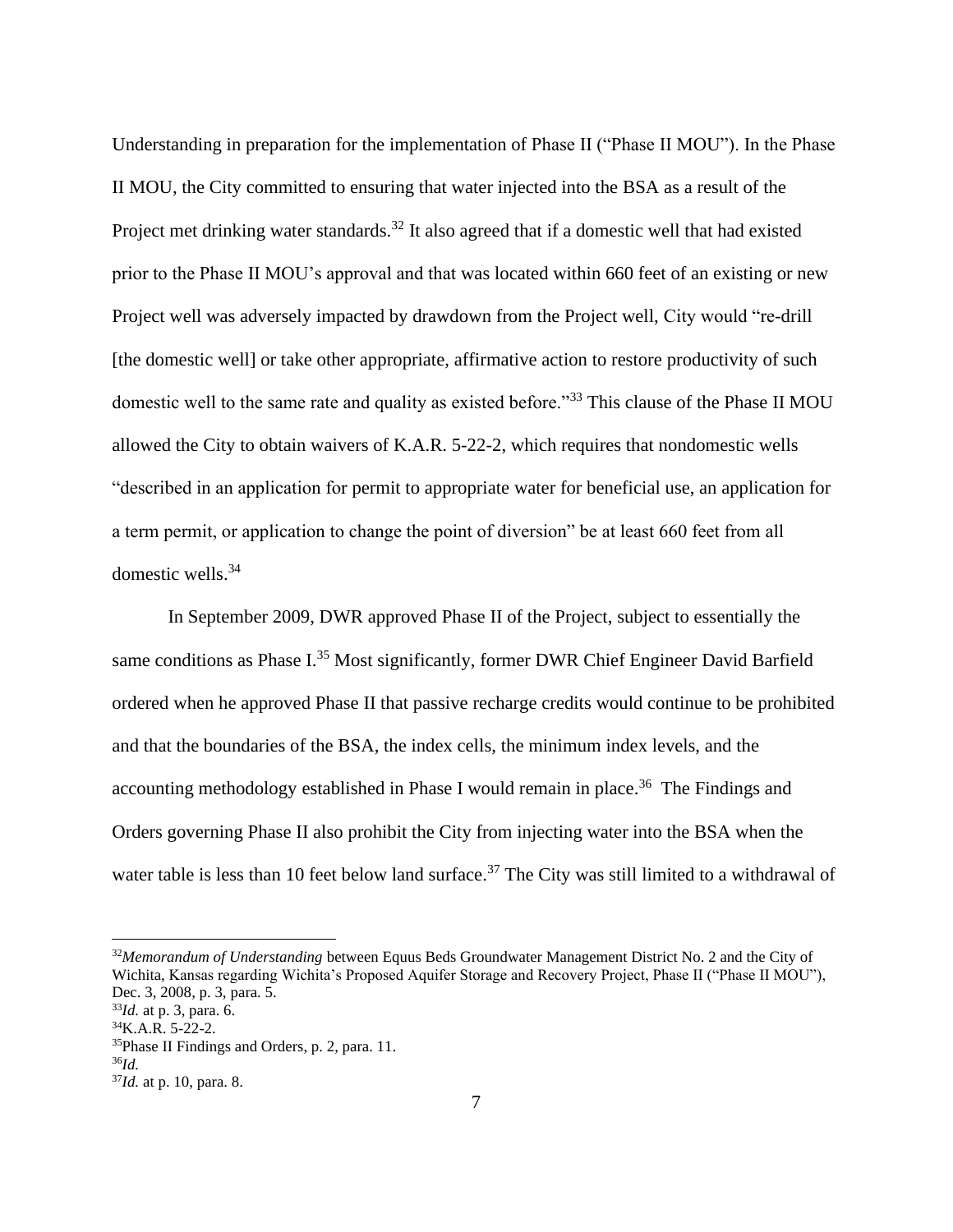Understanding in preparation for the implementation of Phase II ("Phase II MOU"). In the Phase II MOU, the City committed to ensuring that water injected into the BSA as a result of the Project met drinking water standards.[32] It also agreed that if a domestic well that had existed prior to the Phase II MOU's approval and that was located within 660 feet of an existing or new Project well was adversely impacted by drawdown from the Project well, City would "re-drill [the domestic well] or take other appropriate, affirmative action to restore productivity of such domestic well to the same rate and quality as existed before."[33] This clause of the Phase II MOU allowed the City to obtain waivers of K.A.R. 5-22-2, which requires that nondomestic wells "described in an application for permit to appropriate water for beneficial use, an application for a term permit, or application to change the point of diversion" be at least 660 feet from all domestic wells.[34]

In September 2009, DWR approved Phase II of the Project, subject to essentially the same conditions as Phase I.[35] Most significantly, former DWR Chief Engineer David Barfield ordered when he approved Phase II that passive recharge credits would continue to be prohibited and that the boundaries of the BSA, the index cells, the minimum index levels, and the accounting methodology established in Phase I would remain in place.[36] The Findings and Orders governing Phase II also prohibit the City from injecting water into the BSA when the water table is less than 10 feet below land surface.[37] The City was still limited to a withdrawal of

---

[32]*Memorandum of Understanding* between Equus Beds Groundwater Management District No. 2 and the City of Wichita, Kansas regarding Wichita's Proposed Aquifer Storage and Recovery Project, Phase II ("Phase II MOU"), Dec. 3, 2008, p. 3, para. 5.

[33]*Id.* at p. 3, para. 6.

[34]K.A.R. 5-22-2.

[35]Phase II Findings and Orders, p. 2, para. 11.

[36]*Id.*

[37]*Id.* at p. 10, para. 8.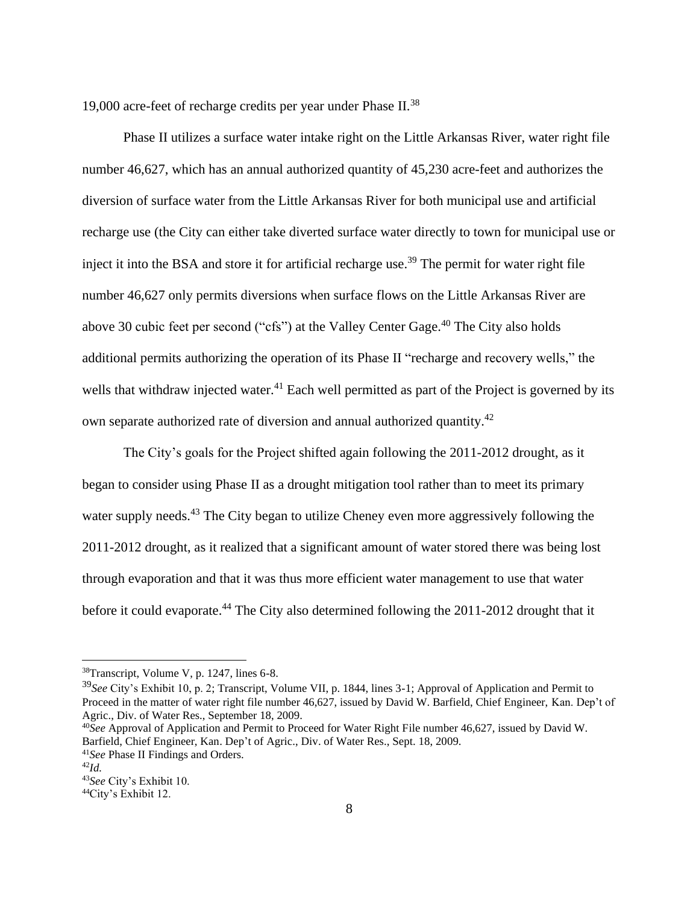19,000 acre-feet of recharge credits per year under Phase II.[38]

Phase II utilizes a surface water intake right on the Little Arkansas River, water right file number 46,627, which has an annual authorized quantity of 45,230 acre-feet and authorizes the diversion of surface water from the Little Arkansas River for both municipal use and artificial recharge use (the City can either take diverted surface water directly to town for municipal use or inject it into the BSA and store it for artificial recharge use.[39] The permit for water right file number 46,627 only permits diversions when surface flows on the Little Arkansas River are above 30 cubic feet per second ("cfs") at the Valley Center Gage.[40] The City also holds additional permits authorizing the operation of its Phase II "recharge and recovery wells," the wells that withdraw injected water.[41] Each well permitted as part of the Project is governed by its own separate authorized rate of diversion and annual authorized quantity.[42]

The City's goals for the Project shifted again following the 2011-2012 drought, as it began to consider using Phase II as a drought mitigation tool rather than to meet its primary water supply needs.[43] The City began to utilize Cheney even more aggressively following the 2011-2012 drought, as it realized that a significant amount of water stored there was being lost through evaporation and that it was thus more efficient water management to use that water before it could evaporate.[44] The City also determined following the 2011-2012 drought that it

---

[38]Transcript, Volume V, p. 1247, lines 6-8.

[39]*See* City's Exhibit 10, p. 2; Transcript, Volume VII, p. 1844, lines 3-1; Approval of Application and Permit to Proceed in the matter of water right file number 46,627, issued by David W. Barfield, Chief Engineer, Kan. Dep't of Agric., Div. of Water Res., September 18, 2009.

[40]*See* Approval of Application and Permit to Proceed for Water Right File number 46,627, issued by David W. Barfield, Chief Engineer, Kan. Dep't of Agric., Div. of Water Res., Sept. 18, 2009.

[41]*See* Phase II Findings and Orders.

[42]*Id.*

[43]*See* City's Exhibit 10.

[44]City's Exhibit 12.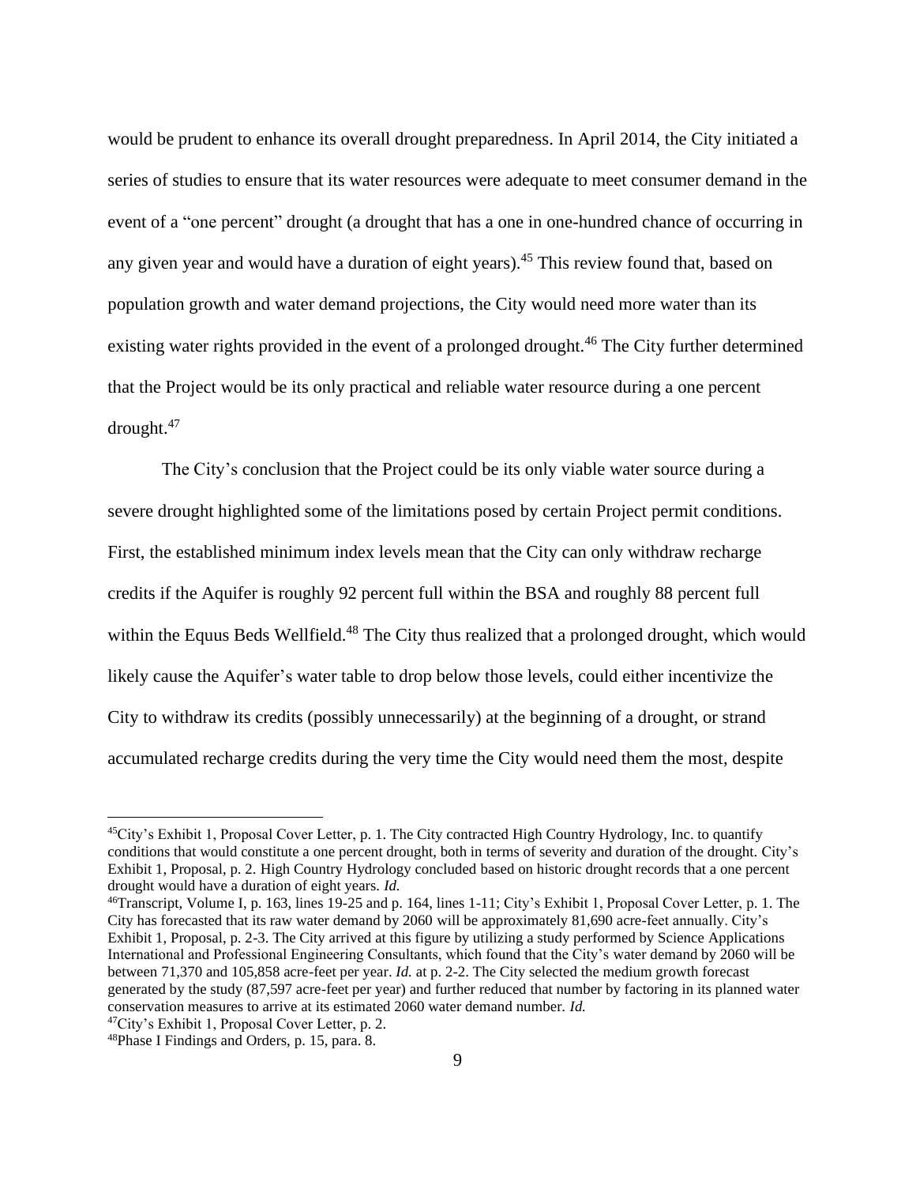would be prudent to enhance its overall drought preparedness. In April 2014, the City initiated a series of studies to ensure that its water resources were adequate to meet consumer demand in the event of a "one percent" drought (a drought that has a one in one-hundred chance of occurring in any given year and would have a duration of eight years).[45] This review found that, based on population growth and water demand projections, the City would need more water than its existing water rights provided in the event of a prolonged drought.[46] The City further determined that the Project would be its only practical and reliable water resource during a one percent drought.[47]

The City's conclusion that the Project could be its only viable water source during a severe drought highlighted some of the limitations posed by certain Project permit conditions. First, the established minimum index levels mean that the City can only withdraw recharge credits if the Aquifer is roughly 92 percent full within the BSA and roughly 88 percent full within the Equus Beds Wellfield.[48] The City thus realized that a prolonged drought, which would likely cause the Aquifer's water table to drop below those levels, could either incentivize the City to withdraw its credits (possibly unnecessarily) at the beginning of a drought, or strand accumulated recharge credits during the very time the City would need them the most, despite

---

[45] City's Exhibit 1, Proposal Cover Letter, p. 1. The City contracted High Country Hydrology, Inc. to quantify conditions that would constitute a one percent drought, both in terms of severity and duration of the drought. City's Exhibit 1, Proposal, p. 2. High Country Hydrology concluded based on historic drought records that a one percent drought would have a duration of eight years. *Id.*

[46] Transcript, Volume I, p. 163, lines 19-25 and p. 164, lines 1-11; City's Exhibit 1, Proposal Cover Letter, p. 1. The City has forecasted that its raw water demand by 2060 will be approximately 81,690 acre-feet annually. City's Exhibit 1, Proposal, p. 2-3. The City arrived at this figure by utilizing a study performed by Science Applications International and Professional Engineering Consultants, which found that the City's water demand by 2060 will be between 71,370 and 105,858 acre-feet per year. *Id.* at p. 2-2. The City selected the medium growth forecast generated by the study (87,597 acre-feet per year) and further reduced that number by factoring in its planned water conservation measures to arrive at its estimated 2060 water demand number. *Id.*

[47] City's Exhibit 1, Proposal Cover Letter, p. 2.

[48] Phase I Findings and Orders, p. 15, para. 8.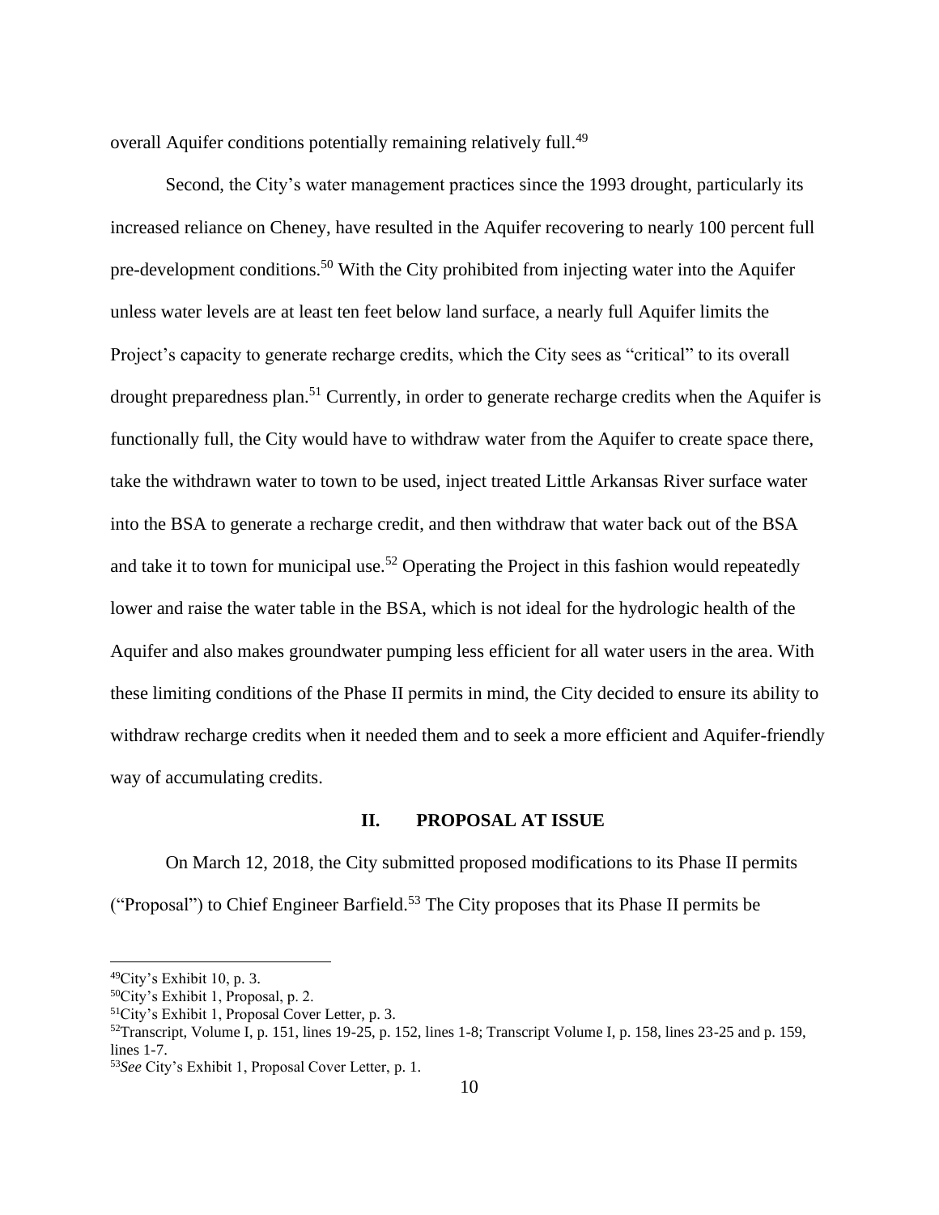overall Aquifer conditions potentially remaining relatively full.[49]

Second, the City's water management practices since the 1993 drought, particularly its increased reliance on Cheney, have resulted in the Aquifer recovering to nearly 100 percent full pre-development conditions.[50] With the City prohibited from injecting water into the Aquifer unless water levels are at least ten feet below land surface, a nearly full Aquifer limits the Project's capacity to generate recharge credits, which the City sees as "critical" to its overall drought preparedness plan.[51] Currently, in order to generate recharge credits when the Aquifer is functionally full, the City would have to withdraw water from the Aquifer to create space there, take the withdrawn water to town to be used, inject treated Little Arkansas River surface water into the BSA to generate a recharge credit, and then withdraw that water back out of the BSA and take it to town for municipal use.[52] Operating the Project in this fashion would repeatedly lower and raise the water table in the BSA, which is not ideal for the hydrologic health of the Aquifer and also makes groundwater pumping less efficient for all water users in the area. With these limiting conditions of the Phase II permits in mind, the City decided to ensure its ability to withdraw recharge credits when it needed them and to seek a more efficient and Aquifer-friendly way of accumulating credits.

## II. PROPOSAL AT ISSUE

On March 12, 2018, the City submitted proposed modifications to its Phase II permits ("Proposal") to Chief Engineer Barfield.[53] The City proposes that its Phase II permits be

---

[49] City's Exhibit 10, p. 3.

[50] City's Exhibit 1, Proposal, p. 2.

[51] City's Exhibit 1, Proposal Cover Letter, p. 3.

[52] Transcript, Volume I, p. 151, lines 19-25, p. 152, lines 1-8; Transcript Volume I, p. 158, lines 23-25 and p. 159, lines 1-7.

[53] *See* City's Exhibit 1, Proposal Cover Letter, p. 1.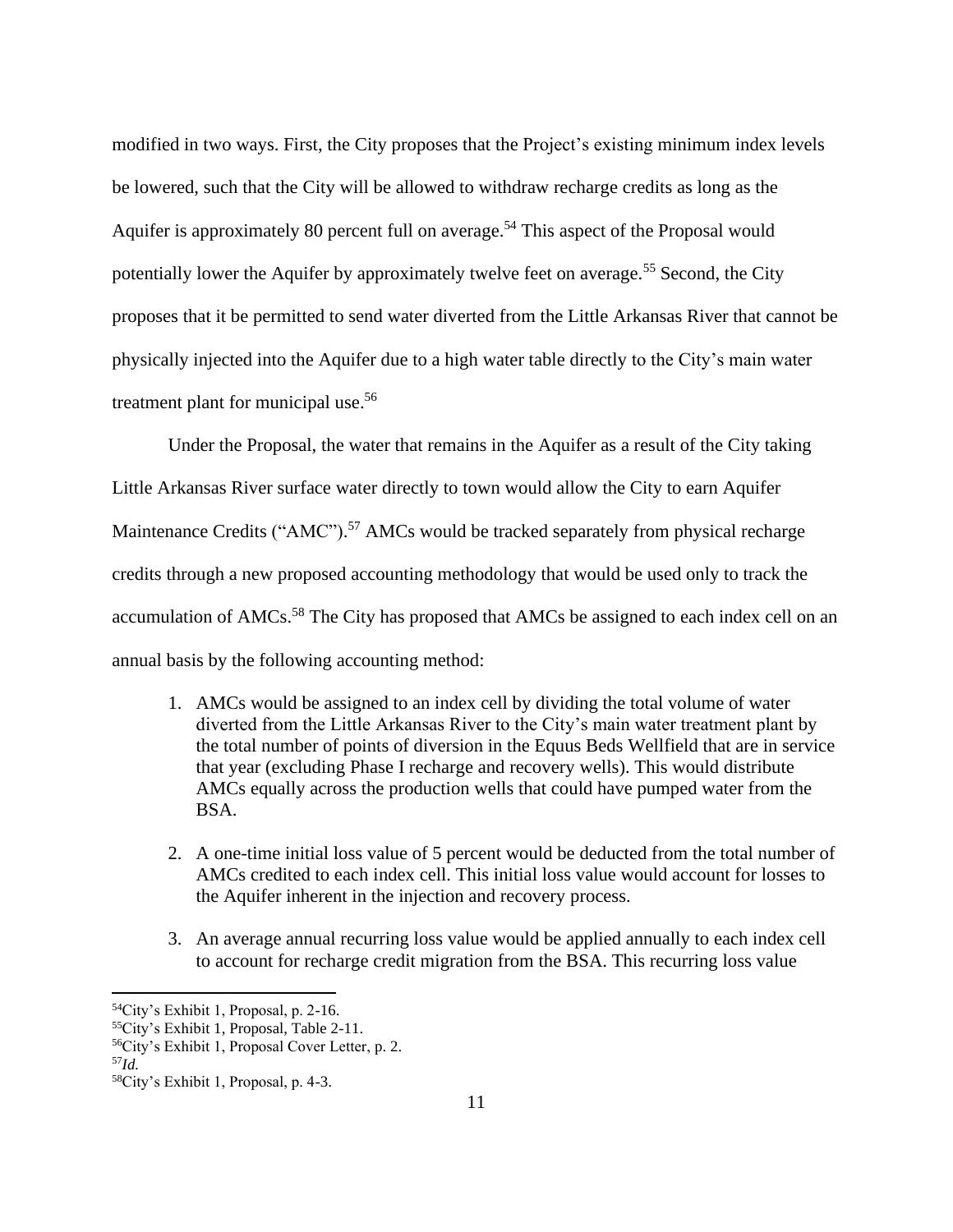modified in two ways. First, the City proposes that the Project's existing minimum index levels be lowered, such that the City will be allowed to withdraw recharge credits as long as the Aquifer is approximately 80 percent full on average.[54] This aspect of the Proposal would potentially lower the Aquifer by approximately twelve feet on average.[55] Second, the City proposes that it be permitted to send water diverted from the Little Arkansas River that cannot be physically injected into the Aquifer due to a high water table directly to the City's main water treatment plant for municipal use.[56]

Under the Proposal, the water that remains in the Aquifer as a result of the City taking Little Arkansas River surface water directly to town would allow the City to earn Aquifer Maintenance Credits ("AMC").[57] AMCs would be tracked separately from physical recharge credits through a new proposed accounting methodology that would be used only to track the accumulation of AMCs.[58] The City has proposed that AMCs be assigned to each index cell on an annual basis by the following accounting method:

1. AMCs would be assigned to an index cell by dividing the total volume of water diverted from the Little Arkansas River to the City's main water treatment plant by the total number of points of diversion in the Equus Beds Wellfield that are in service that year (excluding Phase I recharge and recovery wells). This would distribute AMCs equally across the production wells that could have pumped water from the BSA.

2. A one-time initial loss value of 5 percent would be deducted from the total number of AMCs credited to each index cell. This initial loss value would account for losses to the Aquifer inherent in the injection and recovery process.

3. An average annual recurring loss value would be applied annually to each index cell to account for recharge credit migration from the BSA. This recurring loss value

---

[54] City's Exhibit 1, Proposal, p. 2-16.

[55] City's Exhibit 1, Proposal, Table 2-11.

[56] City's Exhibit 1, Proposal Cover Letter, p. 2.

[57] *Id.*

[58] City's Exhibit 1, Proposal, p. 4-3.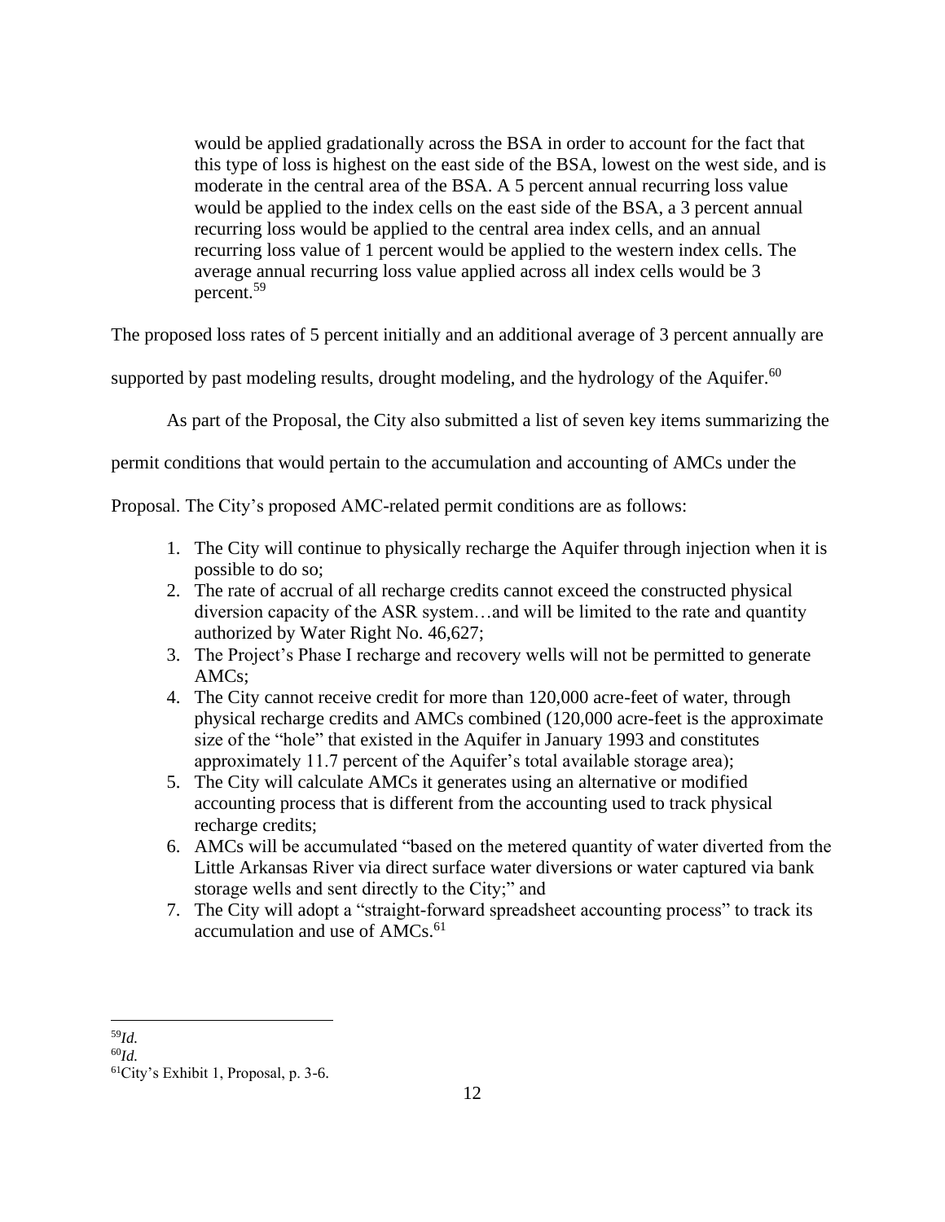> would be applied gradationally across the BSA in order to account for the fact that this type of loss is highest on the east side of the BSA, lowest on the west side, and is moderate in the central area of the BSA. A 5 percent annual recurring loss value would be applied to the index cells on the east side of the BSA, a 3 percent annual recurring loss would be applied to the central area index cells, and an annual recurring loss value of 1 percent would be applied to the western index cells. The average annual recurring loss value applied across all index cells would be 3 percent.[59]

The proposed loss rates of 5 percent initially and an additional average of 3 percent annually are supported by past modeling results, drought modeling, and the hydrology of the Aquifer.[60]

As part of the Proposal, the City also submitted a list of seven key items summarizing the permit conditions that would pertain to the accumulation and accounting of AMCs under the Proposal. The City's proposed AMC-related permit conditions are as follows:

1. The City will continue to physically recharge the Aquifer through injection when it is possible to do so;
2. The rate of accrual of all recharge credits cannot exceed the constructed physical diversion capacity of the ASR system…and will be limited to the rate and quantity authorized by Water Right No. 46,627;
3. The Project's Phase I recharge and recovery wells will not be permitted to generate AMCs;
4. The City cannot receive credit for more than 120,000 acre-feet of water, through physical recharge credits and AMCs combined (120,000 acre-feet is the approximate size of the "hole" that existed in the Aquifer in January 1993 and constitutes approximately 11.7 percent of the Aquifer's total available storage area);
5. The City will calculate AMCs it generates using an alternative or modified accounting process that is different from the accounting used to track physical recharge credits;
6. AMCs will be accumulated "based on the metered quantity of water diverted from the Little Arkansas River via direct surface water diversions or water captured via bank storage wells and sent directly to the City;" and
7. The City will adopt a "straight-forward spreadsheet accounting process" to track its accumulation and use of AMCs.[61]

---

[59] *Id.*

[60] *Id.*

[61] City's Exhibit 1, Proposal, p. 3-6.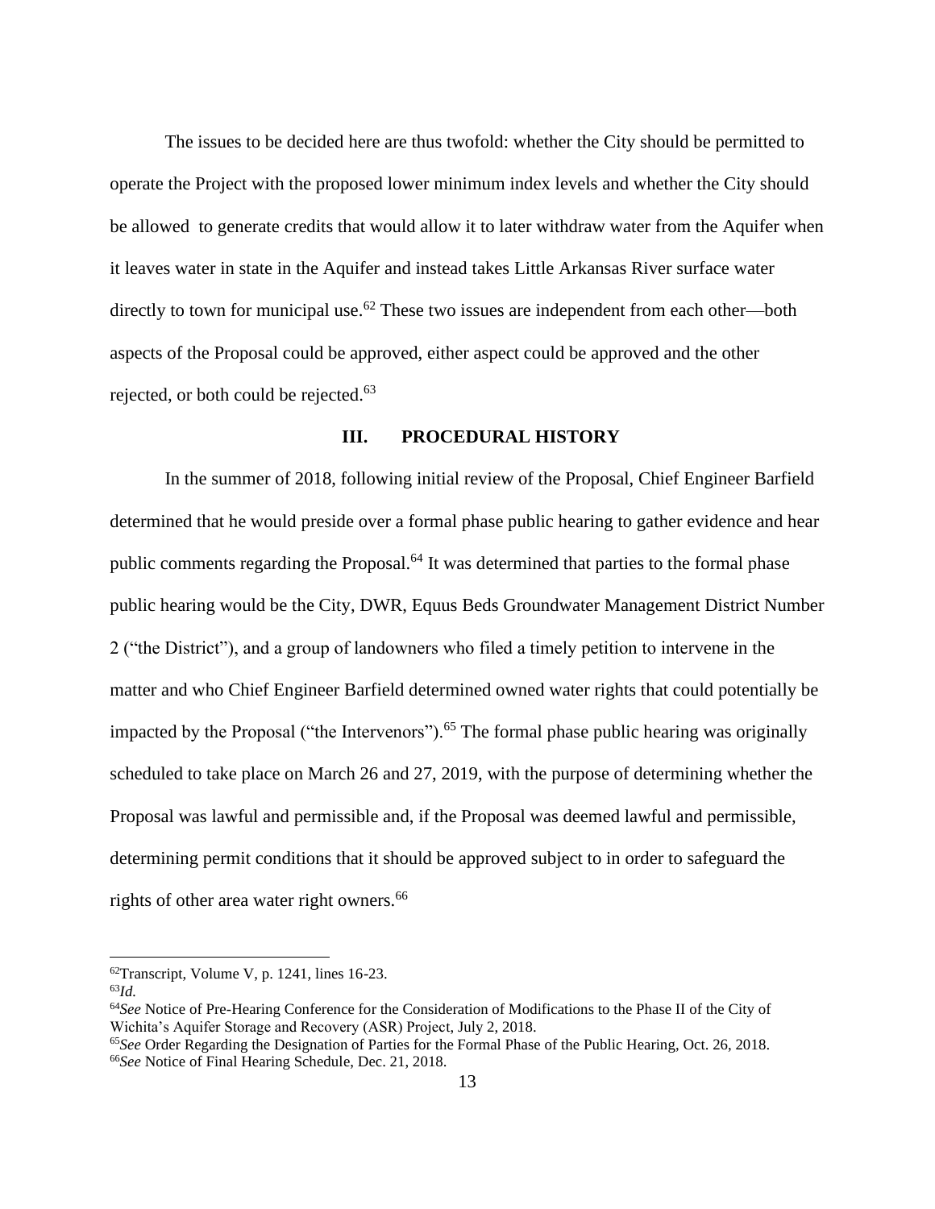The issues to be decided here are thus twofold: whether the City should be permitted to operate the Project with the proposed lower minimum index levels and whether the City should be allowed to generate credits that would allow it to later withdraw water from the Aquifer when it leaves water in state in the Aquifer and instead takes Little Arkansas River surface water directly to town for municipal use.[62] These two issues are independent from each other—both aspects of the Proposal could be approved, either aspect could be approved and the other rejected, or both could be rejected.[63]

## III. PROCEDURAL HISTORY

In the summer of 2018, following initial review of the Proposal, Chief Engineer Barfield determined that he would preside over a formal phase public hearing to gather evidence and hear public comments regarding the Proposal.[64] It was determined that parties to the formal phase public hearing would be the City, DWR, Equus Beds Groundwater Management District Number 2 ("the District"), and a group of landowners who filed a timely petition to intervene in the matter and who Chief Engineer Barfield determined owned water rights that could potentially be impacted by the Proposal ("the Intervenors").[65] The formal phase public hearing was originally scheduled to take place on March 26 and 27, 2019, with the purpose of determining whether the Proposal was lawful and permissible and, if the Proposal was deemed lawful and permissible, determining permit conditions that it should be approved subject to in order to safeguard the rights of other area water right owners.[66]

---

[62] Transcript, Volume V, p. 1241, lines 16-23.
[63] *Id.*
[64] *See* Notice of Pre-Hearing Conference for the Consideration of Modifications to the Phase II of the City of Wichita's Aquifer Storage and Recovery (ASR) Project, July 2, 2018.
[65] *See* Order Regarding the Designation of Parties for the Formal Phase of the Public Hearing, Oct. 26, 2018.
[66] *See* Notice of Final Hearing Schedule, Dec. 21, 2018.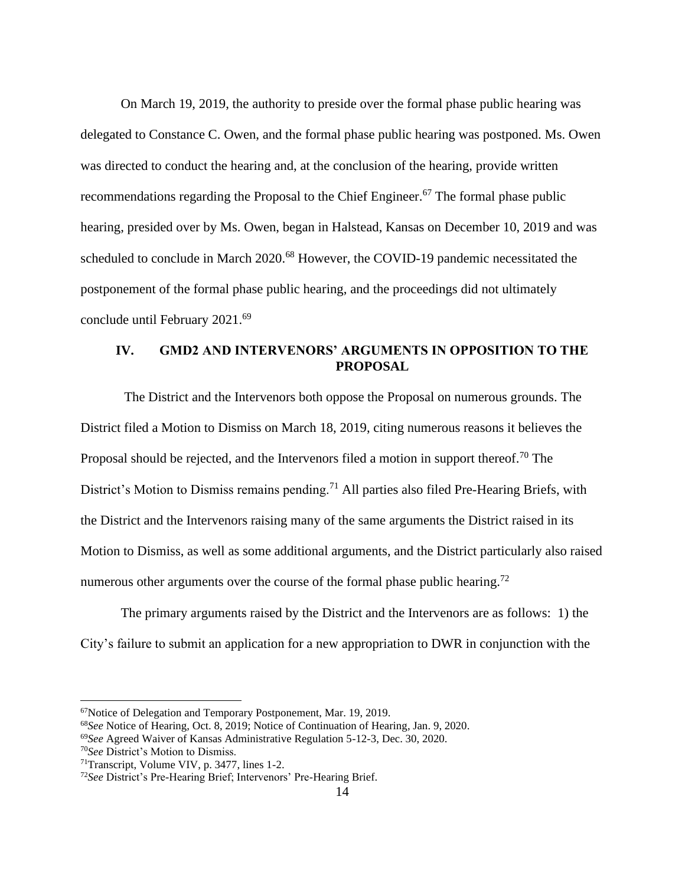On March 19, 2019, the authority to preside over the formal phase public hearing was delegated to Constance C. Owen, and the formal phase public hearing was postponed. Ms. Owen was directed to conduct the hearing and, at the conclusion of the hearing, provide written recommendations regarding the Proposal to the Chief Engineer.[67] The formal phase public hearing, presided over by Ms. Owen, began in Halstead, Kansas on December 10, 2019 and was scheduled to conclude in March 2020.[68] However, the COVID-19 pandemic necessitated the postponement of the formal phase public hearing, and the proceedings did not ultimately conclude until February 2021.[69]

## IV. GMD2 AND INTERVENORS' ARGUMENTS IN OPPOSITION TO THE PROPOSAL

The District and the Intervenors both oppose the Proposal on numerous grounds. The District filed a Motion to Dismiss on March 18, 2019, citing numerous reasons it believes the Proposal should be rejected, and the Intervenors filed a motion in support thereof.[70] The District's Motion to Dismiss remains pending.[71] All parties also filed Pre-Hearing Briefs, with the District and the Intervenors raising many of the same arguments the District raised in its Motion to Dismiss, as well as some additional arguments, and the District particularly also raised numerous other arguments over the course of the formal phase public hearing.[72]

The primary arguments raised by the District and the Intervenors are as follows: 1) the City's failure to submit an application for a new appropriation to DWR in conjunction with the

---

[67] Notice of Delegation and Temporary Postponement, Mar. 19, 2019.

[68] *See* Notice of Hearing, Oct. 8, 2019; Notice of Continuation of Hearing, Jan. 9, 2020.

[69] *See* Agreed Waiver of Kansas Administrative Regulation 5-12-3, Dec. 30, 2020.

[70] *See* District's Motion to Dismiss.

[71] Transcript, Volume VIV, p. 3477, lines 1-2.

[72] *See* District's Pre-Hearing Brief; Intervenors' Pre-Hearing Brief.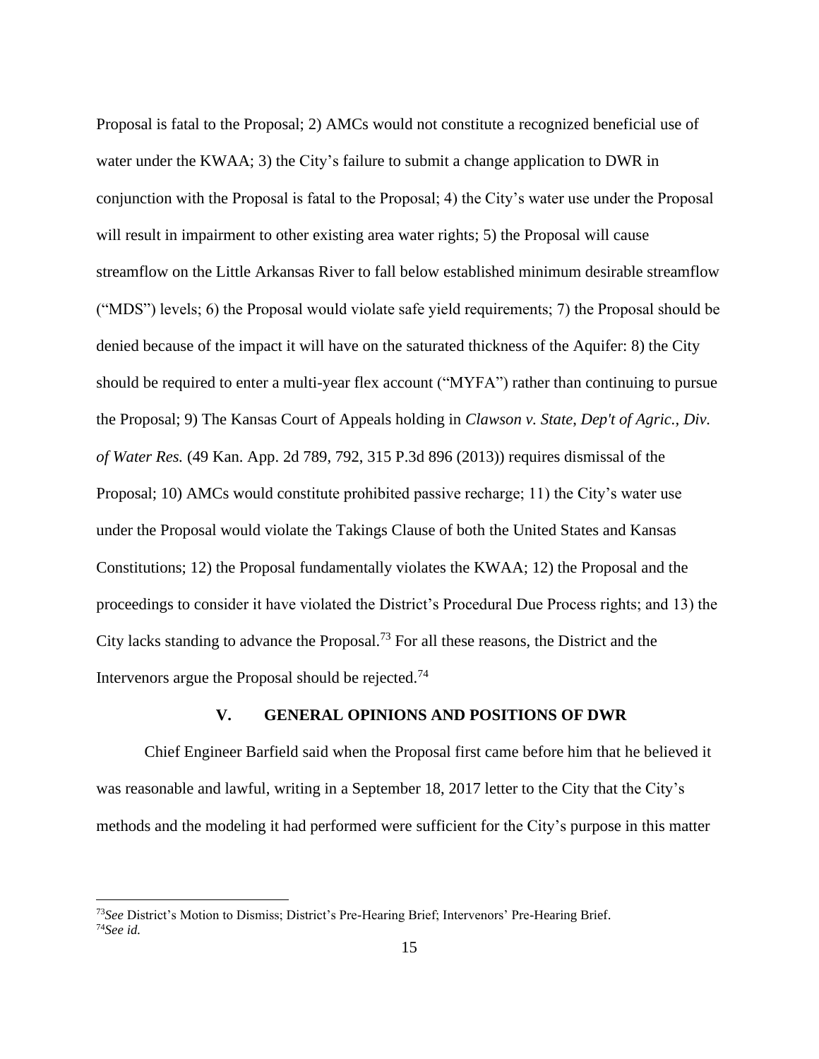Proposal is fatal to the Proposal; 2) AMCs would not constitute a recognized beneficial use of water under the KWAA; 3) the City's failure to submit a change application to DWR in conjunction with the Proposal is fatal to the Proposal; 4) the City's water use under the Proposal will result in impairment to other existing area water rights; 5) the Proposal will cause streamflow on the Little Arkansas River to fall below established minimum desirable streamflow ("MDS") levels; 6) the Proposal would violate safe yield requirements; 7) the Proposal should be denied because of the impact it will have on the saturated thickness of the Aquifer: 8) the City should be required to enter a multi-year flex account ("MYFA") rather than continuing to pursue the Proposal; 9) The Kansas Court of Appeals holding in *Clawson v. State, Dep't of Agric., Div. of Water Res.* (49 Kan. App. 2d 789, 792, 315 P.3d 896 (2013)) requires dismissal of the Proposal; 10) AMCs would constitute prohibited passive recharge; 11) the City's water use under the Proposal would violate the Takings Clause of both the United States and Kansas Constitutions; 12) the Proposal fundamentally violates the KWAA; 12) the Proposal and the proceedings to consider it have violated the District's Procedural Due Process rights; and 13) the City lacks standing to advance the Proposal.[73] For all these reasons, the District and the Intervenors argue the Proposal should be rejected.[74]

## V. GENERAL OPINIONS AND POSITIONS OF DWR

Chief Engineer Barfield said when the Proposal first came before him that he believed it was reasonable and lawful, writing in a September 18, 2017 letter to the City that the City's methods and the modeling it had performed were sufficient for the City's purpose in this matter

---

[73] *See* District's Motion to Dismiss; District's Pre-Hearing Brief; Intervenors' Pre-Hearing Brief.

[74] *See id.*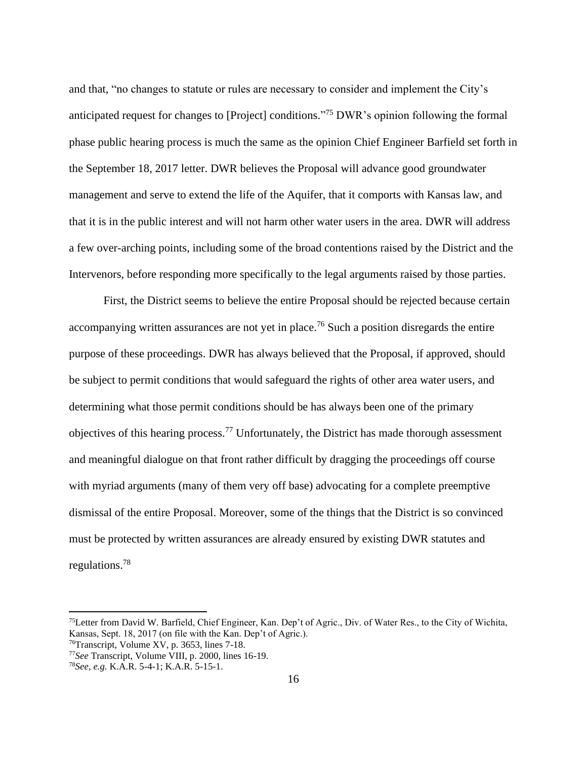and that, "no changes to statute or rules are necessary to consider and implement the City's anticipated request for changes to [Project] conditions."[75] DWR's opinion following the formal phase public hearing process is much the same as the opinion Chief Engineer Barfield set forth in the September 18, 2017 letter. DWR believes the Proposal will advance good groundwater management and serve to extend the life of the Aquifer, that it comports with Kansas law, and that it is in the public interest and will not harm other water users in the area. DWR will address a few over-arching points, including some of the broad contentions raised by the District and the Intervenors, before responding more specifically to the legal arguments raised by those parties.

First, the District seems to believe the entire Proposal should be rejected because certain accompanying written assurances are not yet in place.[76] Such a position disregards the entire purpose of these proceedings. DWR has always believed that the Proposal, if approved, should be subject to permit conditions that would safeguard the rights of other area water users, and determining what those permit conditions should be has always been one of the primary objectives of this hearing process.[77] Unfortunately, the District has made thorough assessment and meaningful dialogue on that front rather difficult by dragging the proceedings off course with myriad arguments (many of them very off base) advocating for a complete preemptive dismissal of the entire Proposal. Moreover, some of the things that the District is so convinced must be protected by written assurances are already ensured by existing DWR statutes and regulations.[78]

---

[75]Letter from David W. Barfield, Chief Engineer, Kan. Dep't of Agric., Div. of Water Res., to the City of Wichita, Kansas, Sept. 18, 2017 (on file with the Kan. Dep't of Agric.).

[76]Transcript, Volume XV, p. 3653, lines 7-18.

[77]*See* Transcript, Volume VIII, p. 2000, lines 16-19.

[78]*See, e.g.* K.A.R. 5-4-1; K.A.R. 5-15-1.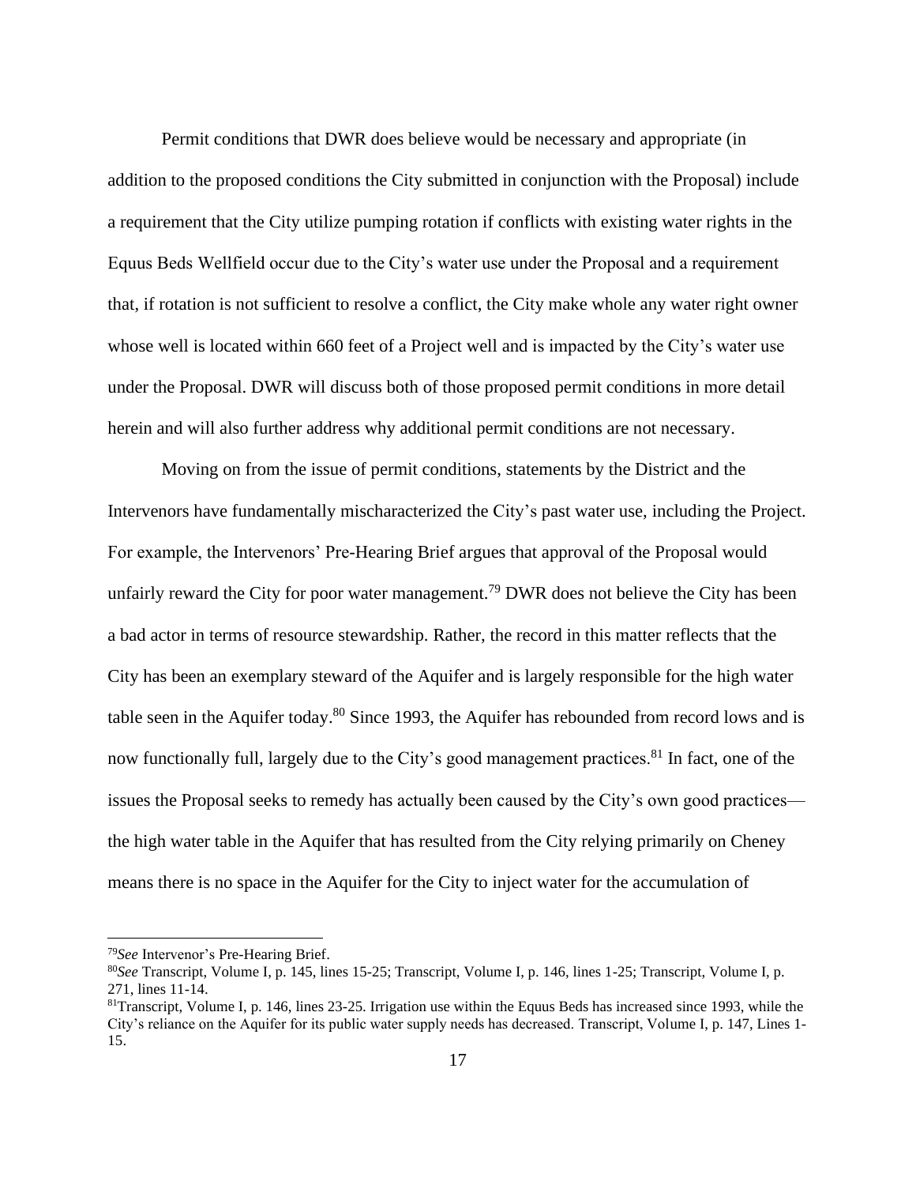Permit conditions that DWR does believe would be necessary and appropriate (in addition to the proposed conditions the City submitted in conjunction with the Proposal) include a requirement that the City utilize pumping rotation if conflicts with existing water rights in the Equus Beds Wellfield occur due to the City's water use under the Proposal and a requirement that, if rotation is not sufficient to resolve a conflict, the City make whole any water right owner whose well is located within 660 feet of a Project well and is impacted by the City's water use under the Proposal. DWR will discuss both of those proposed permit conditions in more detail herein and will also further address why additional permit conditions are not necessary.

Moving on from the issue of permit conditions, statements by the District and the Intervenors have fundamentally mischaracterized the City's past water use, including the Project. For example, the Intervenors' Pre-Hearing Brief argues that approval of the Proposal would unfairly reward the City for poor water management.[79] DWR does not believe the City has been a bad actor in terms of resource stewardship. Rather, the record in this matter reflects that the City has been an exemplary steward of the Aquifer and is largely responsible for the high water table seen in the Aquifer today.[80] Since 1993, the Aquifer has rebounded from record lows and is now functionally full, largely due to the City's good management practices.[81] In fact, one of the issues the Proposal seeks to remedy has actually been caused by the City's own good practices—the high water table in the Aquifer that has resulted from the City relying primarily on Cheney means there is no space in the Aquifer for the City to inject water for the accumulation of

---

[79]*See* Intervenor's Pre-Hearing Brief.

[80]*See* Transcript, Volume I, p. 145, lines 15-25; Transcript, Volume I, p. 146, lines 1-25; Transcript, Volume I, p. 271, lines 11-14.

[81]Transcript, Volume I, p. 146, lines 23-25. Irrigation use within the Equus Beds has increased since 1993, while the City's reliance on the Aquifer for its public water supply needs has decreased. Transcript, Volume I, p. 147, Lines 1-15.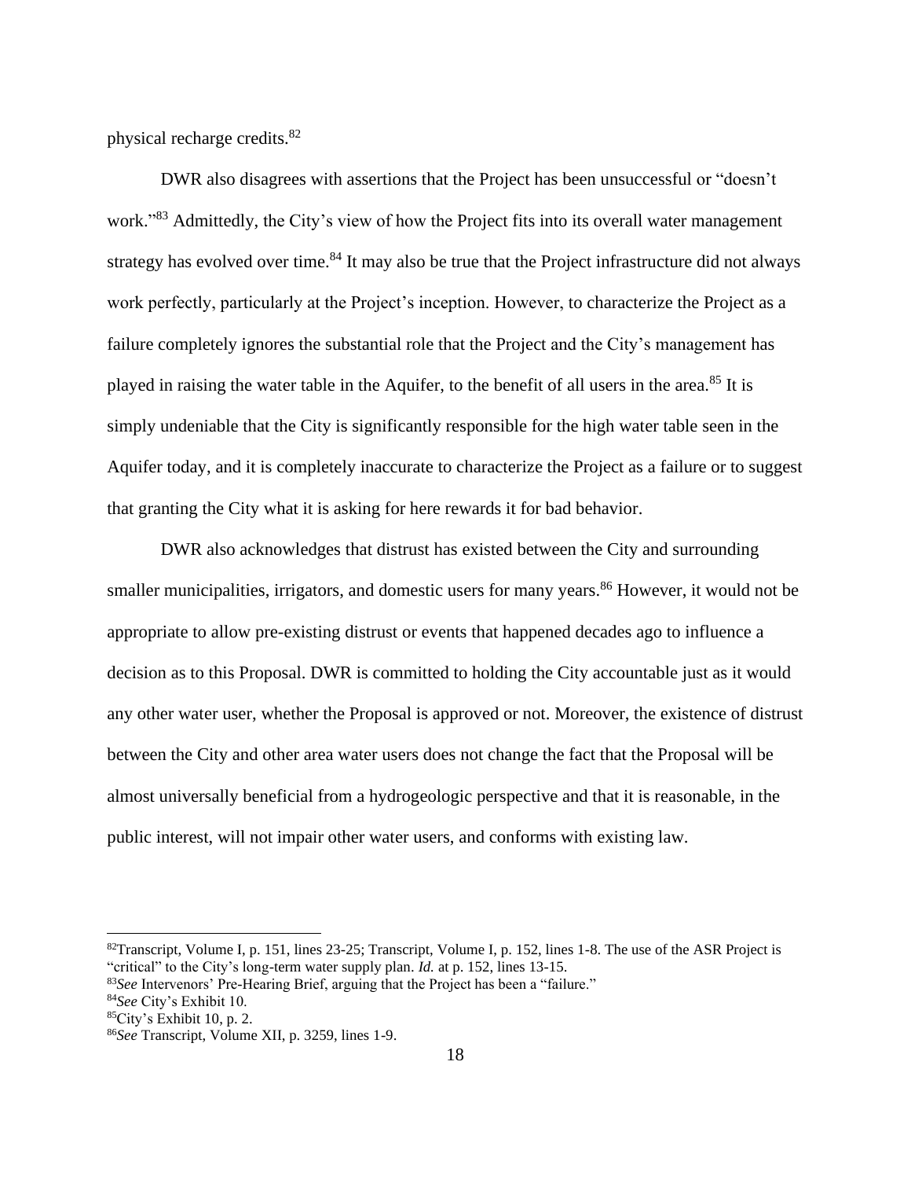physical recharge credits.[82]

DWR also disagrees with assertions that the Project has been unsuccessful or "doesn't work."[83] Admittedly, the City's view of how the Project fits into its overall water management strategy has evolved over time.[84] It may also be true that the Project infrastructure did not always work perfectly, particularly at the Project's inception. However, to characterize the Project as a failure completely ignores the substantial role that the Project and the City's management has played in raising the water table in the Aquifer, to the benefit of all users in the area.[85] It is simply undeniable that the City is significantly responsible for the high water table seen in the Aquifer today, and it is completely inaccurate to characterize the Project as a failure or to suggest that granting the City what it is asking for here rewards it for bad behavior.

DWR also acknowledges that distrust has existed between the City and surrounding smaller municipalities, irrigators, and domestic users for many years.[86] However, it would not be appropriate to allow pre-existing distrust or events that happened decades ago to influence a decision as to this Proposal. DWR is committed to holding the City accountable just as it would any other water user, whether the Proposal is approved or not. Moreover, the existence of distrust between the City and other area water users does not change the fact that the Proposal will be almost universally beneficial from a hydrogeologic perspective and that it is reasonable, in the public interest, will not impair other water users, and conforms with existing law.

---

[82]Transcript, Volume I, p. 151, lines 23-25; Transcript, Volume I, p. 152, lines 1-8. The use of the ASR Project is "critical" to the City's long-term water supply plan. *Id.* at p. 152, lines 13-15.

[83]*See* Intervenors' Pre-Hearing Brief, arguing that the Project has been a "failure."

[84]*See* City's Exhibit 10.

[85]City's Exhibit 10, p. 2.

[86]*See* Transcript, Volume XII, p. 3259, lines 1-9.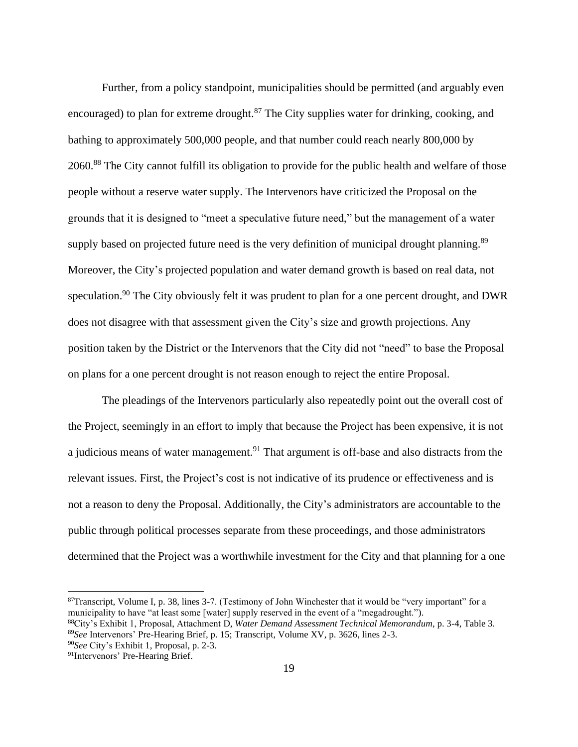Further, from a policy standpoint, municipalities should be permitted (and arguably even encouraged) to plan for extreme drought.[87] The City supplies water for drinking, cooking, and bathing to approximately 500,000 people, and that number could reach nearly 800,000 by 2060.[88] The City cannot fulfill its obligation to provide for the public health and welfare of those people without a reserve water supply. The Intervenors have criticized the Proposal on the grounds that it is designed to "meet a speculative future need," but the management of a water supply based on projected future need is the very definition of municipal drought planning.[89] Moreover, the City's projected population and water demand growth is based on real data, not speculation.[90] The City obviously felt it was prudent to plan for a one percent drought, and DWR does not disagree with that assessment given the City's size and growth projections. Any position taken by the District or the Intervenors that the City did not "need" to base the Proposal on plans for a one percent drought is not reason enough to reject the entire Proposal.

The pleadings of the Intervenors particularly also repeatedly point out the overall cost of the Project, seemingly in an effort to imply that because the Project has been expensive, it is not a judicious means of water management.[91] That argument is off-base and also distracts from the relevant issues. First, the Project's cost is not indicative of its prudence or effectiveness and is not a reason to deny the Proposal. Additionally, the City's administrators are accountable to the public through political processes separate from these proceedings, and those administrators determined that the Project was a worthwhile investment for the City and that planning for a one

---

[87] Transcript, Volume I, p. 38, lines 3-7. (Testimony of John Winchester that it would be "very important" for a municipality to have "at least some [water] supply reserved in the event of a "megadrought.").

[88] City's Exhibit 1, Proposal, Attachment D, *Water Demand Assessment Technical Memorandum*, p. 3-4, Table 3.

[89] *See* Intervenors' Pre-Hearing Brief, p. 15; Transcript, Volume XV, p. 3626, lines 2-3.

[90] *See* City's Exhibit 1, Proposal, p. 2-3.

[91] Intervenors' Pre-Hearing Brief.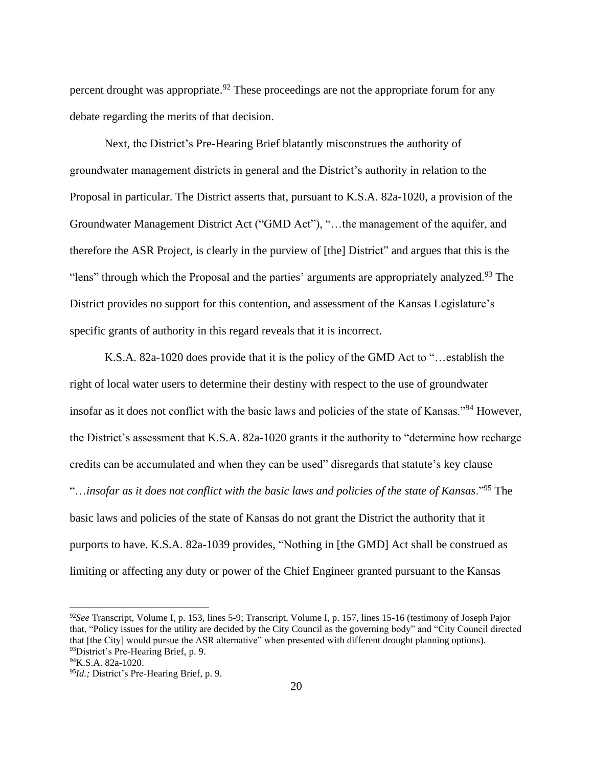percent drought was appropriate.[92] These proceedings are not the appropriate forum for any debate regarding the merits of that decision.

Next, the District's Pre-Hearing Brief blatantly misconstrues the authority of groundwater management districts in general and the District's authority in relation to the Proposal in particular. The District asserts that, pursuant to K.S.A. 82a-1020, a provision of the Groundwater Management District Act ("GMD Act"), "…the management of the aquifer, and therefore the ASR Project, is clearly in the purview of [the] District" and argues that this is the "lens" through which the Proposal and the parties' arguments are appropriately analyzed.[93] The District provides no support for this contention, and assessment of the Kansas Legislature's specific grants of authority in this regard reveals that it is incorrect.

K.S.A. 82a-1020 does provide that it is the policy of the GMD Act to "…establish the right of local water users to determine their destiny with respect to the use of groundwater insofar as it does not conflict with the basic laws and policies of the state of Kansas."[94] However, the District's assessment that K.S.A. 82a-1020 grants it the authority to "determine how recharge credits can be accumulated and when they can be used" disregards that statute's key clause "…*insofar as it does not conflict with the basic laws and policies of the state of Kansas*."[95] The basic laws and policies of the state of Kansas do not grant the District the authority that it purports to have. K.S.A. 82a-1039 provides, "Nothing in [the GMD] Act shall be construed as limiting or affecting any duty or power of the Chief Engineer granted pursuant to the Kansas

---

[92] *See* Transcript, Volume I, p. 153, lines 5-9; Transcript, Volume I, p. 157, lines 15-16 (testimony of Joseph Pajor that, "Policy issues for the utility are decided by the City Council as the governing body" and "City Council directed that [the City] would pursue the ASR alternative" when presented with different drought planning options).

[93] District's Pre-Hearing Brief, p. 9.

[94] K.S.A. 82a-1020.

[95] *Id.;* District's Pre-Hearing Brief, p. 9.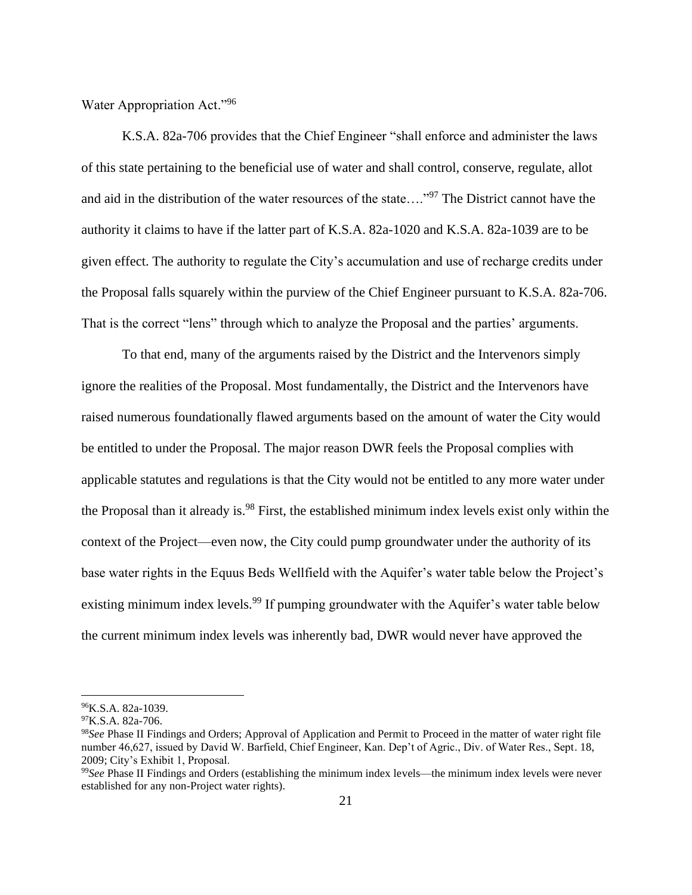Water Appropriation Act."[96]

K.S.A. 82a-706 provides that the Chief Engineer "shall enforce and administer the laws of this state pertaining to the beneficial use of water and shall control, conserve, regulate, allot and aid in the distribution of the water resources of the state…."[97] The District cannot have the authority it claims to have if the latter part of K.S.A. 82a-1020 and K.S.A. 82a-1039 are to be given effect. The authority to regulate the City's accumulation and use of recharge credits under the Proposal falls squarely within the purview of the Chief Engineer pursuant to K.S.A. 82a-706. That is the correct "lens" through which to analyze the Proposal and the parties' arguments.

To that end, many of the arguments raised by the District and the Intervenors simply ignore the realities of the Proposal. Most fundamentally, the District and the Intervenors have raised numerous foundationally flawed arguments based on the amount of water the City would be entitled to under the Proposal. The major reason DWR feels the Proposal complies with applicable statutes and regulations is that the City would not be entitled to any more water under the Proposal than it already is.[98] First, the established minimum index levels exist only within the context of the Project—even now, the City could pump groundwater under the authority of its base water rights in the Equus Beds Wellfield with the Aquifer's water table below the Project's existing minimum index levels.[99] If pumping groundwater with the Aquifer's water table below the current minimum index levels was inherently bad, DWR would never have approved the

---

[96] K.S.A. 82a-1039.

[97] K.S.A. 82a-706.

[98] *See* Phase II Findings and Orders; Approval of Application and Permit to Proceed in the matter of water right file number 46,627, issued by David W. Barfield, Chief Engineer, Kan. Dep't of Agric., Div. of Water Res., Sept. 18, 2009; City's Exhibit 1, Proposal.

[99] *See* Phase II Findings and Orders (establishing the minimum index levels—the minimum index levels were never established for any non-Project water rights).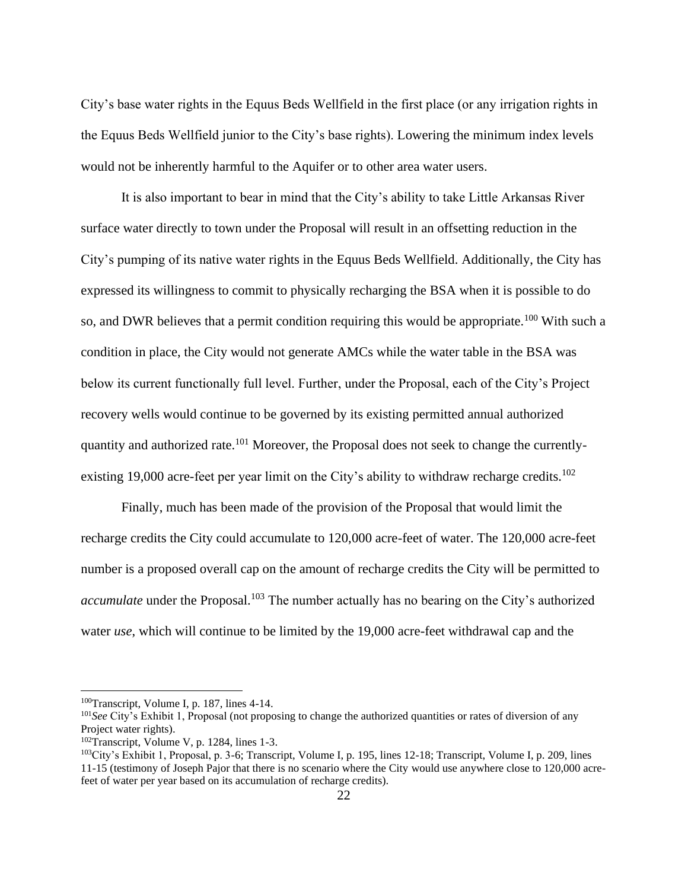City's base water rights in the Equus Beds Wellfield in the first place (or any irrigation rights in the Equus Beds Wellfield junior to the City's base rights). Lowering the minimum index levels would not be inherently harmful to the Aquifer or to other area water users.

It is also important to bear in mind that the City's ability to take Little Arkansas River surface water directly to town under the Proposal will result in an offsetting reduction in the City's pumping of its native water rights in the Equus Beds Wellfield. Additionally, the City has expressed its willingness to commit to physically recharging the BSA when it is possible to do so, and DWR believes that a permit condition requiring this would be appropriate.[100] With such a condition in place, the City would not generate AMCs while the water table in the BSA was below its current functionally full level. Further, under the Proposal, each of the City's Project recovery wells would continue to be governed by its existing permitted annual authorized quantity and authorized rate.[101] Moreover, the Proposal does not seek to change the currently-existing 19,000 acre-feet per year limit on the City's ability to withdraw recharge credits.[102]

Finally, much has been made of the provision of the Proposal that would limit the recharge credits the City could accumulate to 120,000 acre-feet of water. The 120,000 acre-feet number is a proposed overall cap on the amount of recharge credits the City will be permitted to *accumulate* under the Proposal.[103] The number actually has no bearing on the City's authorized water *use*, which will continue to be limited by the 19,000 acre-feet withdrawal cap and the

---

[100] Transcript, Volume I, p. 187, lines 4-14.

[101] *See* City's Exhibit 1, Proposal (not proposing to change the authorized quantities or rates of diversion of any Project water rights).

[102] Transcript, Volume V, p. 1284, lines 1-3.

[103] City's Exhibit 1, Proposal, p. 3-6; Transcript, Volume I, p. 195, lines 12-18; Transcript, Volume I, p. 209, lines 11-15 (testimony of Joseph Pajor that there is no scenario where the City would use anywhere close to 120,000 acre-feet of water per year based on its accumulation of recharge credits).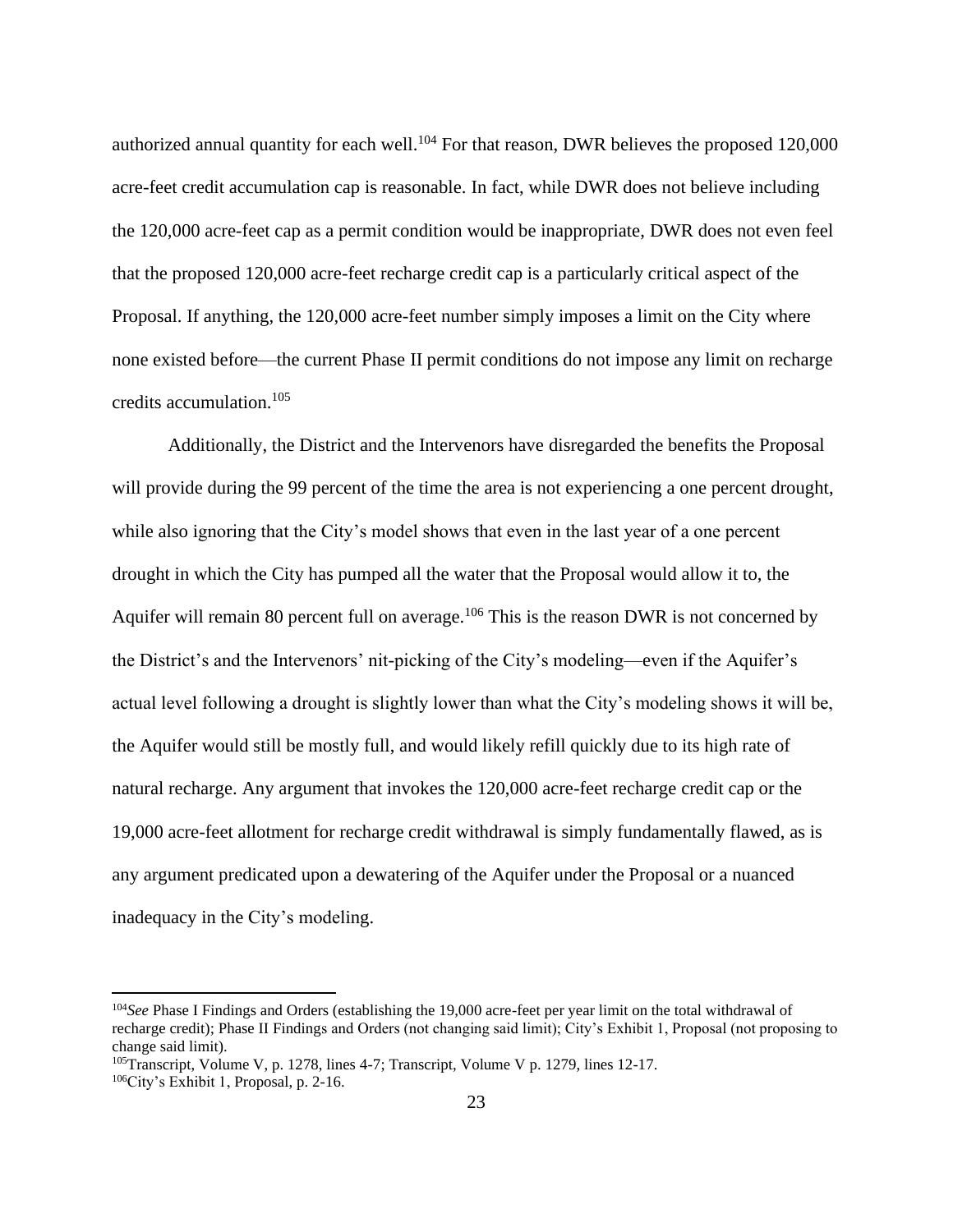authorized annual quantity for each well.[104] For that reason, DWR believes the proposed 120,000 acre-feet credit accumulation cap is reasonable. In fact, while DWR does not believe including the 120,000 acre-feet cap as a permit condition would be inappropriate, DWR does not even feel that the proposed 120,000 acre-feet recharge credit cap is a particularly critical aspect of the Proposal. If anything, the 120,000 acre-feet number simply imposes a limit on the City where none existed before—the current Phase II permit conditions do not impose any limit on recharge credits accumulation.[105]

Additionally, the District and the Intervenors have disregarded the benefits the Proposal will provide during the 99 percent of the time the area is not experiencing a one percent drought, while also ignoring that the City's model shows that even in the last year of a one percent drought in which the City has pumped all the water that the Proposal would allow it to, the Aquifer will remain 80 percent full on average.[106] This is the reason DWR is not concerned by the District's and the Intervenors' nit-picking of the City's modeling—even if the Aquifer's actual level following a drought is slightly lower than what the City's modeling shows it will be, the Aquifer would still be mostly full, and would likely refill quickly due to its high rate of natural recharge. Any argument that invokes the 120,000 acre-feet recharge credit cap or the 19,000 acre-feet allotment for recharge credit withdrawal is simply fundamentally flawed, as is any argument predicated upon a dewatering of the Aquifer under the Proposal or a nuanced inadequacy in the City's modeling.

---

[104] *See* Phase I Findings and Orders (establishing the 19,000 acre-feet per year limit on the total withdrawal of recharge credit); Phase II Findings and Orders (not changing said limit); City's Exhibit 1, Proposal (not proposing to change said limit).

[105] Transcript, Volume V, p. 1278, lines 4-7; Transcript, Volume V p. 1279, lines 12-17.

[106] City's Exhibit 1, Proposal, p. 2-16.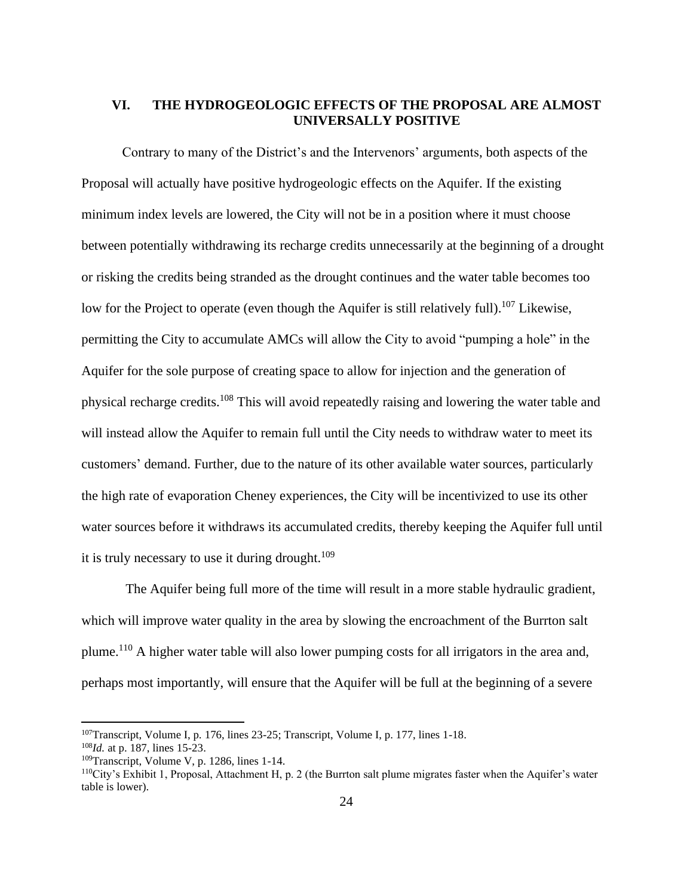## VI. THE HYDROGEOLOGIC EFFECTS OF THE PROPOSAL ARE ALMOST UNIVERSALLY POSITIVE

Contrary to many of the District's and the Intervenors' arguments, both aspects of the Proposal will actually have positive hydrogeologic effects on the Aquifer. If the existing minimum index levels are lowered, the City will not be in a position where it must choose between potentially withdrawing its recharge credits unnecessarily at the beginning of a drought or risking the credits being stranded as the drought continues and the water table becomes too low for the Project to operate (even though the Aquifer is still relatively full).[107] Likewise, permitting the City to accumulate AMCs will allow the City to avoid "pumping a hole" in the Aquifer for the sole purpose of creating space to allow for injection and the generation of physical recharge credits.[108] This will avoid repeatedly raising and lowering the water table and will instead allow the Aquifer to remain full until the City needs to withdraw water to meet its customers' demand. Further, due to the nature of its other available water sources, particularly the high rate of evaporation Cheney experiences, the City will be incentivized to use its other water sources before it withdraws its accumulated credits, thereby keeping the Aquifer full until it is truly necessary to use it during drought.[109]

The Aquifer being full more of the time will result in a more stable hydraulic gradient, which will improve water quality in the area by slowing the encroachment of the Burrton salt plume.[110] A higher water table will also lower pumping costs for all irrigators in the area and, perhaps most importantly, will ensure that the Aquifer will be full at the beginning of a severe

---

[107]Transcript, Volume I, p. 176, lines 23-25; Transcript, Volume I, p. 177, lines 1-18.

[108]*Id.* at p. 187, lines 15-23.

[109]Transcript, Volume V, p. 1286, lines 1-14.

[110]City's Exhibit 1, Proposal, Attachment H, p. 2 (the Burrton salt plume migrates faster when the Aquifer's water table is lower).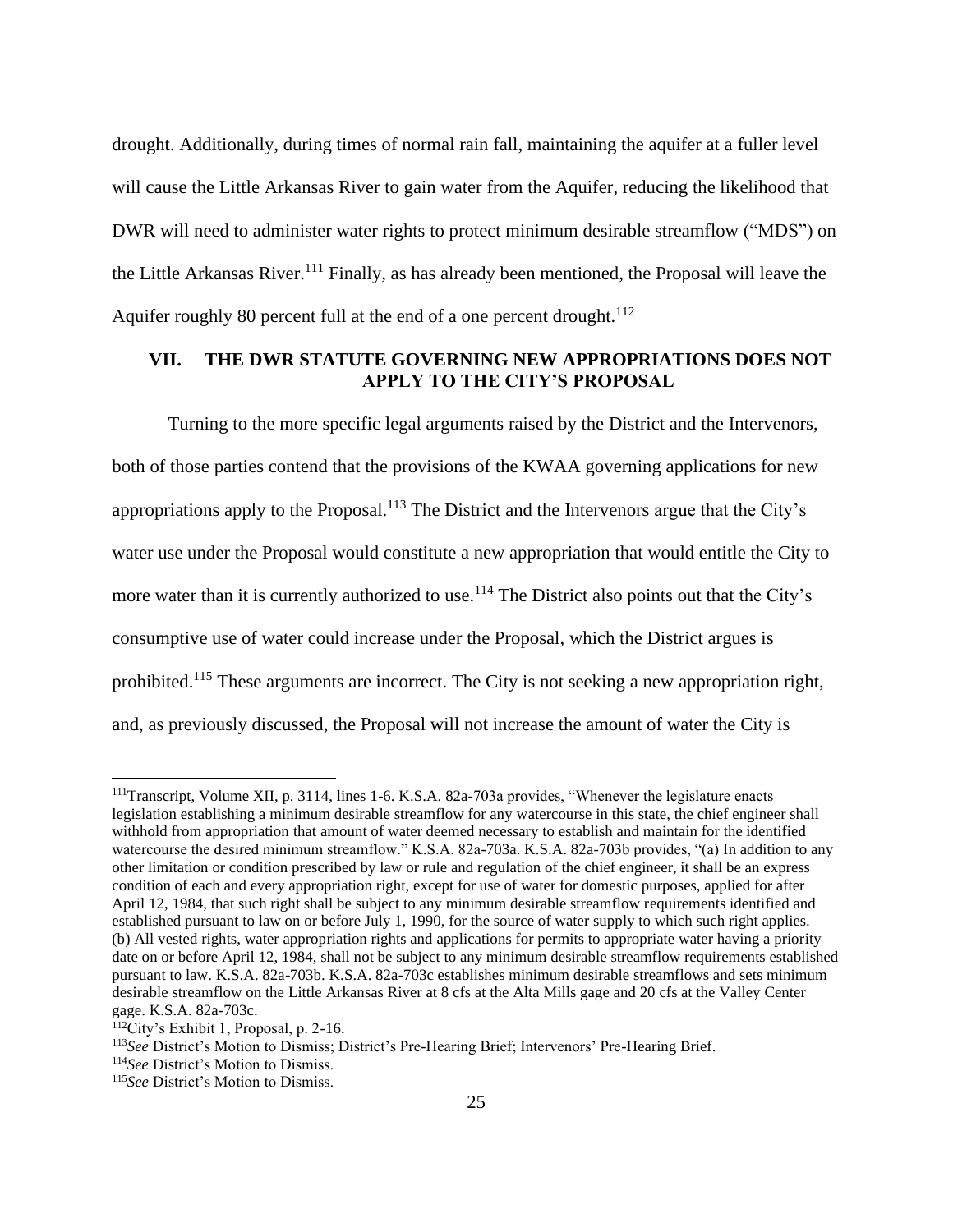drought. Additionally, during times of normal rain fall, maintaining the aquifer at a fuller level will cause the Little Arkansas River to gain water from the Aquifer, reducing the likelihood that DWR will need to administer water rights to protect minimum desirable streamflow ("MDS") on the Little Arkansas River.[111] Finally, as has already been mentioned, the Proposal will leave the Aquifer roughly 80 percent full at the end of a one percent drought.[112]

## VII. THE DWR STATUTE GOVERNING NEW APPROPRIATIONS DOES NOT APPLY TO THE CITY'S PROPOSAL

Turning to the more specific legal arguments raised by the District and the Intervenors, both of those parties contend that the provisions of the KWAA governing applications for new appropriations apply to the Proposal.[113] The District and the Intervenors argue that the City's water use under the Proposal would constitute a new appropriation that would entitle the City to more water than it is currently authorized to use.[114] The District also points out that the City's consumptive use of water could increase under the Proposal, which the District argues is prohibited.[115] These arguments are incorrect. The City is not seeking a new appropriation right, and, as previously discussed, the Proposal will not increase the amount of water the City is

---

[111] Transcript, Volume XII, p. 3114, lines 1-6. K.S.A. 82a-703a provides, "Whenever the legislature enacts legislation establishing a minimum desirable streamflow for any watercourse in this state, the chief engineer shall withhold from appropriation that amount of water deemed necessary to establish and maintain for the identified watercourse the desired minimum streamflow." K.S.A. 82a-703a. K.S.A. 82a-703b provides, "(a) In addition to any other limitation or condition prescribed by law or rule and regulation of the chief engineer, it shall be an express condition of each and every appropriation right, except for use of water for domestic purposes, applied for after April 12, 1984, that such right shall be subject to any minimum desirable streamflow requirements identified and established pursuant to law on or before July 1, 1990, for the source of water supply to which such right applies. (b) All vested rights, water appropriation rights and applications for permits to appropriate water having a priority date on or before April 12, 1984, shall not be subject to any minimum desirable streamflow requirements established pursuant to law. K.S.A. 82a-703b. K.S.A. 82a-703c establishes minimum desirable streamflows and sets minimum desirable streamflow on the Little Arkansas River at 8 cfs at the Alta Mills gage and 20 cfs at the Valley Center gage. K.S.A. 82a-703c.

[112] City's Exhibit 1, Proposal, p. 2-16.

[113] *See* District's Motion to Dismiss; District's Pre-Hearing Brief; Intervenors' Pre-Hearing Brief.

[114] *See* District's Motion to Dismiss.

[115] *See* District's Motion to Dismiss.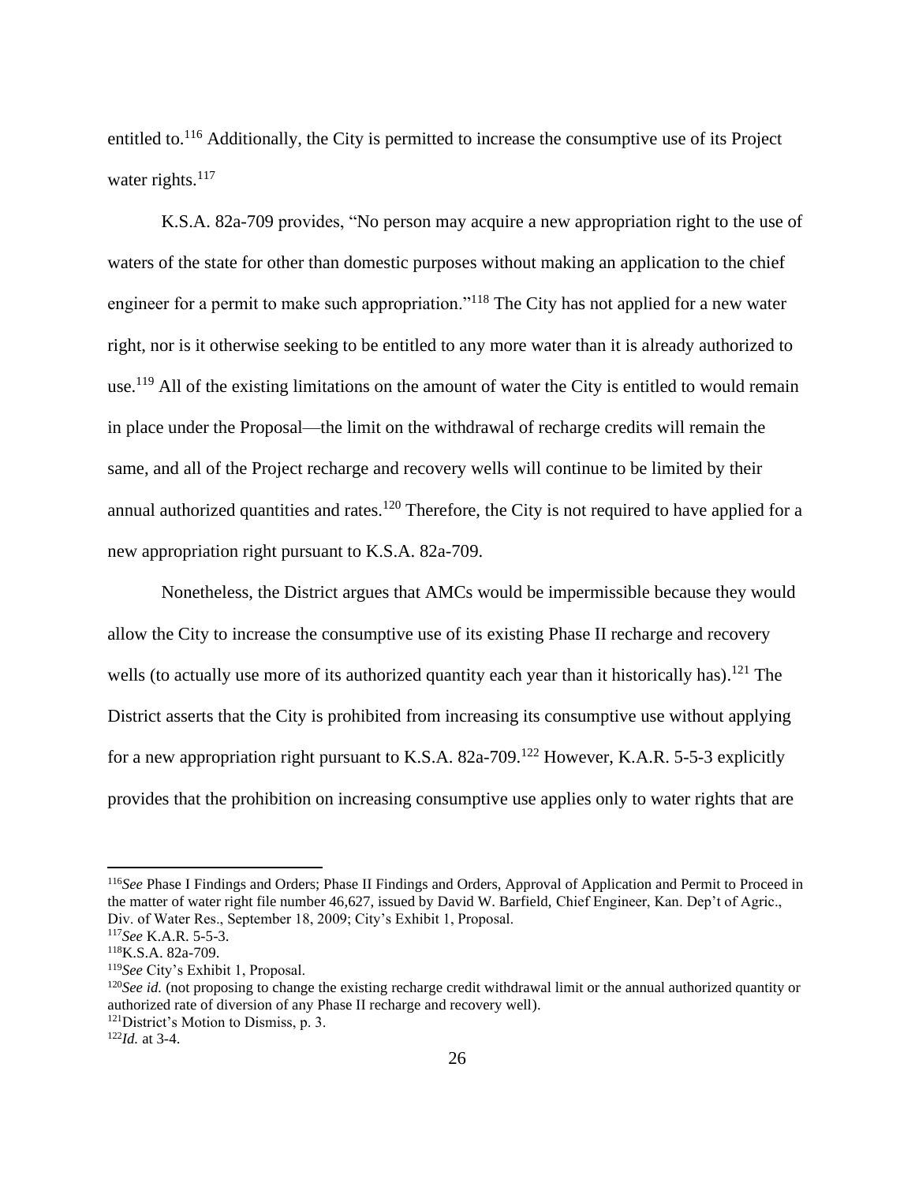entitled to.[116] Additionally, the City is permitted to increase the consumptive use of its Project water rights.[117]

K.S.A. 82a-709 provides, "No person may acquire a new appropriation right to the use of waters of the state for other than domestic purposes without making an application to the chief engineer for a permit to make such appropriation."[118] The City has not applied for a new water right, nor is it otherwise seeking to be entitled to any more water than it is already authorized to use.[119] All of the existing limitations on the amount of water the City is entitled to would remain in place under the Proposal—the limit on the withdrawal of recharge credits will remain the same, and all of the Project recharge and recovery wells will continue to be limited by their annual authorized quantities and rates.[120] Therefore, the City is not required to have applied for a new appropriation right pursuant to K.S.A. 82a-709.

Nonetheless, the District argues that AMCs would be impermissible because they would allow the City to increase the consumptive use of its existing Phase II recharge and recovery wells (to actually use more of its authorized quantity each year than it historically has).[121] The District asserts that the City is prohibited from increasing its consumptive use without applying for a new appropriation right pursuant to K.S.A. 82a-709.[122] However, K.A.R. 5-5-3 explicitly provides that the prohibition on increasing consumptive use applies only to water rights that are

---

[116] *See* Phase I Findings and Orders; Phase II Findings and Orders, Approval of Application and Permit to Proceed in the matter of water right file number 46,627, issued by David W. Barfield, Chief Engineer, Kan. Dep't of Agric., Div. of Water Res., September 18, 2009; City's Exhibit 1, Proposal.

[117] *See* K.A.R. 5-5-3.

[118] K.S.A. 82a-709.

[119] *See* City's Exhibit 1, Proposal.

[120] *See id.* (not proposing to change the existing recharge credit withdrawal limit or the annual authorized quantity or authorized rate of diversion of any Phase II recharge and recovery well).

[121] District's Motion to Dismiss, p. 3.

[122] *Id.* at 3-4.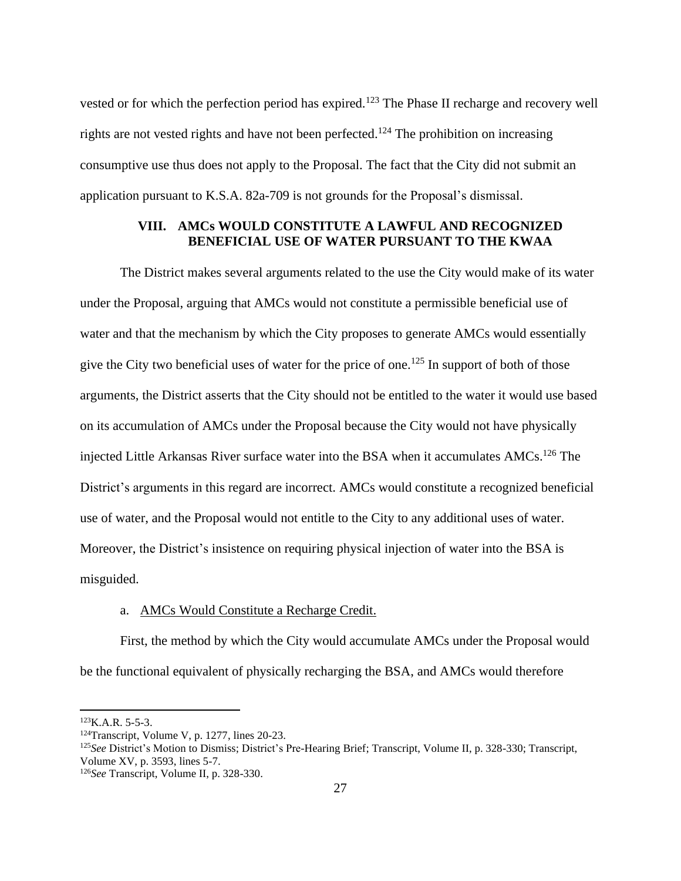vested or for which the perfection period has expired.[123] The Phase II recharge and recovery well rights are not vested rights and have not been perfected.[124] The prohibition on increasing consumptive use thus does not apply to the Proposal. The fact that the City did not submit an application pursuant to K.S.A. 82a-709 is not grounds for the Proposal's dismissal.

## VIII. AMCs WOULD CONSTITUTE A LAWFUL AND RECOGNIZED BENEFICIAL USE OF WATER PURSUANT TO THE KWAA

The District makes several arguments related to the use the City would make of its water under the Proposal, arguing that AMCs would not constitute a permissible beneficial use of water and that the mechanism by which the City proposes to generate AMCs would essentially give the City two beneficial uses of water for the price of one.[125] In support of both of those arguments, the District asserts that the City should not be entitled to the water it would use based on its accumulation of AMCs under the Proposal because the City would not have physically injected Little Arkansas River surface water into the BSA when it accumulates AMCs.[126] The District's arguments in this regard are incorrect. AMCs would constitute a recognized beneficial use of water, and the Proposal would not entitle to the City to any additional uses of water. Moreover, the District's insistence on requiring physical injection of water into the BSA is misguided.

### a. <u>AMCs Would Constitute a Recharge Credit.</u>

First, the method by which the City would accumulate AMCs under the Proposal would be the functional equivalent of physically recharging the BSA, and AMCs would therefore

---

[123] K.A.R. 5-5-3.

[124] Transcript, Volume V, p. 1277, lines 20-23.

[125] *See* District's Motion to Dismiss; District's Pre-Hearing Brief; Transcript, Volume II, p. 328-330; Transcript, Volume XV, p. 3593, lines 5-7.

[126] *See* Transcript, Volume II, p. 328-330.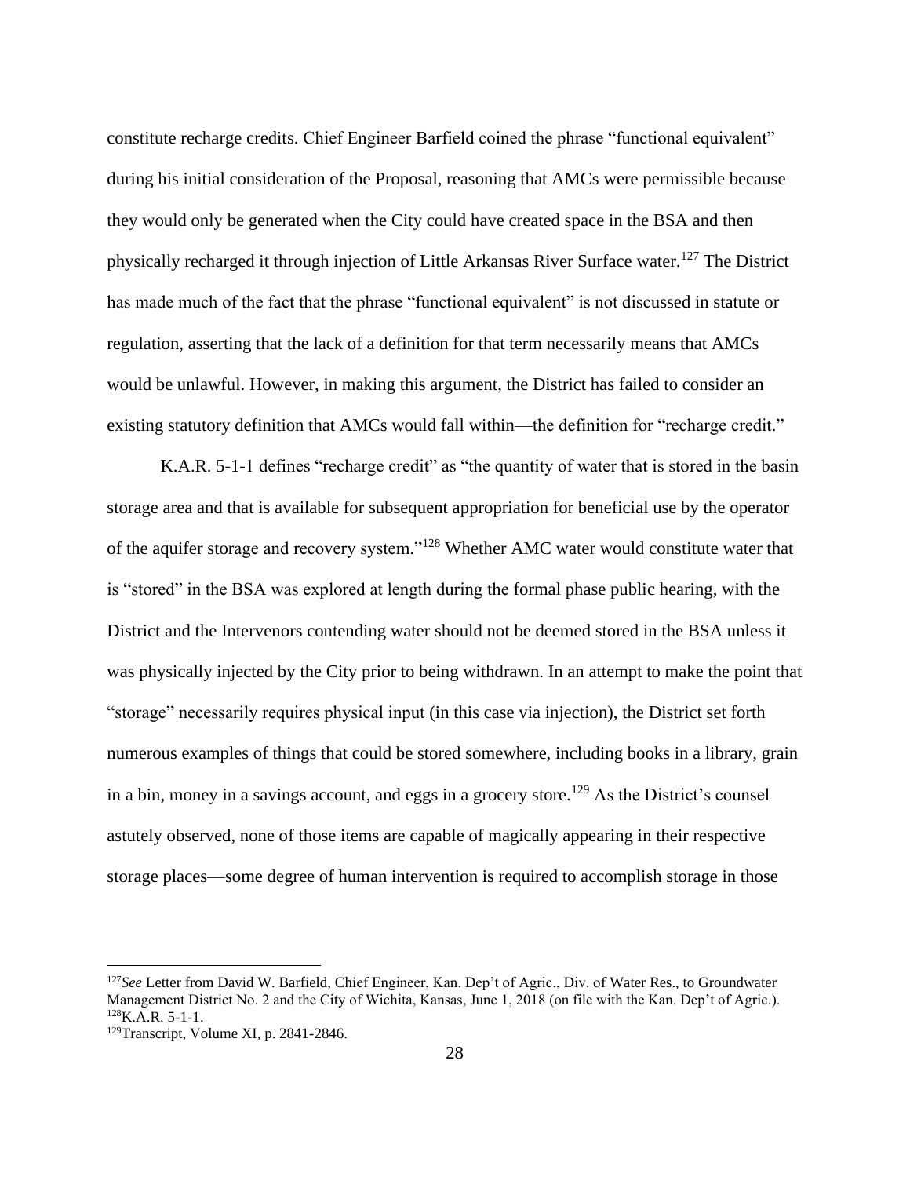constitute recharge credits. Chief Engineer Barfield coined the phrase "functional equivalent" during his initial consideration of the Proposal, reasoning that AMCs were permissible because they would only be generated when the City could have created space in the BSA and then physically recharged it through injection of Little Arkansas River Surface water.[127] The District has made much of the fact that the phrase "functional equivalent" is not discussed in statute or regulation, asserting that the lack of a definition for that term necessarily means that AMCs would be unlawful. However, in making this argument, the District has failed to consider an existing statutory definition that AMCs would fall within—the definition for "recharge credit."

K.A.R. 5-1-1 defines "recharge credit" as "the quantity of water that is stored in the basin storage area and that is available for subsequent appropriation for beneficial use by the operator of the aquifer storage and recovery system."[128] Whether AMC water would constitute water that is "stored" in the BSA was explored at length during the formal phase public hearing, with the District and the Intervenors contending water should not be deemed stored in the BSA unless it was physically injected by the City prior to being withdrawn. In an attempt to make the point that "storage" necessarily requires physical input (in this case via injection), the District set forth numerous examples of things that could be stored somewhere, including books in a library, grain in a bin, money in a savings account, and eggs in a grocery store.[129] As the District's counsel astutely observed, none of those items are capable of magically appearing in their respective storage places—some degree of human intervention is required to accomplish storage in those

---

[127] *See* Letter from David W. Barfield, Chief Engineer, Kan. Dep't of Agric., Div. of Water Res., to Groundwater Management District No. 2 and the City of Wichita, Kansas, June 1, 2018 (on file with the Kan. Dep't of Agric.).

[128] K.A.R. 5-1-1.

[129] Transcript, Volume XI, p. 2841-2846.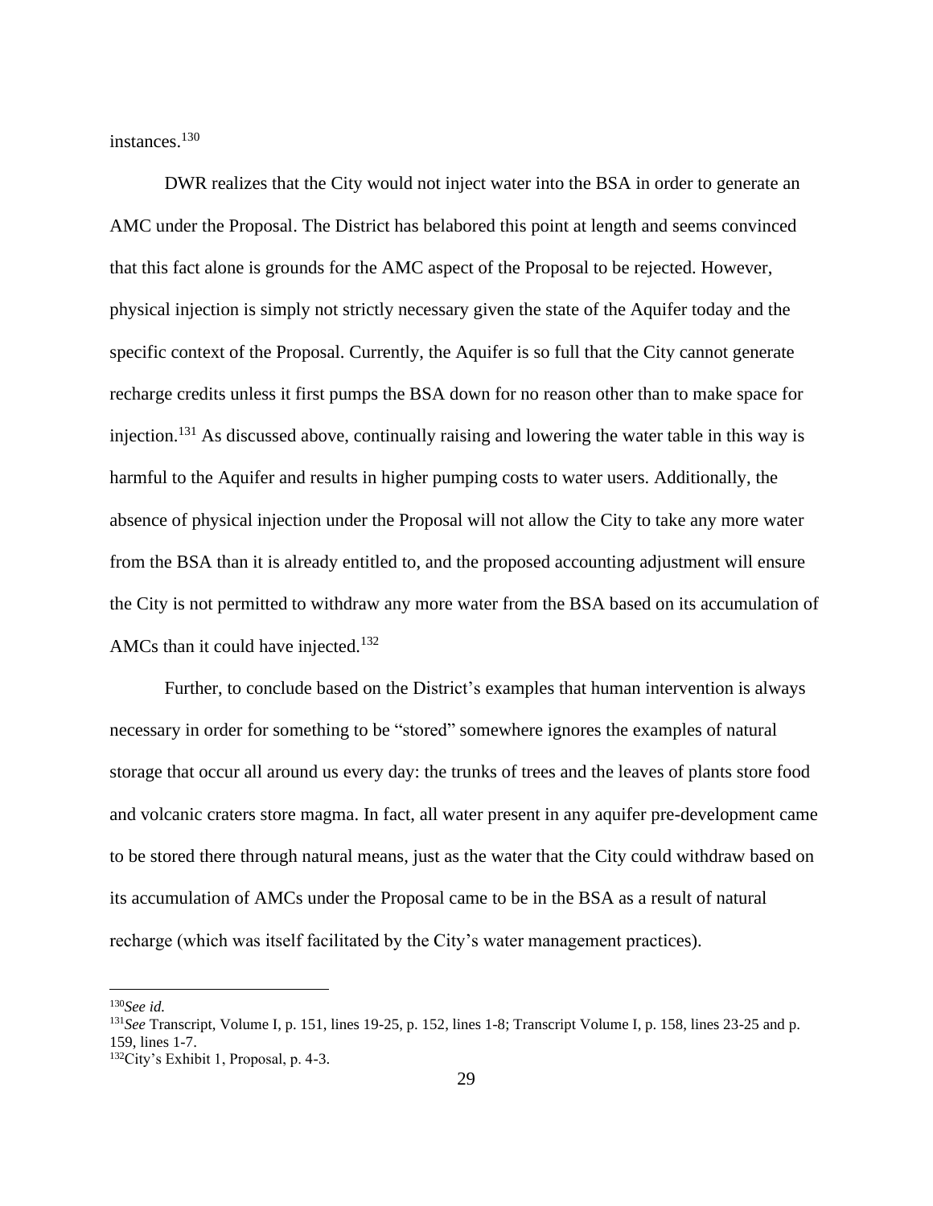instances.[130]

DWR realizes that the City would not inject water into the BSA in order to generate an AMC under the Proposal. The District has belabored this point at length and seems convinced that this fact alone is grounds for the AMC aspect of the Proposal to be rejected. However, physical injection is simply not strictly necessary given the state of the Aquifer today and the specific context of the Proposal. Currently, the Aquifer is so full that the City cannot generate recharge credits unless it first pumps the BSA down for no reason other than to make space for injection.[131] As discussed above, continually raising and lowering the water table in this way is harmful to the Aquifer and results in higher pumping costs to water users. Additionally, the absence of physical injection under the Proposal will not allow the City to take any more water from the BSA than it is already entitled to, and the proposed accounting adjustment will ensure the City is not permitted to withdraw any more water from the BSA based on its accumulation of AMCs than it could have injected.[132]

Further, to conclude based on the District's examples that human intervention is always necessary in order for something to be "stored" somewhere ignores the examples of natural storage that occur all around us every day: the trunks of trees and the leaves of plants store food and volcanic craters store magma. In fact, all water present in any aquifer pre-development came to be stored there through natural means, just as the water that the City could withdraw based on its accumulation of AMCs under the Proposal came to be in the BSA as a result of natural recharge (which was itself facilitated by the City's water management practices).

---

[130] *See id.*

[131] *See* Transcript, Volume I, p. 151, lines 19-25, p. 152, lines 1-8; Transcript Volume I, p. 158, lines 23-25 and p. 159, lines 1-7.

[132] City's Exhibit 1, Proposal, p. 4-3.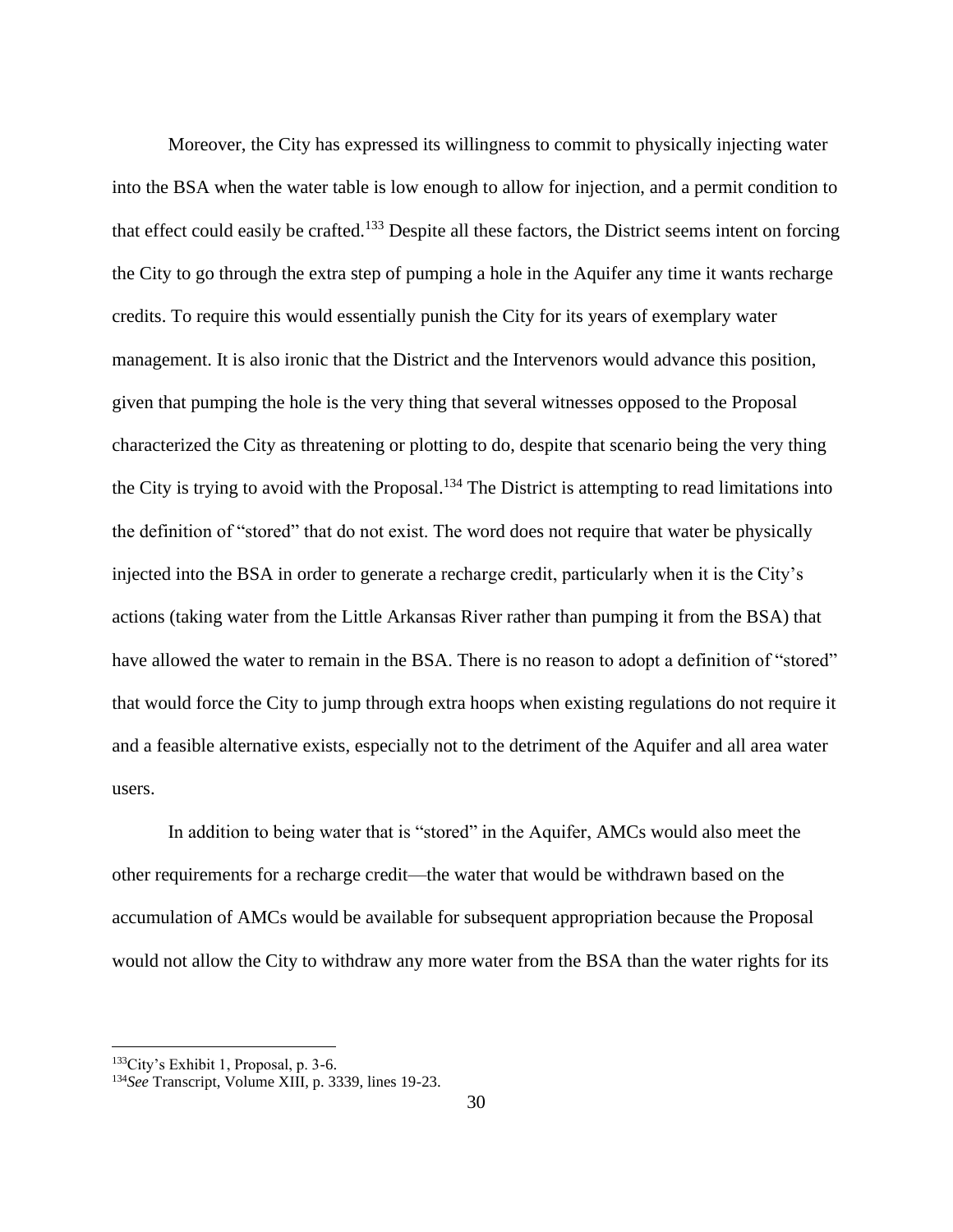Moreover, the City has expressed its willingness to commit to physically injecting water into the BSA when the water table is low enough to allow for injection, and a permit condition to that effect could easily be crafted.[133] Despite all these factors, the District seems intent on forcing the City to go through the extra step of pumping a hole in the Aquifer any time it wants recharge credits. To require this would essentially punish the City for its years of exemplary water management. It is also ironic that the District and the Intervenors would advance this position, given that pumping the hole is the very thing that several witnesses opposed to the Proposal characterized the City as threatening or plotting to do, despite that scenario being the very thing the City is trying to avoid with the Proposal.[134] The District is attempting to read limitations into the definition of "stored" that do not exist. The word does not require that water be physically injected into the BSA in order to generate a recharge credit, particularly when it is the City's actions (taking water from the Little Arkansas River rather than pumping it from the BSA) that have allowed the water to remain in the BSA. There is no reason to adopt a definition of "stored" that would force the City to jump through extra hoops when existing regulations do not require it and a feasible alternative exists, especially not to the detriment of the Aquifer and all area water users.

In addition to being water that is "stored" in the Aquifer, AMCs would also meet the other requirements for a recharge credit—the water that would be withdrawn based on the accumulation of AMCs would be available for subsequent appropriation because the Proposal would not allow the City to withdraw any more water from the BSA than the water rights for its

---

[133] City's Exhibit 1, Proposal, p. 3-6.

[134] *See* Transcript, Volume XIII, p. 3339, lines 19-23.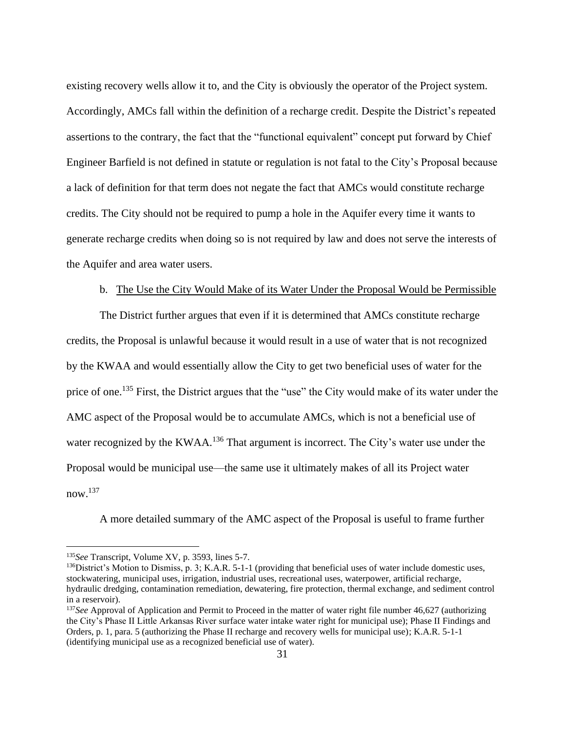existing recovery wells allow it to, and the City is obviously the operator of the Project system. Accordingly, AMCs fall within the definition of a recharge credit. Despite the District's repeated assertions to the contrary, the fact that the "functional equivalent" concept put forward by Chief Engineer Barfield is not defined in statute or regulation is not fatal to the City's Proposal because a lack of definition for that term does not negate the fact that AMCs would constitute recharge credits. The City should not be required to pump a hole in the Aquifer every time it wants to generate recharge credits when doing so is not required by law and does not serve the interests of the Aquifer and area water users.

b. <u>The Use the City Would Make of its Water Under the Proposal Would be Permissible</u>

The District further argues that even if it is determined that AMCs constitute recharge credits, the Proposal is unlawful because it would result in a use of water that is not recognized by the KWAA and would essentially allow the City to get two beneficial uses of water for the price of one.[135] First, the District argues that the "use" the City would make of its water under the AMC aspect of the Proposal would be to accumulate AMCs, which is not a beneficial use of water recognized by the KWAA.[136] That argument is incorrect. The City's water use under the Proposal would be municipal use—the same use it ultimately makes of all its Project water now.[137]

A more detailed summary of the AMC aspect of the Proposal is useful to frame further

---

[135] *See* Transcript, Volume XV, p. 3593, lines 5-7.

[136] District's Motion to Dismiss, p. 3; K.A.R. 5-1-1 (providing that beneficial uses of water include domestic uses, stockwatering, municipal uses, irrigation, industrial uses, recreational uses, waterpower, artificial recharge, hydraulic dredging, contamination remediation, dewatering, fire protection, thermal exchange, and sediment control in a reservoir).

[137] *See* Approval of Application and Permit to Proceed in the matter of water right file number 46,627 (authorizing the City's Phase II Little Arkansas River surface water intake water right for municipal use); Phase II Findings and Orders, p. 1, para. 5 (authorizing the Phase II recharge and recovery wells for municipal use); K.A.R. 5-1-1 (identifying municipal use as a recognized beneficial use of water).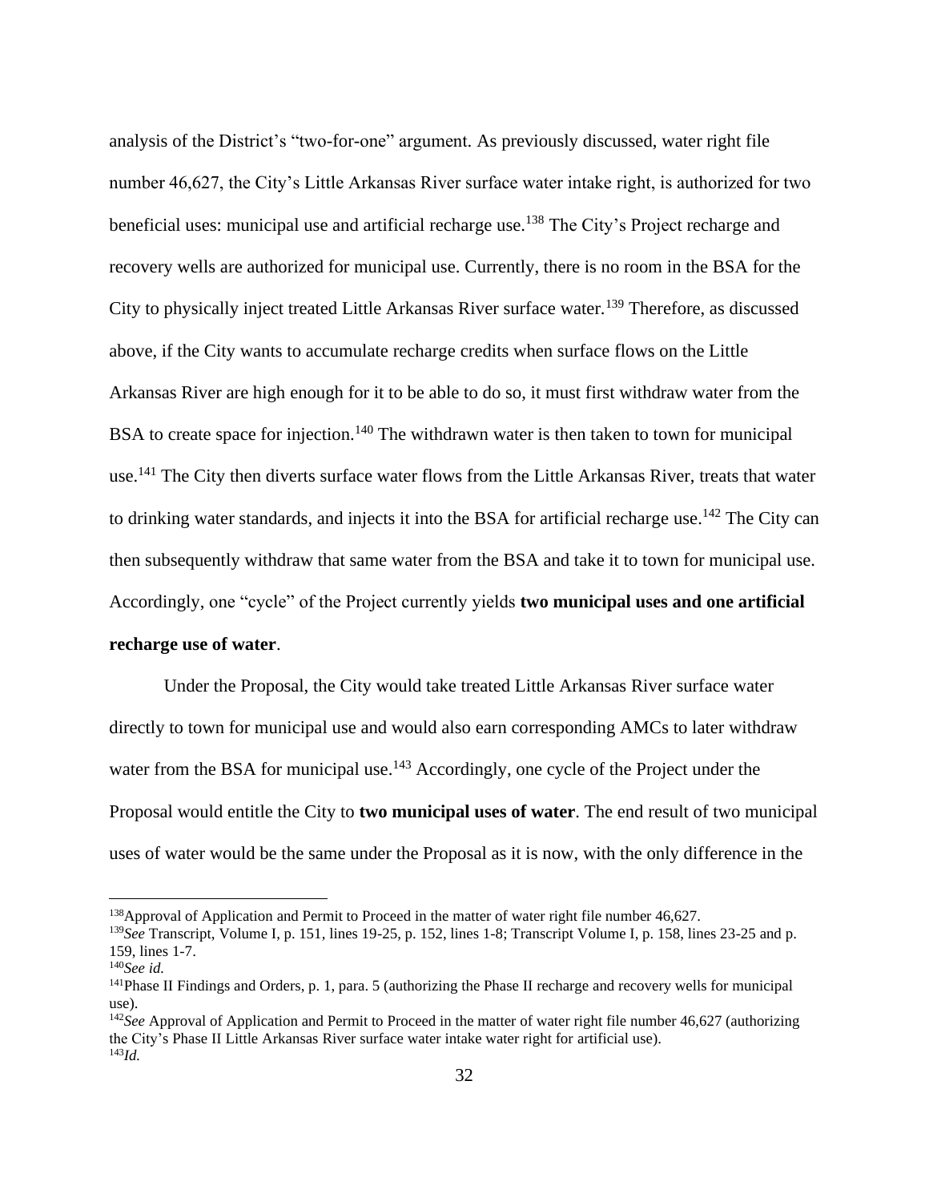analysis of the District's "two-for-one" argument. As previously discussed, water right file number 46,627, the City's Little Arkansas River surface water intake right, is authorized for two beneficial uses: municipal use and artificial recharge use.[138] The City's Project recharge and recovery wells are authorized for municipal use. Currently, there is no room in the BSA for the City to physically inject treated Little Arkansas River surface water.[139] Therefore, as discussed above, if the City wants to accumulate recharge credits when surface flows on the Little Arkansas River are high enough for it to be able to do so, it must first withdraw water from the BSA to create space for injection.[140] The withdrawn water is then taken to town for municipal use.[141] The City then diverts surface water flows from the Little Arkansas River, treats that water to drinking water standards, and injects it into the BSA for artificial recharge use.[142] The City can then subsequently withdraw that same water from the BSA and take it to town for municipal use. Accordingly, one "cycle" of the Project currently yields **two municipal uses and one artificial recharge use of water**.

Under the Proposal, the City would take treated Little Arkansas River surface water directly to town for municipal use and would also earn corresponding AMCs to later withdraw water from the BSA for municipal use.[143] Accordingly, one cycle of the Project under the Proposal would entitle the City to **two municipal uses of water**. The end result of two municipal uses of water would be the same under the Proposal as it is now, with the only difference in the

---

[138] Approval of Application and Permit to Proceed in the matter of water right file number 46,627.

[139] *See* Transcript, Volume I, p. 151, lines 19-25, p. 152, lines 1-8; Transcript Volume I, p. 158, lines 23-25 and p. 159, lines 1-7.

[140] *See id.*

[141] Phase II Findings and Orders, p. 1, para. 5 (authorizing the Phase II recharge and recovery wells for municipal use).

[142] *See* Approval of Application and Permit to Proceed in the matter of water right file number 46,627 (authorizing the City's Phase II Little Arkansas River surface water intake water right for artificial use).

[143] *Id.*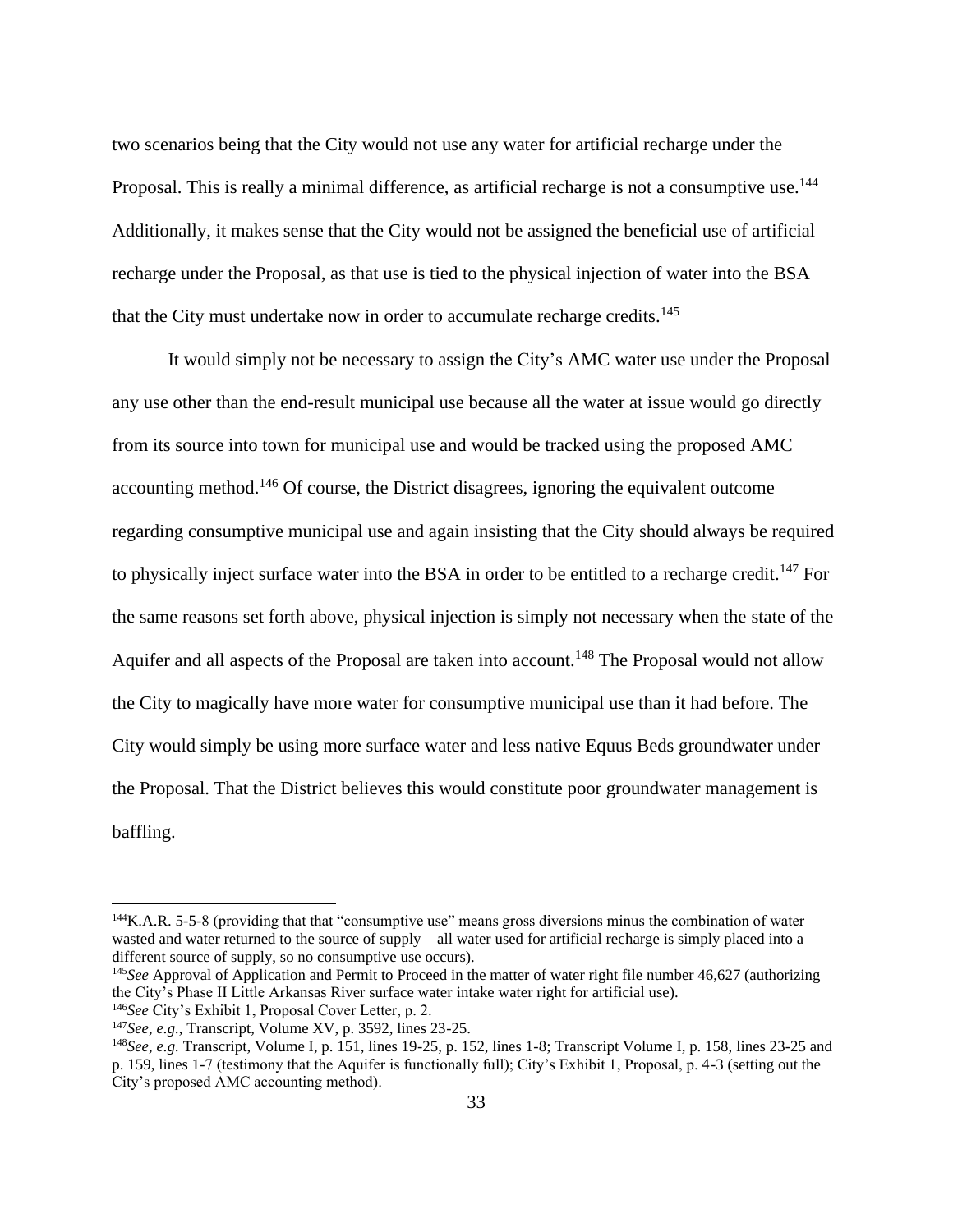two scenarios being that the City would not use any water for artificial recharge under the Proposal. This is really a minimal difference, as artificial recharge is not a consumptive use.[144] Additionally, it makes sense that the City would not be assigned the beneficial use of artificial recharge under the Proposal, as that use is tied to the physical injection of water into the BSA that the City must undertake now in order to accumulate recharge credits.[145]

It would simply not be necessary to assign the City's AMC water use under the Proposal any use other than the end-result municipal use because all the water at issue would go directly from its source into town for municipal use and would be tracked using the proposed AMC accounting method.[146] Of course, the District disagrees, ignoring the equivalent outcome regarding consumptive municipal use and again insisting that the City should always be required to physically inject surface water into the BSA in order to be entitled to a recharge credit.[147] For the same reasons set forth above, physical injection is simply not necessary when the state of the Aquifer and all aspects of the Proposal are taken into account.[148] The Proposal would not allow the City to magically have more water for consumptive municipal use than it had before. The City would simply be using more surface water and less native Equus Beds groundwater under the Proposal. That the District believes this would constitute poor groundwater management is baffling.

---

[144] K.A.R. 5-5-8 (providing that that "consumptive use" means gross diversions minus the combination of water wasted and water returned to the source of supply—all water used for artificial recharge is simply placed into a different source of supply, so no consumptive use occurs).

[145] *See* Approval of Application and Permit to Proceed in the matter of water right file number 46,627 (authorizing the City's Phase II Little Arkansas River surface water intake water right for artificial use).

[146] *See* City's Exhibit 1, Proposal Cover Letter, p. 2.

[147] *See, e.g.*, Transcript, Volume XV, p. 3592, lines 23-25.

[148] *See, e.g.* Transcript, Volume I, p. 151, lines 19-25, p. 152, lines 1-8; Transcript Volume I, p. 158, lines 23-25 and p. 159, lines 1-7 (testimony that the Aquifer is functionally full); City's Exhibit 1, Proposal, p. 4-3 (setting out the City's proposed AMC accounting method).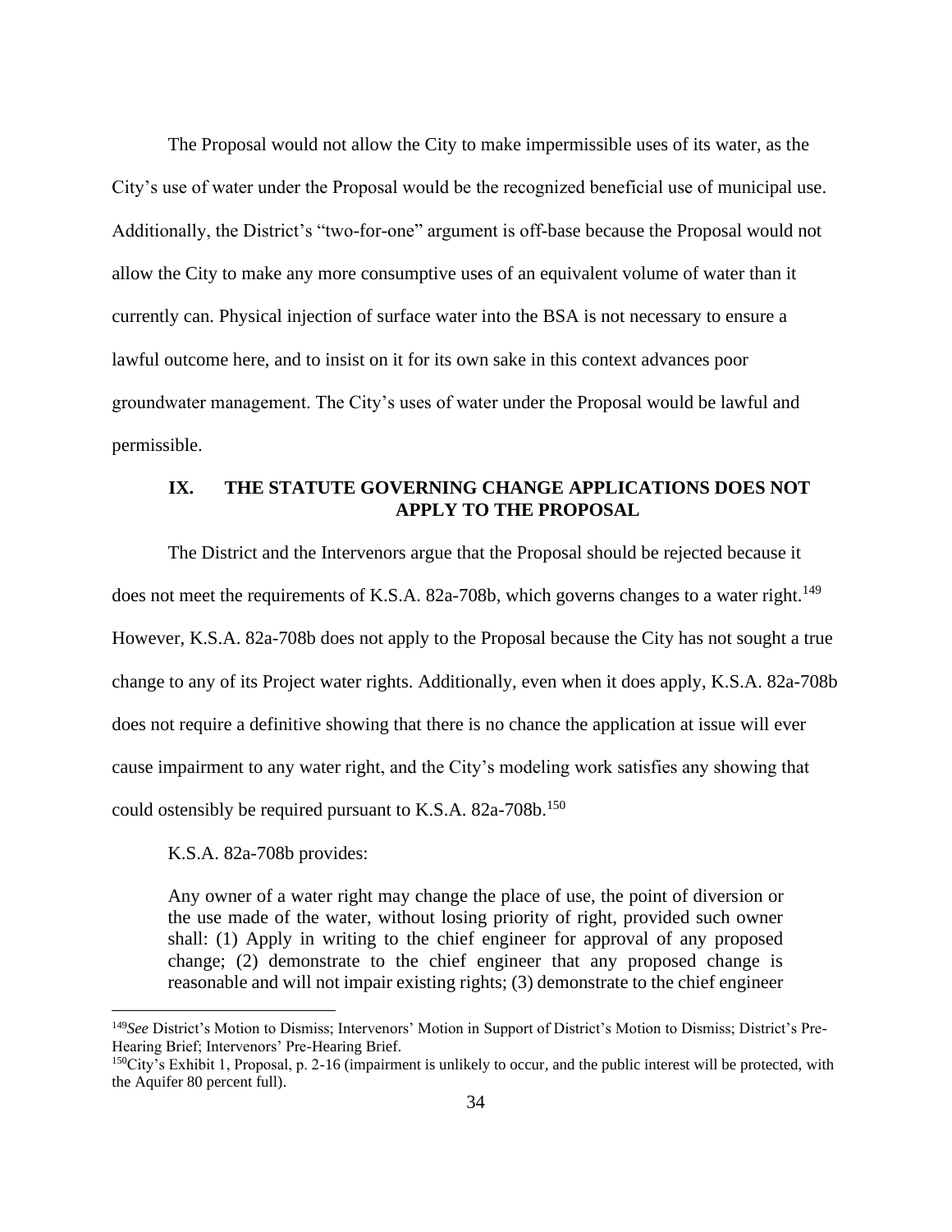The Proposal would not allow the City to make impermissible uses of its water, as the City's use of water under the Proposal would be the recognized beneficial use of municipal use. Additionally, the District's "two-for-one" argument is off-base because the Proposal would not allow the City to make any more consumptive uses of an equivalent volume of water than it currently can. Physical injection of surface water into the BSA is not necessary to ensure a lawful outcome here, and to insist on it for its own sake in this context advances poor groundwater management. The City's uses of water under the Proposal would be lawful and permissible.

## IX. THE STATUTE GOVERNING CHANGE APPLICATIONS DOES NOT APPLY TO THE PROPOSAL

The District and the Intervenors argue that the Proposal should be rejected because it does not meet the requirements of K.S.A. 82a-708b, which governs changes to a water right.[149] However, K.S.A. 82a-708b does not apply to the Proposal because the City has not sought a true change to any of its Project water rights. Additionally, even when it does apply, K.S.A. 82a-708b does not require a definitive showing that there is no chance the application at issue will ever cause impairment to any water right, and the City's modeling work satisfies any showing that could ostensibly be required pursuant to K.S.A. 82a-708b.[150]

K.S.A. 82a-708b provides:

> Any owner of a water right may change the place of use, the point of diversion or the use made of the water, without losing priority of right, provided such owner shall: (1) Apply in writing to the chief engineer for approval of any proposed change; (2) demonstrate to the chief engineer that any proposed change is reasonable and will not impair existing rights; (3) demonstrate to the chief engineer

---

[149] *See* District's Motion to Dismiss; Intervenors' Motion in Support of District's Motion to Dismiss; District's Pre-Hearing Brief; Intervenors' Pre-Hearing Brief.

[150] City's Exhibit 1, Proposal, p. 2-16 (impairment is unlikely to occur, and the public interest will be protected, with the Aquifer 80 percent full).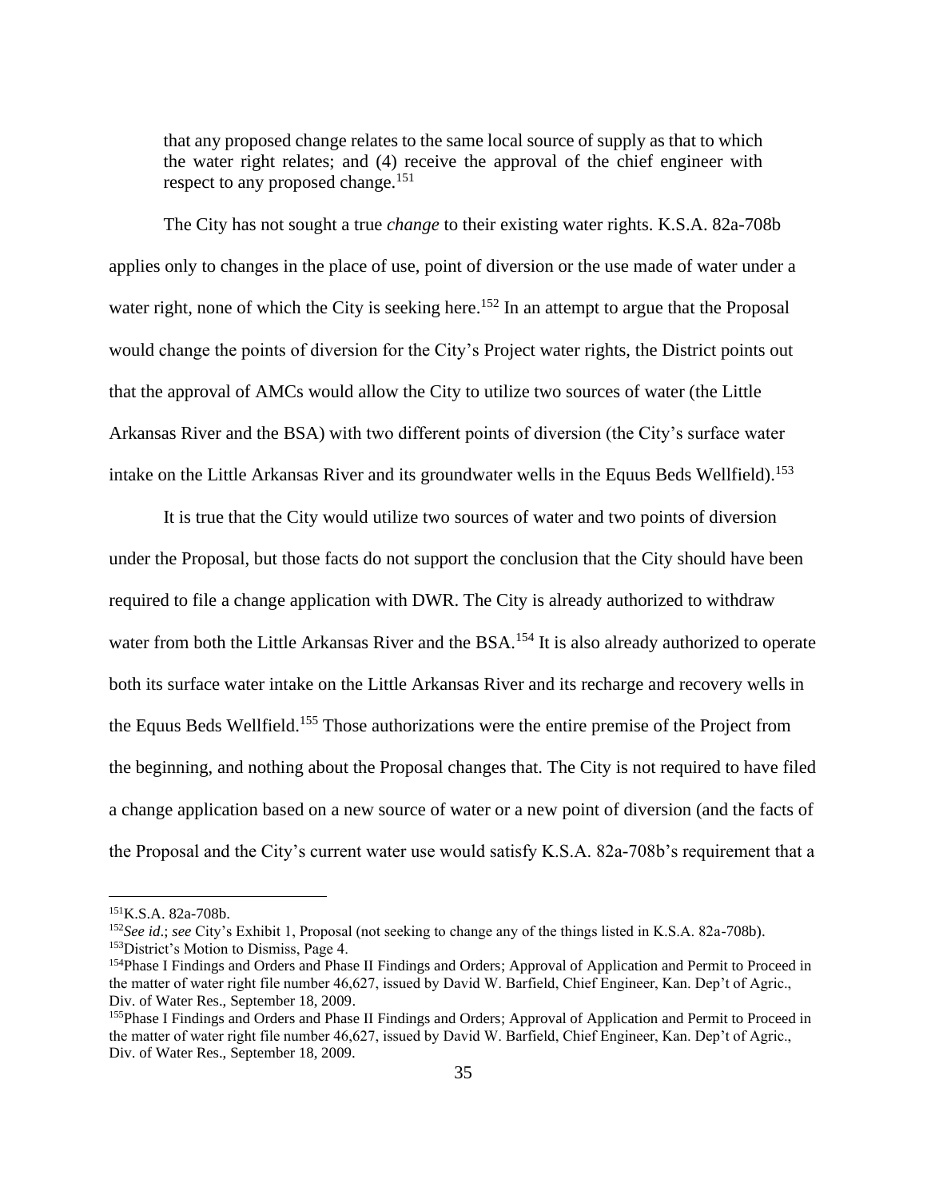> that any proposed change relates to the same local source of supply as that to which the water right relates; and (4) receive the approval of the chief engineer with respect to any proposed change.[151]

The City has not sought a true *change* to their existing water rights. K.S.A. 82a-708b applies only to changes in the place of use, point of diversion or the use made of water under a water right, none of which the City is seeking here.[152] In an attempt to argue that the Proposal would change the points of diversion for the City's Project water rights, the District points out that the approval of AMCs would allow the City to utilize two sources of water (the Little Arkansas River and the BSA) with two different points of diversion (the City's surface water intake on the Little Arkansas River and its groundwater wells in the Equus Beds Wellfield).[153]

It is true that the City would utilize two sources of water and two points of diversion under the Proposal, but those facts do not support the conclusion that the City should have been required to file a change application with DWR. The City is already authorized to withdraw water from both the Little Arkansas River and the BSA.[154] It is also already authorized to operate both its surface water intake on the Little Arkansas River and its recharge and recovery wells in the Equus Beds Wellfield.[155] Those authorizations were the entire premise of the Project from the beginning, and nothing about the Proposal changes that. The City is not required to have filed a change application based on a new source of water or a new point of diversion (and the facts of the Proposal and the City's current water use would satisfy K.S.A. 82a-708b's requirement that a

---

[151] K.S.A. 82a-708b.

[152] *See id.*; *see* City's Exhibit 1, Proposal (not seeking to change any of the things listed in K.S.A. 82a-708b).

[153] District's Motion to Dismiss, Page 4.

[154] Phase I Findings and Orders and Phase II Findings and Orders; Approval of Application and Permit to Proceed in the matter of water right file number 46,627, issued by David W. Barfield, Chief Engineer, Kan. Dep't of Agric., Div. of Water Res., September 18, 2009.

[155] Phase I Findings and Orders and Phase II Findings and Orders; Approval of Application and Permit to Proceed in the matter of water right file number 46,627, issued by David W. Barfield, Chief Engineer, Kan. Dep't of Agric., Div. of Water Res., September 18, 2009.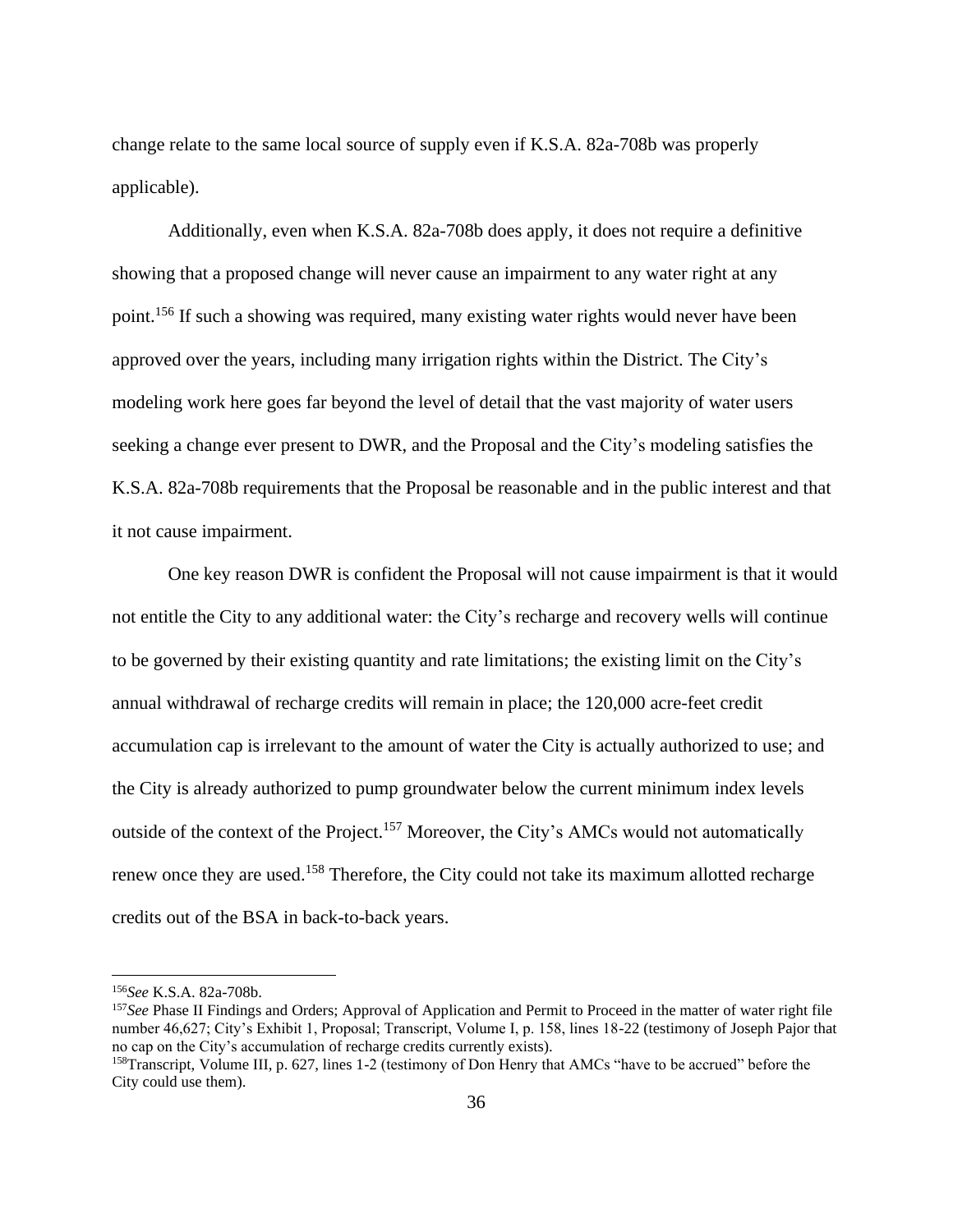change relate to the same local source of supply even if K.S.A. 82a-708b was properly applicable).

Additionally, even when K.S.A. 82a-708b does apply, it does not require a definitive showing that a proposed change will never cause an impairment to any water right at any point.[156] If such a showing was required, many existing water rights would never have been approved over the years, including many irrigation rights within the District. The City's modeling work here goes far beyond the level of detail that the vast majority of water users seeking a change ever present to DWR, and the Proposal and the City's modeling satisfies the K.S.A. 82a-708b requirements that the Proposal be reasonable and in the public interest and that it not cause impairment.

One key reason DWR is confident the Proposal will not cause impairment is that it would not entitle the City to any additional water: the City's recharge and recovery wells will continue to be governed by their existing quantity and rate limitations; the existing limit on the City's annual withdrawal of recharge credits will remain in place; the 120,000 acre-feet credit accumulation cap is irrelevant to the amount of water the City is actually authorized to use; and the City is already authorized to pump groundwater below the current minimum index levels outside of the context of the Project.[157] Moreover, the City's AMCs would not automatically renew once they are used.[158] Therefore, the City could not take its maximum allotted recharge credits out of the BSA in back-to-back years.

---

[156]*See* K.S.A. 82a-708b.

[157]*See* Phase II Findings and Orders; Approval of Application and Permit to Proceed in the matter of water right file number 46,627; City's Exhibit 1, Proposal; Transcript, Volume I, p. 158, lines 18-22 (testimony of Joseph Pajor that no cap on the City's accumulation of recharge credits currently exists).

[158]Transcript, Volume III, p. 627, lines 1-2 (testimony of Don Henry that AMCs "have to be accrued" before the City could use them).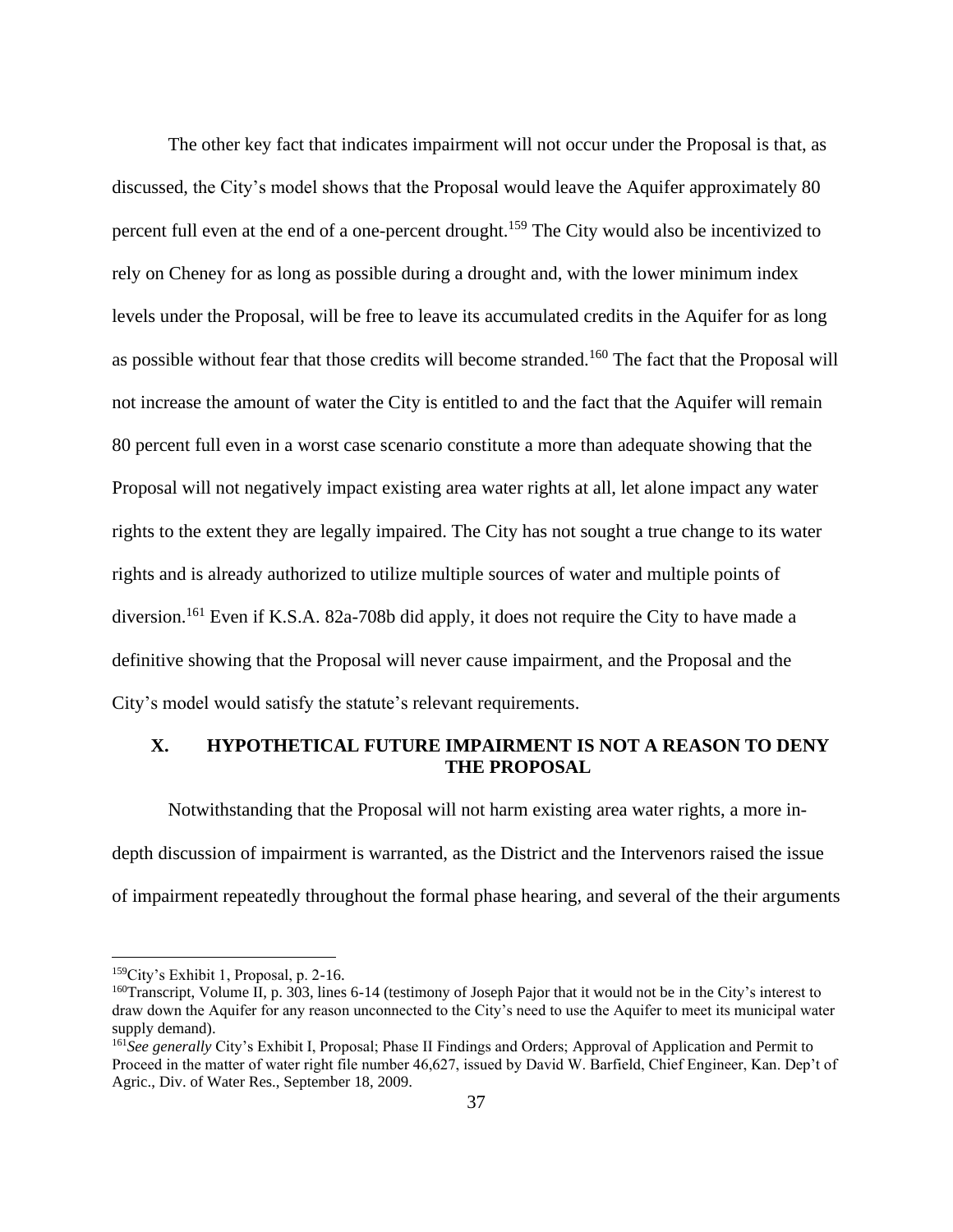The other key fact that indicates impairment will not occur under the Proposal is that, as discussed, the City's model shows that the Proposal would leave the Aquifer approximately 80 percent full even at the end of a one-percent drought.[159] The City would also be incentivized to rely on Cheney for as long as possible during a drought and, with the lower minimum index levels under the Proposal, will be free to leave its accumulated credits in the Aquifer for as long as possible without fear that those credits will become stranded.[160] The fact that the Proposal will not increase the amount of water the City is entitled to and the fact that the Aquifer will remain 80 percent full even in a worst case scenario constitute a more than adequate showing that the Proposal will not negatively impact existing area water rights at all, let alone impact any water rights to the extent they are legally impaired. The City has not sought a true change to its water rights and is already authorized to utilize multiple sources of water and multiple points of diversion.[161] Even if K.S.A. 82a-708b did apply, it does not require the City to have made a definitive showing that the Proposal will never cause impairment, and the Proposal and the City's model would satisfy the statute's relevant requirements.

## X. HYPOTHETICAL FUTURE IMPAIRMENT IS NOT A REASON TO DENY THE PROPOSAL

Notwithstanding that the Proposal will not harm existing area water rights, a more in-depth discussion of impairment is warranted, as the District and the Intervenors raised the issue of impairment repeatedly throughout the formal phase hearing, and several of the their arguments

---

[159] City's Exhibit 1, Proposal, p. 2-16.

[160] Transcript, Volume II, p. 303, lines 6-14 (testimony of Joseph Pajor that it would not be in the City's interest to draw down the Aquifer for any reason unconnected to the City's need to use the Aquifer to meet its municipal water supply demand).

[161] *See generally* City's Exhibit I, Proposal; Phase II Findings and Orders; Approval of Application and Permit to Proceed in the matter of water right file number 46,627, issued by David W. Barfield, Chief Engineer, Kan. Dep't of Agric., Div. of Water Res., September 18, 2009.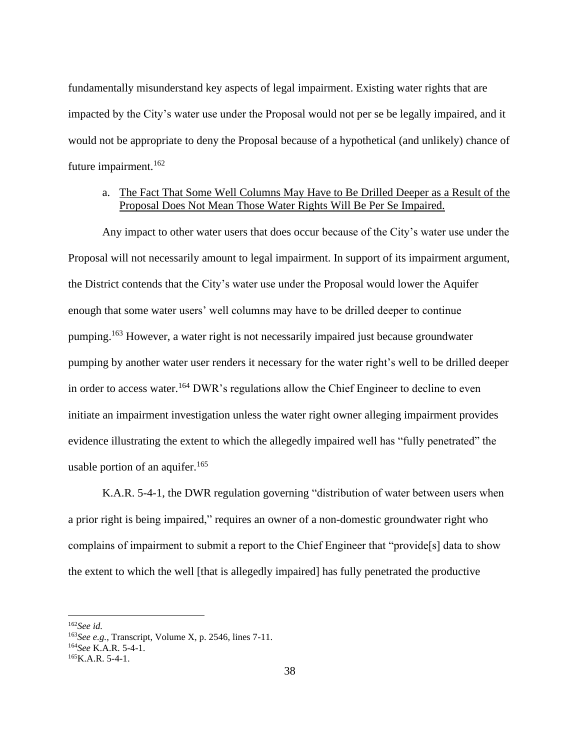fundamentally misunderstand key aspects of legal impairment. Existing water rights that are impacted by the City's water use under the Proposal would not per se be legally impaired, and it would not be appropriate to deny the Proposal because of a hypothetical (and unlikely) chance of future impairment.[162]

a. <u>The Fact That Some Well Columns May Have to Be Drilled Deeper as a Result of the Proposal Does Not Mean Those Water Rights Will Be Per Se Impaired.</u>

Any impact to other water users that does occur because of the City's water use under the Proposal will not necessarily amount to legal impairment. In support of its impairment argument, the District contends that the City's water use under the Proposal would lower the Aquifer enough that some water users' well columns may have to be drilled deeper to continue pumping.[163] However, a water right is not necessarily impaired just because groundwater pumping by another water user renders it necessary for the water right's well to be drilled deeper in order to access water.[164] DWR's regulations allow the Chief Engineer to decline to even initiate an impairment investigation unless the water right owner alleging impairment provides evidence illustrating the extent to which the allegedly impaired well has "fully penetrated" the usable portion of an aquifer.[165]

K.A.R. 5-4-1, the DWR regulation governing "distribution of water between users when a prior right is being impaired," requires an owner of a non-domestic groundwater right who complains of impairment to submit a report to the Chief Engineer that "provide[s] data to show the extent to which the well [that is allegedly impaired] has fully penetrated the productive

---

[162]*See id.*
[163]*See e.g.*, Transcript, Volume X, p. 2546, lines 7-11.
[164]*See* K.A.R. 5-4-1.
[165]K.A.R. 5-4-1.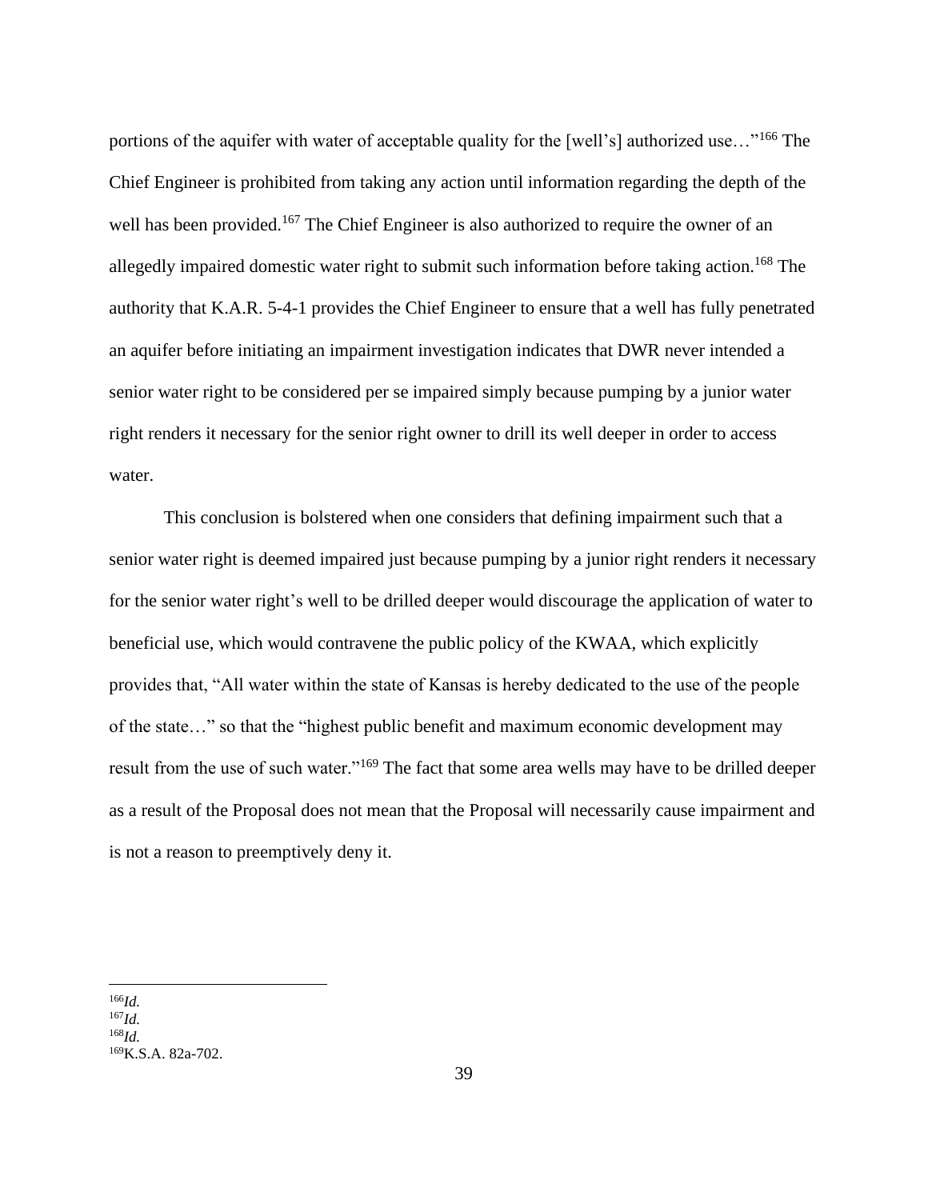portions of the aquifer with water of acceptable quality for the [well's] authorized use…"[166] The Chief Engineer is prohibited from taking any action until information regarding the depth of the well has been provided.[167] The Chief Engineer is also authorized to require the owner of an allegedly impaired domestic water right to submit such information before taking action.[168] The authority that K.A.R. 5-4-1 provides the Chief Engineer to ensure that a well has fully penetrated an aquifer before initiating an impairment investigation indicates that DWR never intended a senior water right to be considered per se impaired simply because pumping by a junior water right renders it necessary for the senior right owner to drill its well deeper in order to access water.

This conclusion is bolstered when one considers that defining impairment such that a senior water right is deemed impaired just because pumping by a junior right renders it necessary for the senior water right's well to be drilled deeper would discourage the application of water to beneficial use, which would contravene the public policy of the KWAA, which explicitly provides that, "All water within the state of Kansas is hereby dedicated to the use of the people of the state…" so that the "highest public benefit and maximum economic development may result from the use of such water."[169] The fact that some area wells may have to be drilled deeper as a result of the Proposal does not mean that the Proposal will necessarily cause impairment and is not a reason to preemptively deny it.

---

[166] *Id.*
[167] *Id.*
[168] *Id.*
[169] K.S.A. 82a-702.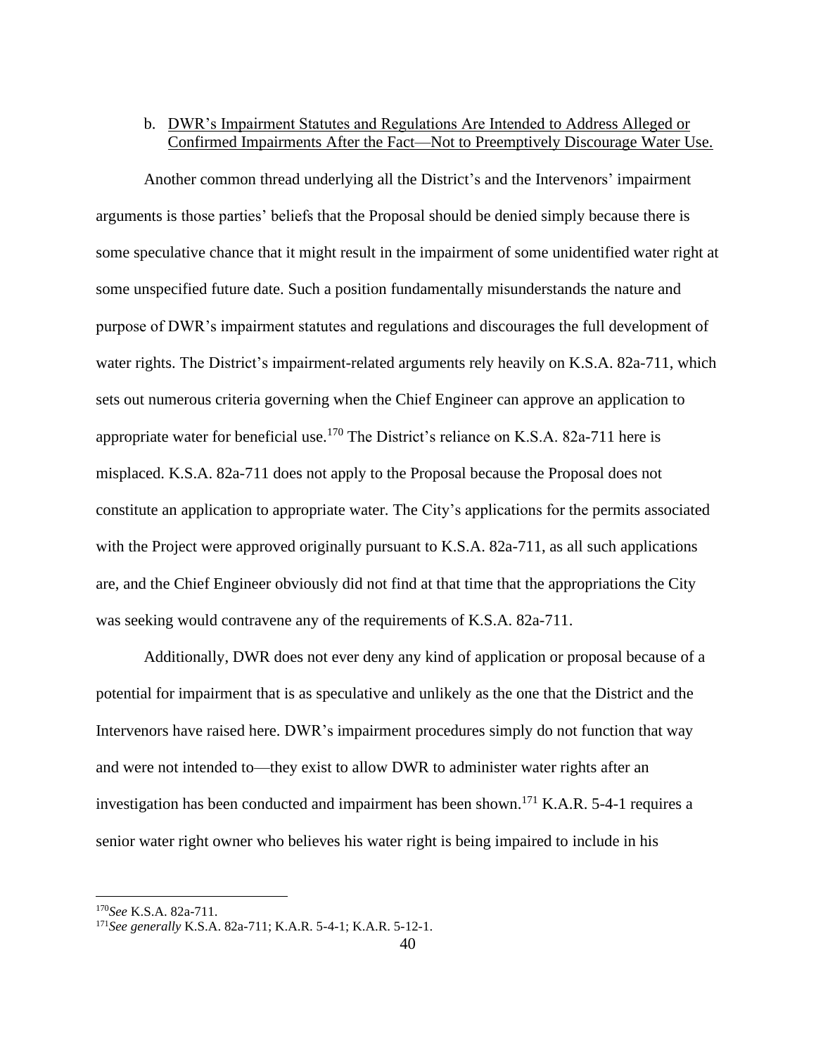b. DWR's Impairment Statutes and Regulations Are Intended to Address Alleged or Confirmed Impairments After the Fact—Not to Preemptively Discourage Water Use.

Another common thread underlying all the District's and the Intervenors' impairment arguments is those parties' beliefs that the Proposal should be denied simply because there is some speculative chance that it might result in the impairment of some unidentified water right at some unspecified future date. Such a position fundamentally misunderstands the nature and purpose of DWR's impairment statutes and regulations and discourages the full development of water rights. The District's impairment-related arguments rely heavily on K.S.A. 82a-711, which sets out numerous criteria governing when the Chief Engineer can approve an application to appropriate water for beneficial use.[170] The District's reliance on K.S.A. 82a-711 here is misplaced. K.S.A. 82a-711 does not apply to the Proposal because the Proposal does not constitute an application to appropriate water. The City's applications for the permits associated with the Project were approved originally pursuant to K.S.A. 82a-711, as all such applications are, and the Chief Engineer obviously did not find at that time that the appropriations the City was seeking would contravene any of the requirements of K.S.A. 82a-711.

Additionally, DWR does not ever deny any kind of application or proposal because of a potential for impairment that is as speculative and unlikely as the one that the District and the Intervenors have raised here. DWR's impairment procedures simply do not function that way and were not intended to—they exist to allow DWR to administer water rights after an investigation has been conducted and impairment has been shown.[171] K.A.R. 5-4-1 requires a senior water right owner who believes his water right is being impaired to include in his

---

[170] *See* K.S.A. 82a-711.

[171] *See generally* K.S.A. 82a-711; K.A.R. 5-4-1; K.A.R. 5-12-1.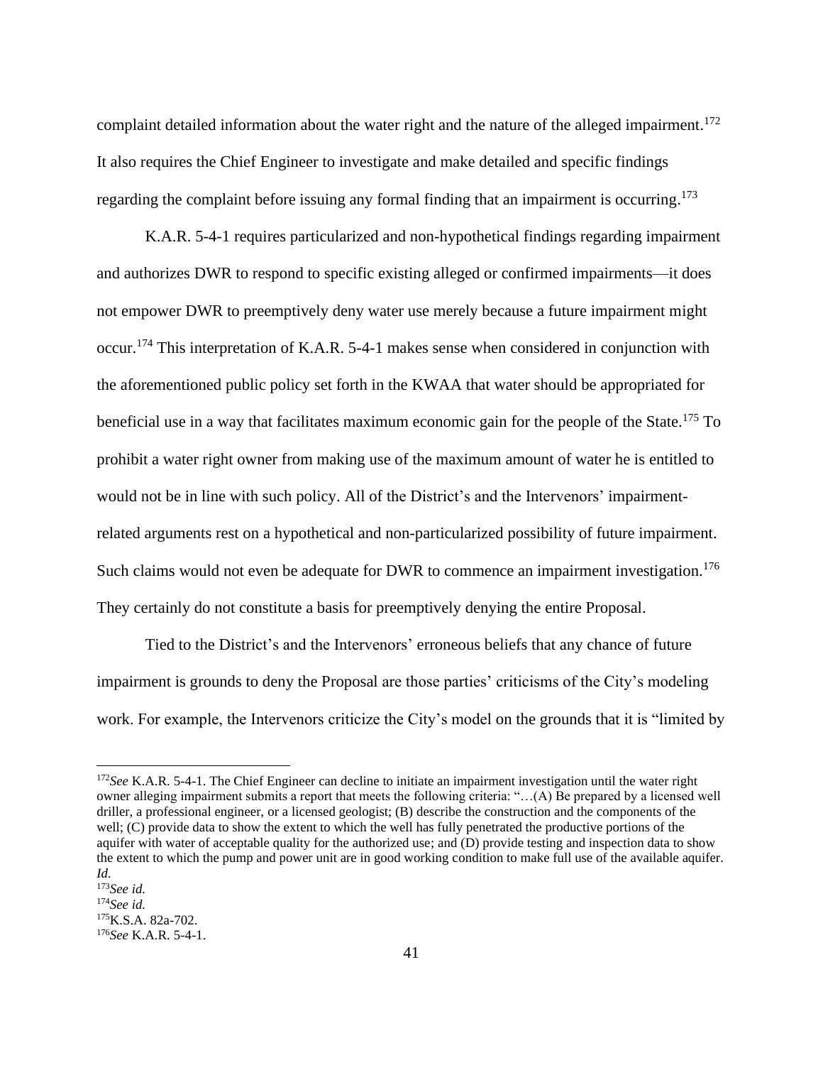complaint detailed information about the water right and the nature of the alleged impairment.[172] It also requires the Chief Engineer to investigate and make detailed and specific findings regarding the complaint before issuing any formal finding that an impairment is occurring.[173]

K.A.R. 5-4-1 requires particularized and non-hypothetical findings regarding impairment and authorizes DWR to respond to specific existing alleged or confirmed impairments—it does not empower DWR to preemptively deny water use merely because a future impairment might occur.[174] This interpretation of K.A.R. 5-4-1 makes sense when considered in conjunction with the aforementioned public policy set forth in the KWAA that water should be appropriated for beneficial use in a way that facilitates maximum economic gain for the people of the State.[175] To prohibit a water right owner from making use of the maximum amount of water he is entitled to would not be in line with such policy. All of the District's and the Intervenors' impairment-related arguments rest on a hypothetical and non-particularized possibility of future impairment. Such claims would not even be adequate for DWR to commence an impairment investigation.[176] They certainly do not constitute a basis for preemptively denying the entire Proposal.

Tied to the District's and the Intervenors' erroneous beliefs that any chance of future impairment is grounds to deny the Proposal are those parties' criticisms of the City's modeling work. For example, the Intervenors criticize the City's model on the grounds that it is "limited by

---

[172] *See* K.A.R. 5-4-1. The Chief Engineer can decline to initiate an impairment investigation until the water right owner alleging impairment submits a report that meets the following criteria: "…(A) Be prepared by a licensed well driller, a professional engineer, or a licensed geologist; (B) describe the construction and the components of the well; (C) provide data to show the extent to which the well has fully penetrated the productive portions of the aquifer with water of acceptable quality for the authorized use; and (D) provide testing and inspection data to show the extent to which the pump and power unit are in good working condition to make full use of the available aquifer. *Id*.

[173] *See id.*

[174] *See id.*

[175] K.S.A. 82a-702.

[176] *See* K.A.R. 5-4-1.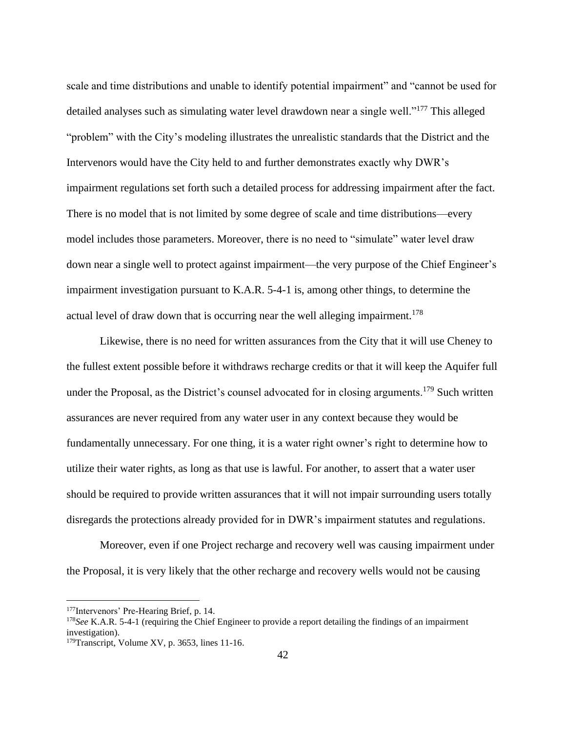scale and time distributions and unable to identify potential impairment" and "cannot be used for detailed analyses such as simulating water level drawdown near a single well."[177] This alleged "problem" with the City's modeling illustrates the unrealistic standards that the District and the Intervenors would have the City held to and further demonstrates exactly why DWR's impairment regulations set forth such a detailed process for addressing impairment after the fact. There is no model that is not limited by some degree of scale and time distributions—every model includes those parameters. Moreover, there is no need to "simulate" water level draw down near a single well to protect against impairment—the very purpose of the Chief Engineer's impairment investigation pursuant to K.A.R. 5-4-1 is, among other things, to determine the actual level of draw down that is occurring near the well alleging impairment.[178]

Likewise, there is no need for written assurances from the City that it will use Cheney to the fullest extent possible before it withdraws recharge credits or that it will keep the Aquifer full under the Proposal, as the District's counsel advocated for in closing arguments.[179] Such written assurances are never required from any water user in any context because they would be fundamentally unnecessary. For one thing, it is a water right owner's right to determine how to utilize their water rights, as long as that use is lawful. For another, to assert that a water user should be required to provide written assurances that it will not impair surrounding users totally disregards the protections already provided for in DWR's impairment statutes and regulations.

Moreover, even if one Project recharge and recovery well was causing impairment under the Proposal, it is very likely that the other recharge and recovery wells would not be causing

---

[177] Intervenors' Pre-Hearing Brief, p. 14.

[178] *See* K.A.R. 5-4-1 (requiring the Chief Engineer to provide a report detailing the findings of an impairment investigation).

[179] Transcript, Volume XV, p. 3653, lines 11-16.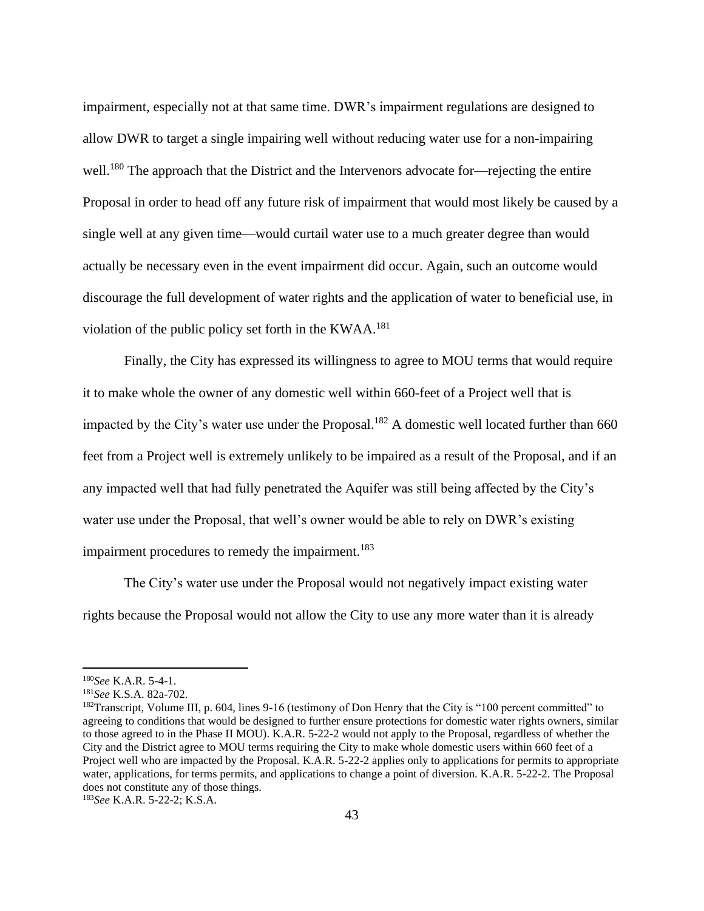impairment, especially not at that same time. DWR's impairment regulations are designed to allow DWR to target a single impairing well without reducing water use for a non-impairing well.[180] The approach that the District and the Intervenors advocate for—rejecting the entire Proposal in order to head off any future risk of impairment that would most likely be caused by a single well at any given time—would curtail water use to a much greater degree than would actually be necessary even in the event impairment did occur. Again, such an outcome would discourage the full development of water rights and the application of water to beneficial use, in violation of the public policy set forth in the KWAA.[181]

Finally, the City has expressed its willingness to agree to MOU terms that would require it to make whole the owner of any domestic well within 660-feet of a Project well that is impacted by the City's water use under the Proposal.[182] A domestic well located further than 660 feet from a Project well is extremely unlikely to be impaired as a result of the Proposal, and if an any impacted well that had fully penetrated the Aquifer was still being affected by the City's water use under the Proposal, that well's owner would be able to rely on DWR's existing impairment procedures to remedy the impairment.[183]

The City's water use under the Proposal would not negatively impact existing water rights because the Proposal would not allow the City to use any more water than it is already

---

[180]*See* K.A.R. 5-4-1.

[181]*See* K.S.A. 82a-702.

[182]Transcript, Volume III, p. 604, lines 9-16 (testimony of Don Henry that the City is "100 percent committed" to agreeing to conditions that would be designed to further ensure protections for domestic water rights owners, similar to those agreed to in the Phase II MOU). K.A.R. 5-22-2 would not apply to the Proposal, regardless of whether the City and the District agree to MOU terms requiring the City to make whole domestic users within 660 feet of a Project well who are impacted by the Proposal. K.A.R. 5-22-2 applies only to applications for permits to appropriate water, applications, for terms permits, and applications to change a point of diversion. K.A.R. 5-22-2. The Proposal does not constitute any of those things.

[183]*See* K.A.R. 5-22-2; K.S.A.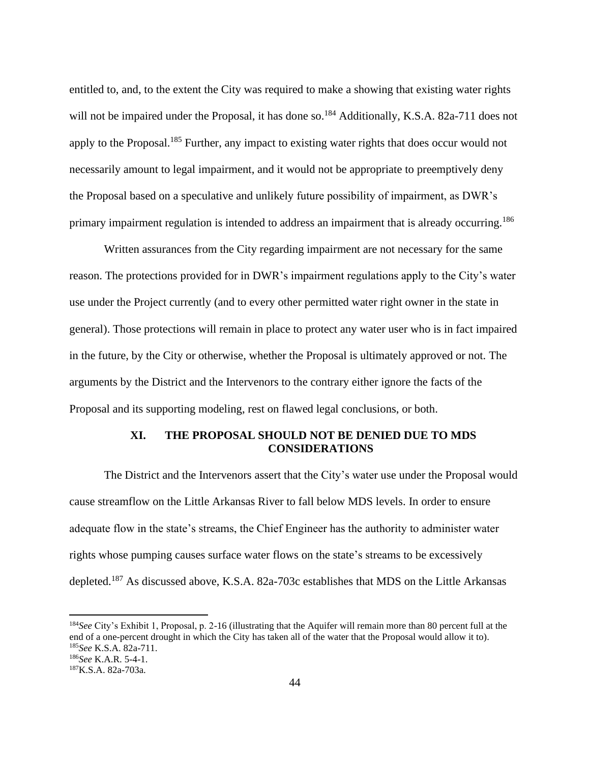entitled to, and, to the extent the City was required to make a showing that existing water rights will not be impaired under the Proposal, it has done so.[184] Additionally, K.S.A. 82a-711 does not apply to the Proposal.[185] Further, any impact to existing water rights that does occur would not necessarily amount to legal impairment, and it would not be appropriate to preemptively deny the Proposal based on a speculative and unlikely future possibility of impairment, as DWR's primary impairment regulation is intended to address an impairment that is already occurring.[186]

Written assurances from the City regarding impairment are not necessary for the same reason. The protections provided for in DWR's impairment regulations apply to the City's water use under the Project currently (and to every other permitted water right owner in the state in general). Those protections will remain in place to protect any water user who is in fact impaired in the future, by the City or otherwise, whether the Proposal is ultimately approved or not. The arguments by the District and the Intervenors to the contrary either ignore the facts of the Proposal and its supporting modeling, rest on flawed legal conclusions, or both.

## XI. THE PROPOSAL SHOULD NOT BE DENIED DUE TO MDS CONSIDERATIONS

The District and the Intervenors assert that the City's water use under the Proposal would cause streamflow on the Little Arkansas River to fall below MDS levels. In order to ensure adequate flow in the state's streams, the Chief Engineer has the authority to administer water rights whose pumping causes surface water flows on the state's streams to be excessively depleted.[187] As discussed above, K.S.A. 82a-703c establishes that MDS on the Little Arkansas

---

[184] *See* City's Exhibit 1, Proposal, p. 2-16 (illustrating that the Aquifer will remain more than 80 percent full at the end of a one-percent drought in which the City has taken all of the water that the Proposal would allow it to).

[185] *See* K.S.A. 82a-711.

[186] *See* K.A.R. 5-4-1.

[187] K.S.A. 82a-703a.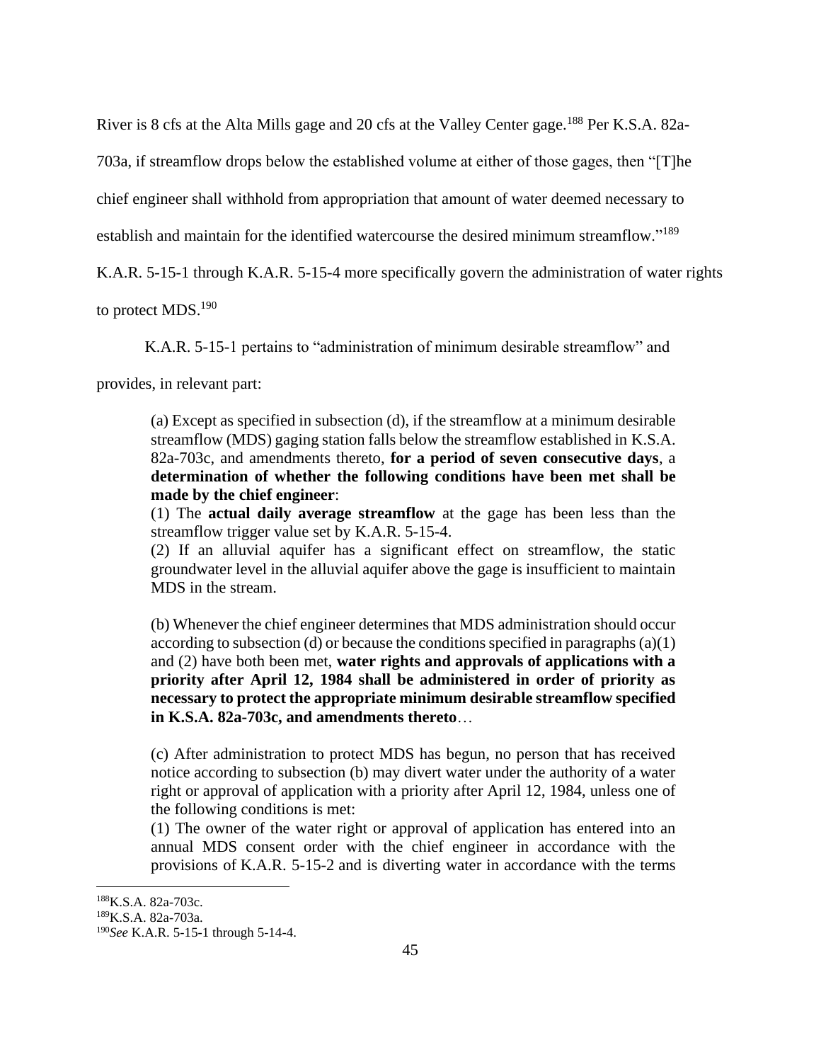River is 8 cfs at the Alta Mills gage and 20 cfs at the Valley Center gage.[188] Per K.S.A. 82a-703a, if streamflow drops below the established volume at either of those gages, then "[T]he chief engineer shall withhold from appropriation that amount of water deemed necessary to establish and maintain for the identified watercourse the desired minimum streamflow."[189] K.A.R. 5-15-1 through K.A.R. 5-15-4 more specifically govern the administration of water rights to protect MDS.[190]

K.A.R. 5-15-1 pertains to "administration of minimum desirable streamflow" and provides, in relevant part:

> (a) Except as specified in subsection (d), if the streamflow at a minimum desirable streamflow (MDS) gaging station falls below the streamflow established in K.S.A. 82a-703c, and amendments thereto, **for a period of seven consecutive days**, a **determination of whether the following conditions have been met shall be made by the chief engineer**:
> (1) The **actual daily average streamflow** at the gage has been less than the streamflow trigger value set by K.A.R. 5-15-4.
> (2) If an alluvial aquifer has a significant effect on streamflow, the static groundwater level in the alluvial aquifer above the gage is insufficient to maintain MDS in the stream.
>
> (b) Whenever the chief engineer determines that MDS administration should occur according to subsection (d) or because the conditions specified in paragraphs (a)(1) and (2) have both been met, **water rights and approvals of applications with a priority after April 12, 1984 shall be administered in order of priority as necessary to protect the appropriate minimum desirable streamflow specified in K.S.A. 82a-703c, and amendments thereto**…
>
> (c) After administration to protect MDS has begun, no person that has received notice according to subsection (b) may divert water under the authority of a water right or approval of application with a priority after April 12, 1984, unless one of the following conditions is met:
> (1) The owner of the water right or approval of application has entered into an annual MDS consent order with the chief engineer in accordance with the provisions of K.A.R. 5-15-2 and is diverting water in accordance with the terms

---

[188] K.S.A. 82a-703c.

[189] K.S.A. 82a-703a.

[190] *See* K.A.R. 5-15-1 through 5-14-4.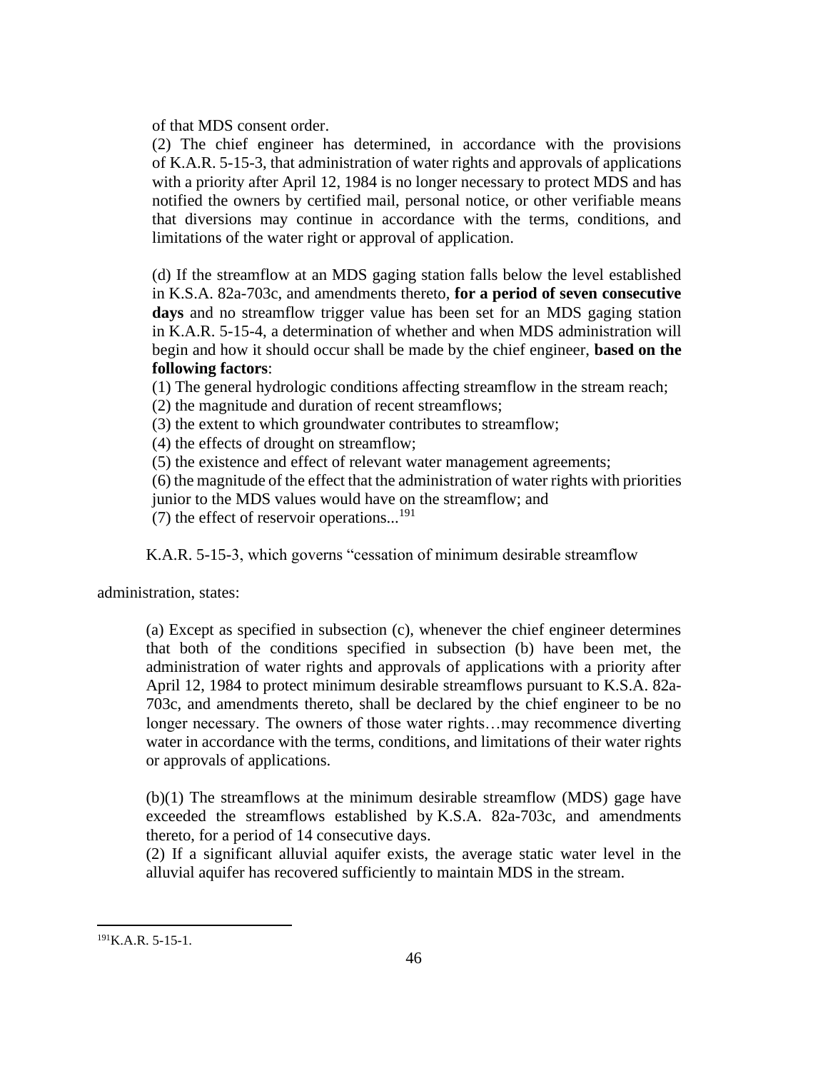> of that MDS consent order.
>
> (2) The chief engineer has determined, in accordance with the provisions of K.A.R. 5-15-3, that administration of water rights and approvals of applications with a priority after April 12, 1984 is no longer necessary to protect MDS and has notified the owners by certified mail, personal notice, or other verifiable means that diversions may continue in accordance with the terms, conditions, and limitations of the water right or approval of application.
>
> (d) If the streamflow at an MDS gaging station falls below the level established in K.S.A. 82a-703c, and amendments thereto, **for a period of seven consecutive days** and no streamflow trigger value has been set for an MDS gaging station in K.A.R. 5-15-4, a determination of whether and when MDS administration will begin and how it should occur shall be made by the chief engineer, **based on the following factors**:
>
> (1) The general hydrologic conditions affecting streamflow in the stream reach;
> (2) the magnitude and duration of recent streamflows;
> (3) the extent to which groundwater contributes to streamflow;
> (4) the effects of drought on streamflow;
> (5) the existence and effect of relevant water management agreements;
> (6) the magnitude of the effect that the administration of water rights with priorities junior to the MDS values would have on the streamflow; and
> (7) the effect of reservoir operations...[191]

K.A.R. 5-15-3, which governs "cessation of minimum desirable streamflow administration, states:

> (a) Except as specified in subsection (c), whenever the chief engineer determines that both of the conditions specified in subsection (b) have been met, the administration of water rights and approvals of applications with a priority after April 12, 1984 to protect minimum desirable streamflows pursuant to K.S.A. 82a-703c, and amendments thereto, shall be declared by the chief engineer to be no longer necessary. The owners of those water rights…may recommence diverting water in accordance with the terms, conditions, and limitations of their water rights or approvals of applications.
>
> (b)(1) The streamflows at the minimum desirable streamflow (MDS) gage have exceeded the streamflows established by K.S.A. 82a-703c, and amendments thereto, for a period of 14 consecutive days.
> (2) If a significant alluvial aquifer exists, the average static water level in the alluvial aquifer has recovered sufficiently to maintain MDS in the stream.

[191] K.A.R. 5-15-1.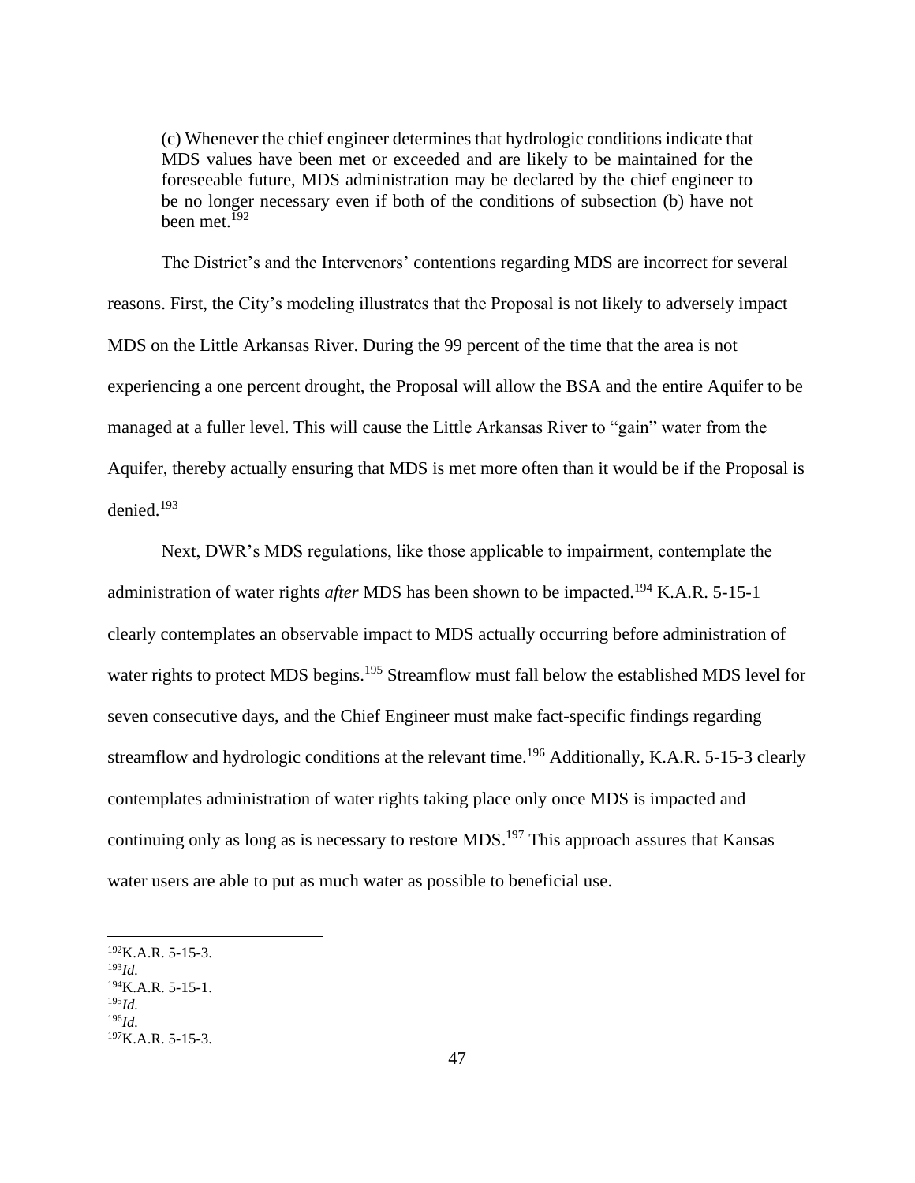> (c) Whenever the chief engineer determines that hydrologic conditions indicate that MDS values have been met or exceeded and are likely to be maintained for the foreseeable future, MDS administration may be declared by the chief engineer to be no longer necessary even if both of the conditions of subsection (b) have not been met.[192]

The District's and the Intervenors' contentions regarding MDS are incorrect for several reasons. First, the City's modeling illustrates that the Proposal is not likely to adversely impact MDS on the Little Arkansas River. During the 99 percent of the time that the area is not experiencing a one percent drought, the Proposal will allow the BSA and the entire Aquifer to be managed at a fuller level. This will cause the Little Arkansas River to "gain" water from the Aquifer, thereby actually ensuring that MDS is met more often than it would be if the Proposal is denied.[193]

Next, DWR's MDS regulations, like those applicable to impairment, contemplate the administration of water rights *after* MDS has been shown to be impacted.[194] K.A.R. 5-15-1 clearly contemplates an observable impact to MDS actually occurring before administration of water rights to protect MDS begins.[195] Streamflow must fall below the established MDS level for seven consecutive days, and the Chief Engineer must make fact-specific findings regarding streamflow and hydrologic conditions at the relevant time.[196] Additionally, K.A.R. 5-15-3 clearly contemplates administration of water rights taking place only once MDS is impacted and continuing only as long as is necessary to restore MDS.[197] This approach assures that Kansas water users are able to put as much water as possible to beneficial use.

---

[192] K.A.R. 5-15-3.
[193] *Id.*
[194] K.A.R. 5-15-1.
[195] *Id.*
[196] *Id.*
[197] K.A.R. 5-15-3.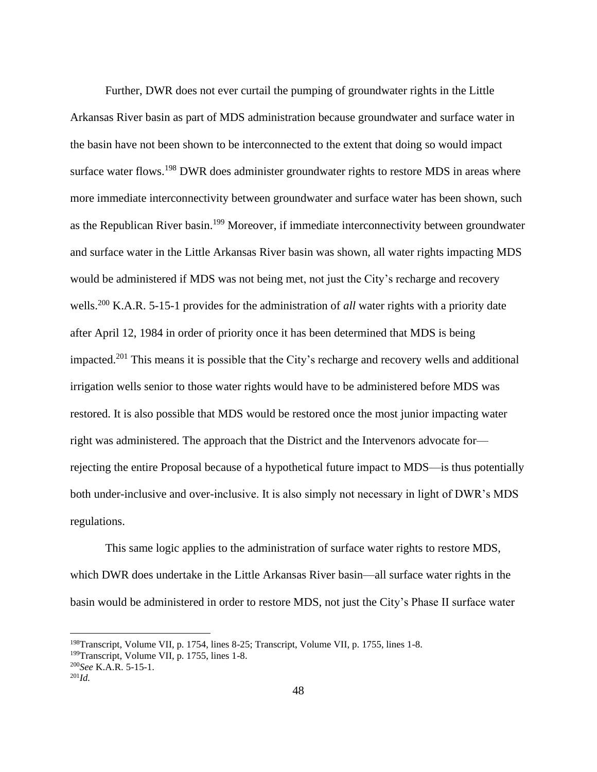Further, DWR does not ever curtail the pumping of groundwater rights in the Little Arkansas River basin as part of MDS administration because groundwater and surface water in the basin have not been shown to be interconnected to the extent that doing so would impact surface water flows.[198] DWR does administer groundwater rights to restore MDS in areas where more immediate interconnectivity between groundwater and surface water has been shown, such as the Republican River basin.[199] Moreover, if immediate interconnectivity between groundwater and surface water in the Little Arkansas River basin was shown, all water rights impacting MDS would be administered if MDS was not being met, not just the City's recharge and recovery wells.[200] K.A.R. 5-15-1 provides for the administration of *all* water rights with a priority date after April 12, 1984 in order of priority once it has been determined that MDS is being impacted.[201] This means it is possible that the City's recharge and recovery wells and additional irrigation wells senior to those water rights would have to be administered before MDS was restored. It is also possible that MDS would be restored once the most junior impacting water right was administered. The approach that the District and the Intervenors advocate for—rejecting the entire Proposal because of a hypothetical future impact to MDS—is thus potentially both under-inclusive and over-inclusive. It is also simply not necessary in light of DWR's MDS regulations.

This same logic applies to the administration of surface water rights to restore MDS, which DWR does undertake in the Little Arkansas River basin—all surface water rights in the basin would be administered in order to restore MDS, not just the City's Phase II surface water

---

[198] Transcript, Volume VII, p. 1754, lines 8-25; Transcript, Volume VII, p. 1755, lines 1-8.

[199] Transcript, Volume VII, p. 1755, lines 1-8.

[200] *See* K.A.R. 5-15-1.

[201] *Id.*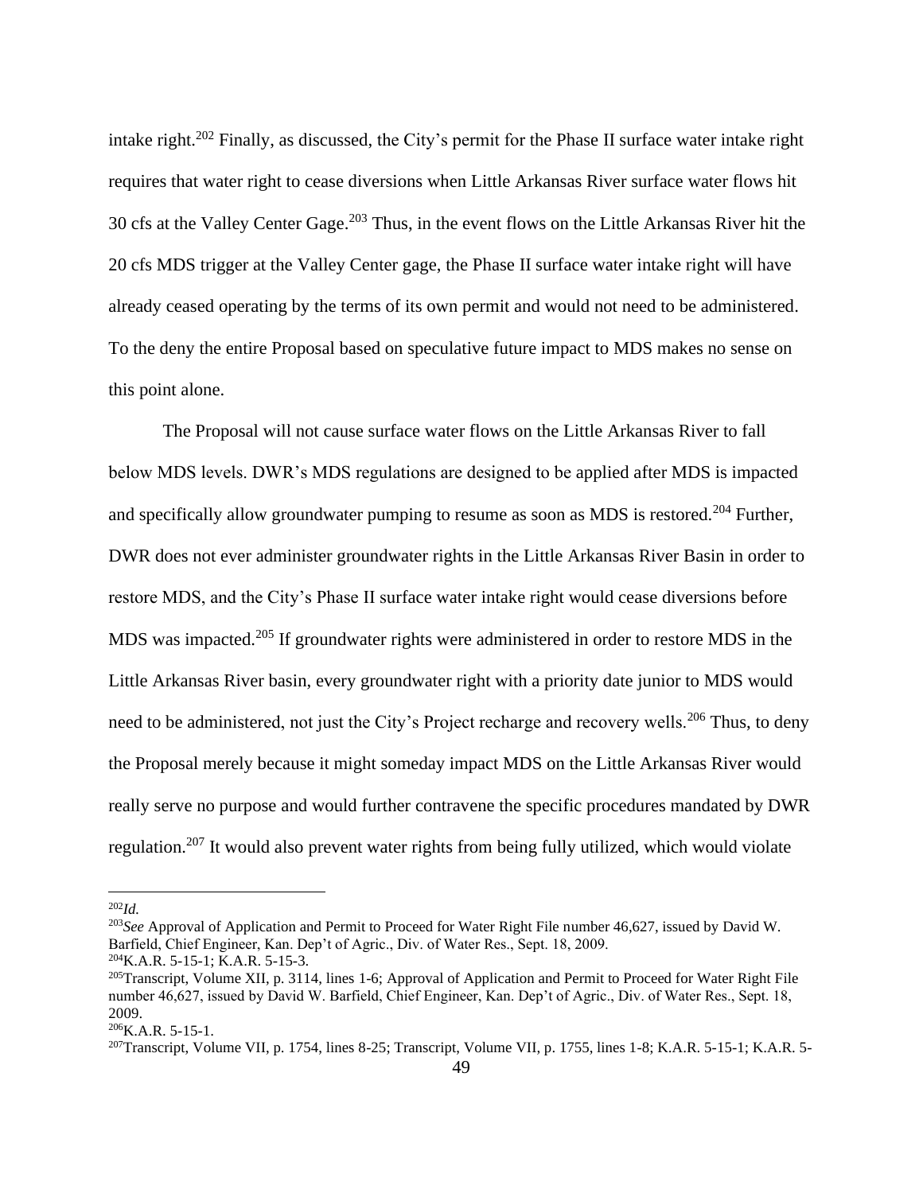intake right.[202] Finally, as discussed, the City's permit for the Phase II surface water intake right requires that water right to cease diversions when Little Arkansas River surface water flows hit 30 cfs at the Valley Center Gage.[203] Thus, in the event flows on the Little Arkansas River hit the 20 cfs MDS trigger at the Valley Center gage, the Phase II surface water intake right will have already ceased operating by the terms of its own permit and would not need to be administered. To the deny the entire Proposal based on speculative future impact to MDS makes no sense on this point alone.

The Proposal will not cause surface water flows on the Little Arkansas River to fall below MDS levels. DWR's MDS regulations are designed to be applied after MDS is impacted and specifically allow groundwater pumping to resume as soon as MDS is restored.[204] Further, DWR does not ever administer groundwater rights in the Little Arkansas River Basin in order to restore MDS, and the City's Phase II surface water intake right would cease diversions before MDS was impacted.[205] If groundwater rights were administered in order to restore MDS in the Little Arkansas River basin, every groundwater right with a priority date junior to MDS would need to be administered, not just the City's Project recharge and recovery wells.[206] Thus, to deny the Proposal merely because it might someday impact MDS on the Little Arkansas River would really serve no purpose and would further contravene the specific procedures mandated by DWR regulation.[207] It would also prevent water rights from being fully utilized, which would violate

---

[202] *Id.*

[203] *See* Approval of Application and Permit to Proceed for Water Right File number 46,627, issued by David W. Barfield, Chief Engineer, Kan. Dep't of Agric., Div. of Water Res., Sept. 18, 2009.

[204] K.A.R. 5-15-1; K.A.R. 5-15-3.

[205] Transcript, Volume XII, p. 3114, lines 1-6; Approval of Application and Permit to Proceed for Water Right File number 46,627, issued by David W. Barfield, Chief Engineer, Kan. Dep't of Agric., Div. of Water Res., Sept. 18, 2009.

[206] K.A.R. 5-15-1.

[207] Transcript, Volume VII, p. 1754, lines 8-25; Transcript, Volume VII, p. 1755, lines 1-8; K.A.R. 5-15-1; K.A.R. 5-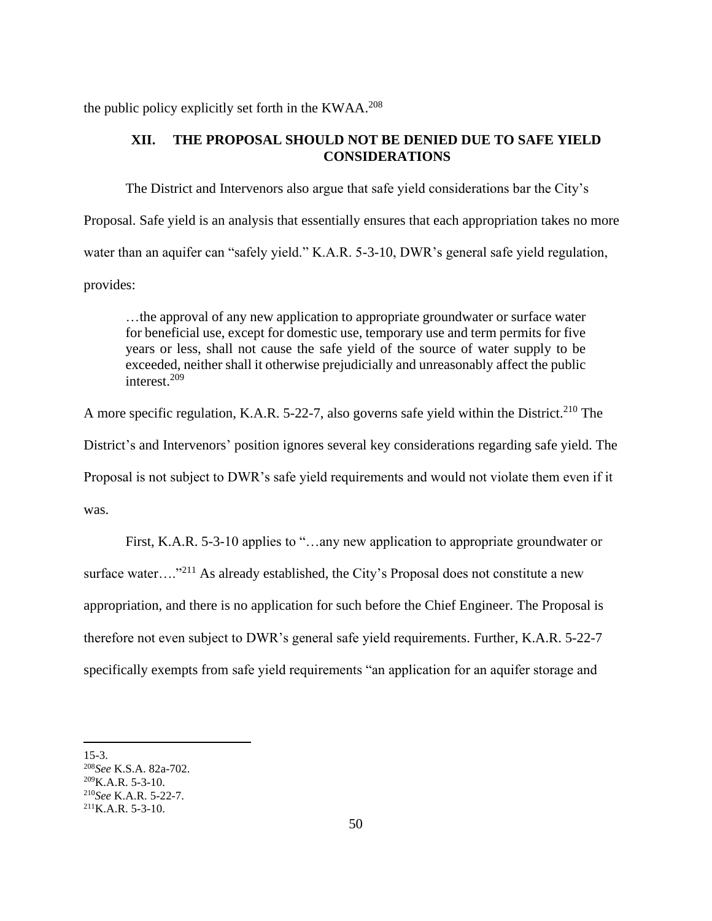the public policy explicitly set forth in the KWAA.[208]

## XII. THE PROPOSAL SHOULD NOT BE DENIED DUE TO SAFE YIELD CONSIDERATIONS

The District and Intervenors also argue that safe yield considerations bar the City's Proposal. Safe yield is an analysis that essentially ensures that each appropriation takes no more water than an aquifer can "safely yield." K.A.R. 5-3-10, DWR's general safe yield regulation, provides:

> …the approval of any new application to appropriate groundwater or surface water for beneficial use, except for domestic use, temporary use and term permits for five years or less, shall not cause the safe yield of the source of water supply to be exceeded, neither shall it otherwise prejudicially and unreasonably affect the public interest.[209]

A more specific regulation, K.A.R. 5-22-7, also governs safe yield within the District.[210] The District's and Intervenors' position ignores several key considerations regarding safe yield. The Proposal is not subject to DWR's safe yield requirements and would not violate them even if it was.

First, K.A.R. 5-3-10 applies to "…any new application to appropriate groundwater or surface water…."[211] As already established, the City's Proposal does not constitute a new appropriation, and there is no application for such before the Chief Engineer. The Proposal is therefore not even subject to DWR's general safe yield requirements. Further, K.A.R. 5-22-7 specifically exempts from safe yield requirements "an application for an aquifer storage and

---

15-3.

[208] *See* K.S.A. 82a-702.

[209] K.A.R. 5-3-10.

[210] *See* K.A.R. 5-22-7.

[211] K.A.R. 5-3-10.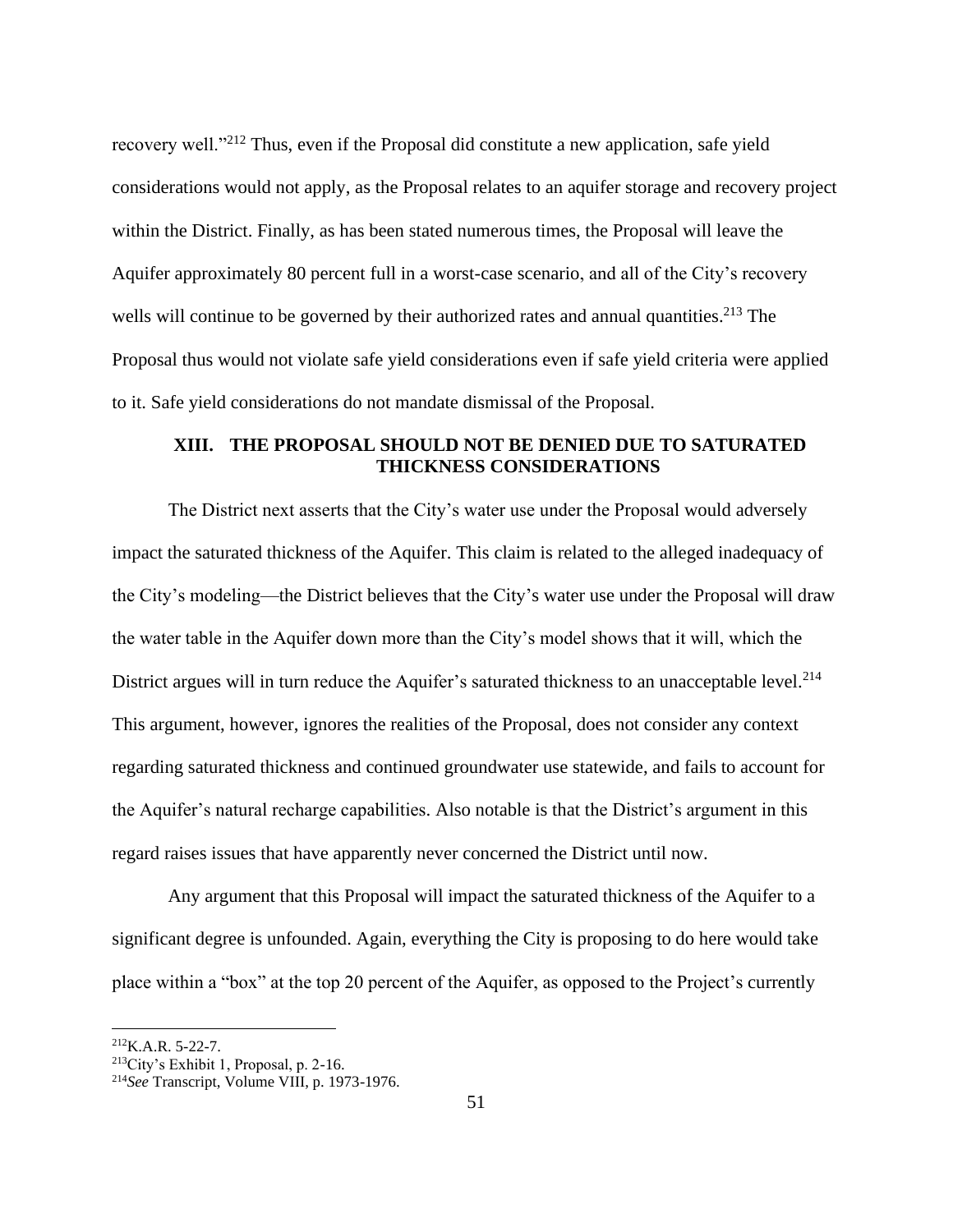recovery well."[212] Thus, even if the Proposal did constitute a new application, safe yield considerations would not apply, as the Proposal relates to an aquifer storage and recovery project within the District. Finally, as has been stated numerous times, the Proposal will leave the Aquifer approximately 80 percent full in a worst-case scenario, and all of the City's recovery wells will continue to be governed by their authorized rates and annual quantities.[213] The Proposal thus would not violate safe yield considerations even if safe yield criteria were applied to it. Safe yield considerations do not mandate dismissal of the Proposal.

## XIII. THE PROPOSAL SHOULD NOT BE DENIED DUE TO SATURATED THICKNESS CONSIDERATIONS

The District next asserts that the City's water use under the Proposal would adversely impact the saturated thickness of the Aquifer. This claim is related to the alleged inadequacy of the City's modeling—the District believes that the City's water use under the Proposal will draw the water table in the Aquifer down more than the City's model shows that it will, which the District argues will in turn reduce the Aquifer's saturated thickness to an unacceptable level.[214] This argument, however, ignores the realities of the Proposal, does not consider any context regarding saturated thickness and continued groundwater use statewide, and fails to account for the Aquifer's natural recharge capabilities. Also notable is that the District's argument in this regard raises issues that have apparently never concerned the District until now.

Any argument that this Proposal will impact the saturated thickness of the Aquifer to a significant degree is unfounded. Again, everything the City is proposing to do here would take place within a "box" at the top 20 percent of the Aquifer, as opposed to the Project's currently

---

[212] K.A.R. 5-22-7.

[213] City's Exhibit 1, Proposal, p. 2-16.

[214] *See* Transcript, Volume VIII, p. 1973-1976.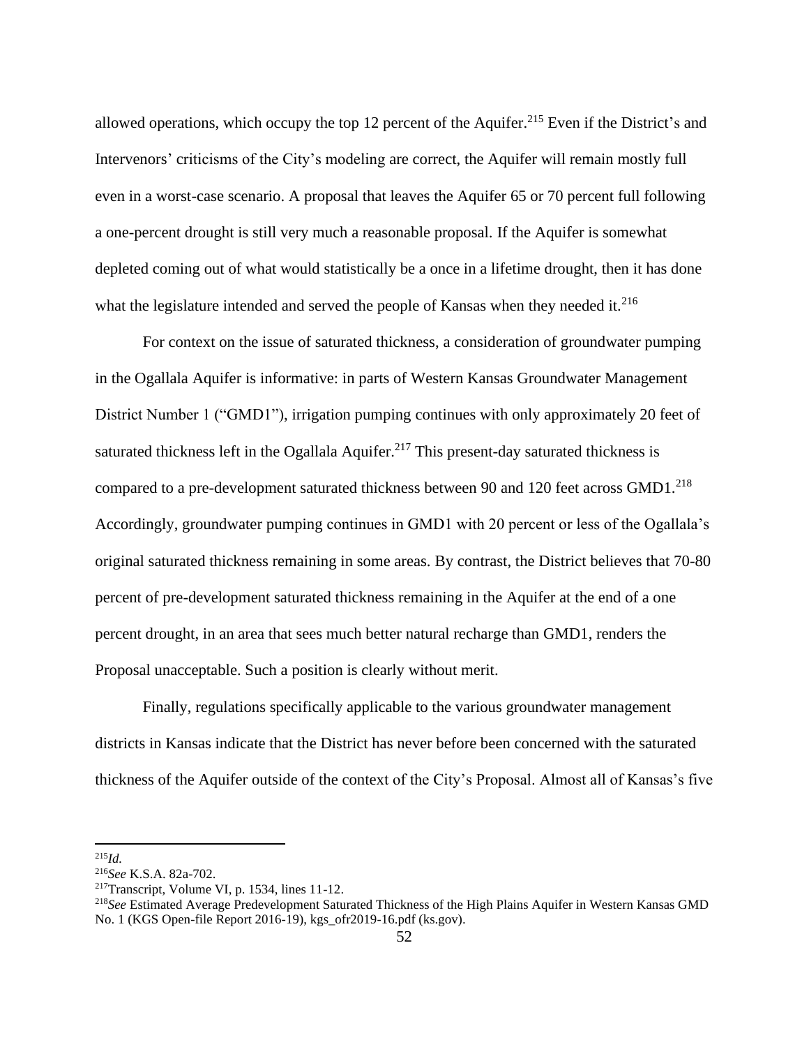allowed operations, which occupy the top 12 percent of the Aquifer.[215] Even if the District's and Intervenors' criticisms of the City's modeling are correct, the Aquifer will remain mostly full even in a worst-case scenario. A proposal that leaves the Aquifer 65 or 70 percent full following a one-percent drought is still very much a reasonable proposal. If the Aquifer is somewhat depleted coming out of what would statistically be a once in a lifetime drought, then it has done what the legislature intended and served the people of Kansas when they needed it.[216]

For context on the issue of saturated thickness, a consideration of groundwater pumping in the Ogallala Aquifer is informative: in parts of Western Kansas Groundwater Management District Number 1 ("GMD1"), irrigation pumping continues with only approximately 20 feet of saturated thickness left in the Ogallala Aquifer.[217] This present-day saturated thickness is compared to a pre-development saturated thickness between 90 and 120 feet across GMD1.[218] Accordingly, groundwater pumping continues in GMD1 with 20 percent or less of the Ogallala's original saturated thickness remaining in some areas. By contrast, the District believes that 70-80 percent of pre-development saturated thickness remaining in the Aquifer at the end of a one percent drought, in an area that sees much better natural recharge than GMD1, renders the Proposal unacceptable. Such a position is clearly without merit.

Finally, regulations specifically applicable to the various groundwater management districts in Kansas indicate that the District has never before been concerned with the saturated thickness of the Aquifer outside of the context of the City's Proposal. Almost all of Kansas's five

---

[215] *Id.*

[216] *See* K.S.A. 82a-702.

[217] Transcript, Volume VI, p. 1534, lines 11-12.

[218] *See* Estimated Average Predevelopment Saturated Thickness of the High Plains Aquifer in Western Kansas GMD No. 1 (KGS Open-file Report 2016-19), kgs_ofr2019-16.pdf (ks.gov).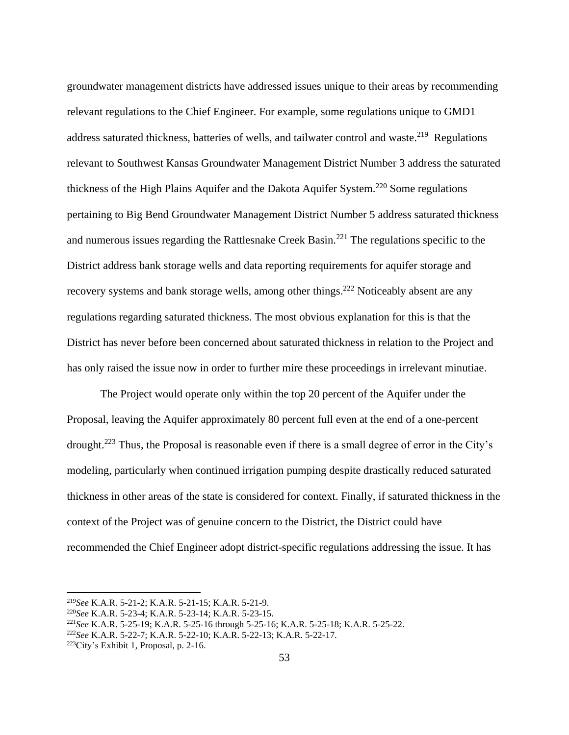groundwater management districts have addressed issues unique to their areas by recommending relevant regulations to the Chief Engineer. For example, some regulations unique to GMD1 address saturated thickness, batteries of wells, and tailwater control and waste.[219] Regulations relevant to Southwest Kansas Groundwater Management District Number 3 address the saturated thickness of the High Plains Aquifer and the Dakota Aquifer System.[220] Some regulations pertaining to Big Bend Groundwater Management District Number 5 address saturated thickness and numerous issues regarding the Rattlesnake Creek Basin.[221] The regulations specific to the District address bank storage wells and data reporting requirements for aquifer storage and recovery systems and bank storage wells, among other things.[222] Noticeably absent are any regulations regarding saturated thickness. The most obvious explanation for this is that the District has never before been concerned about saturated thickness in relation to the Project and has only raised the issue now in order to further mire these proceedings in irrelevant minutiae.

The Project would operate only within the top 20 percent of the Aquifer under the Proposal, leaving the Aquifer approximately 80 percent full even at the end of a one-percent drought.[223] Thus, the Proposal is reasonable even if there is a small degree of error in the City's modeling, particularly when continued irrigation pumping despite drastically reduced saturated thickness in other areas of the state is considered for context. Finally, if saturated thickness in the context of the Project was of genuine concern to the District, the District could have recommended the Chief Engineer adopt district-specific regulations addressing the issue. It has

[219] *See* K.A.R. 5-21-2; K.A.R. 5-21-15; K.A.R. 5-21-9.

[220] *See* K.A.R. 5-23-4; K.A.R. 5-23-14; K.A.R. 5-23-15.

[221] *See* K.A.R. 5-25-19; K.A.R. 5-25-16 through 5-25-16; K.A.R. 5-25-18; K.A.R. 5-25-22.

[222] *See* K.A.R. 5-22-7; K.A.R. 5-22-10; K.A.R. 5-22-13; K.A.R. 5-22-17.

[223] City's Exhibit 1, Proposal, p. 2-16.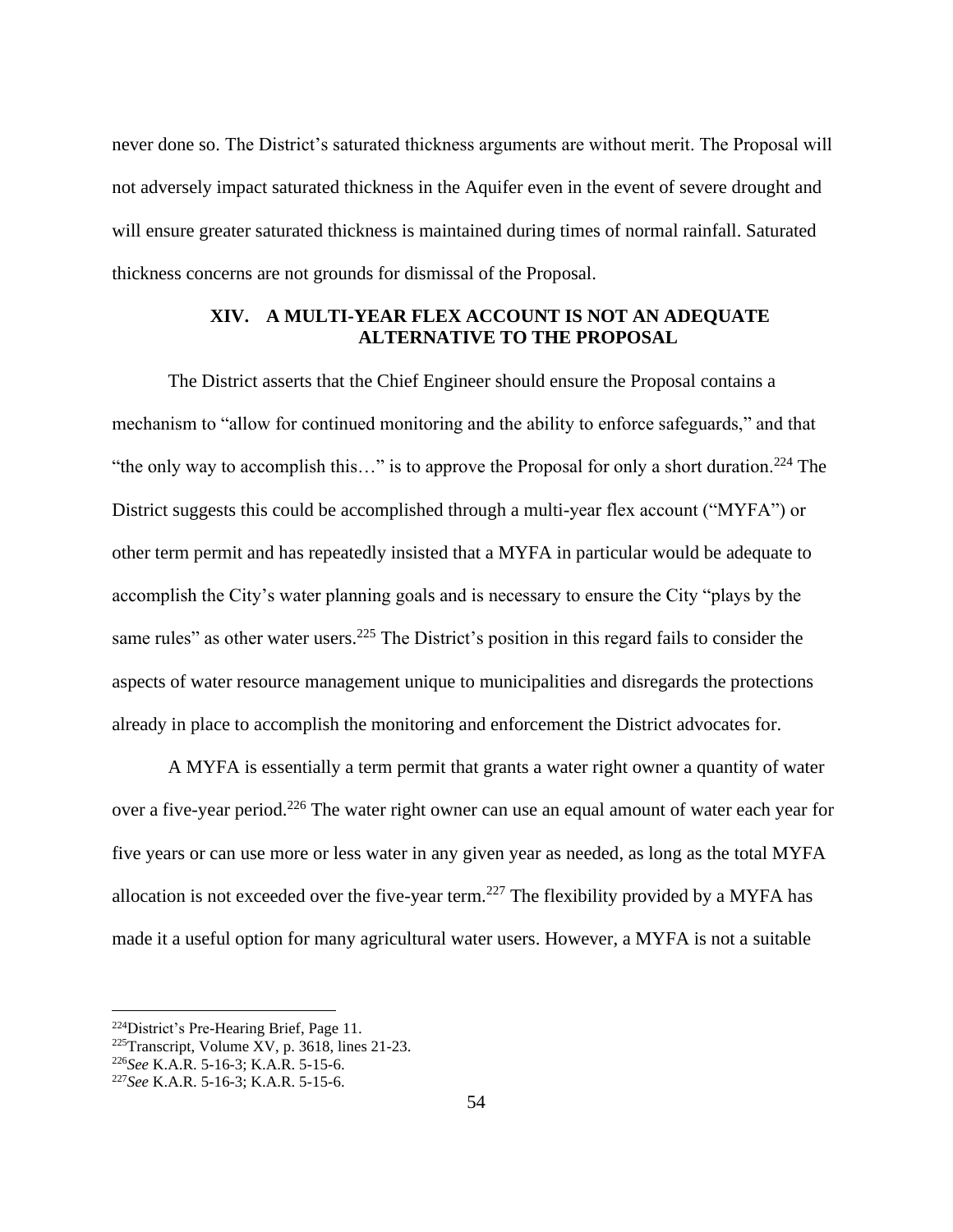never done so. The District's saturated thickness arguments are without merit. The Proposal will not adversely impact saturated thickness in the Aquifer even in the event of severe drought and will ensure greater saturated thickness is maintained during times of normal rainfall. Saturated thickness concerns are not grounds for dismissal of the Proposal.

## XIV. A MULTI-YEAR FLEX ACCOUNT IS NOT AN ADEQUATE ALTERNATIVE TO THE PROPOSAL

The District asserts that the Chief Engineer should ensure the Proposal contains a mechanism to "allow for continued monitoring and the ability to enforce safeguards," and that "the only way to accomplish this…" is to approve the Proposal for only a short duration.[224] The District suggests this could be accomplished through a multi-year flex account ("MYFA") or other term permit and has repeatedly insisted that a MYFA in particular would be adequate to accomplish the City's water planning goals and is necessary to ensure the City "plays by the same rules" as other water users.[225] The District's position in this regard fails to consider the aspects of water resource management unique to municipalities and disregards the protections already in place to accomplish the monitoring and enforcement the District advocates for.

A MYFA is essentially a term permit that grants a water right owner a quantity of water over a five-year period.[226] The water right owner can use an equal amount of water each year for five years or can use more or less water in any given year as needed, as long as the total MYFA allocation is not exceeded over the five-year term.[227] The flexibility provided by a MYFA has made it a useful option for many agricultural water users. However, a MYFA is not a suitable

---

[224] District's Pre-Hearing Brief, Page 11.

[225] Transcript, Volume XV, p. 3618, lines 21-23.

[226] *See* K.A.R. 5-16-3; K.A.R. 5-15-6.

[227] *See* K.A.R. 5-16-3; K.A.R. 5-15-6.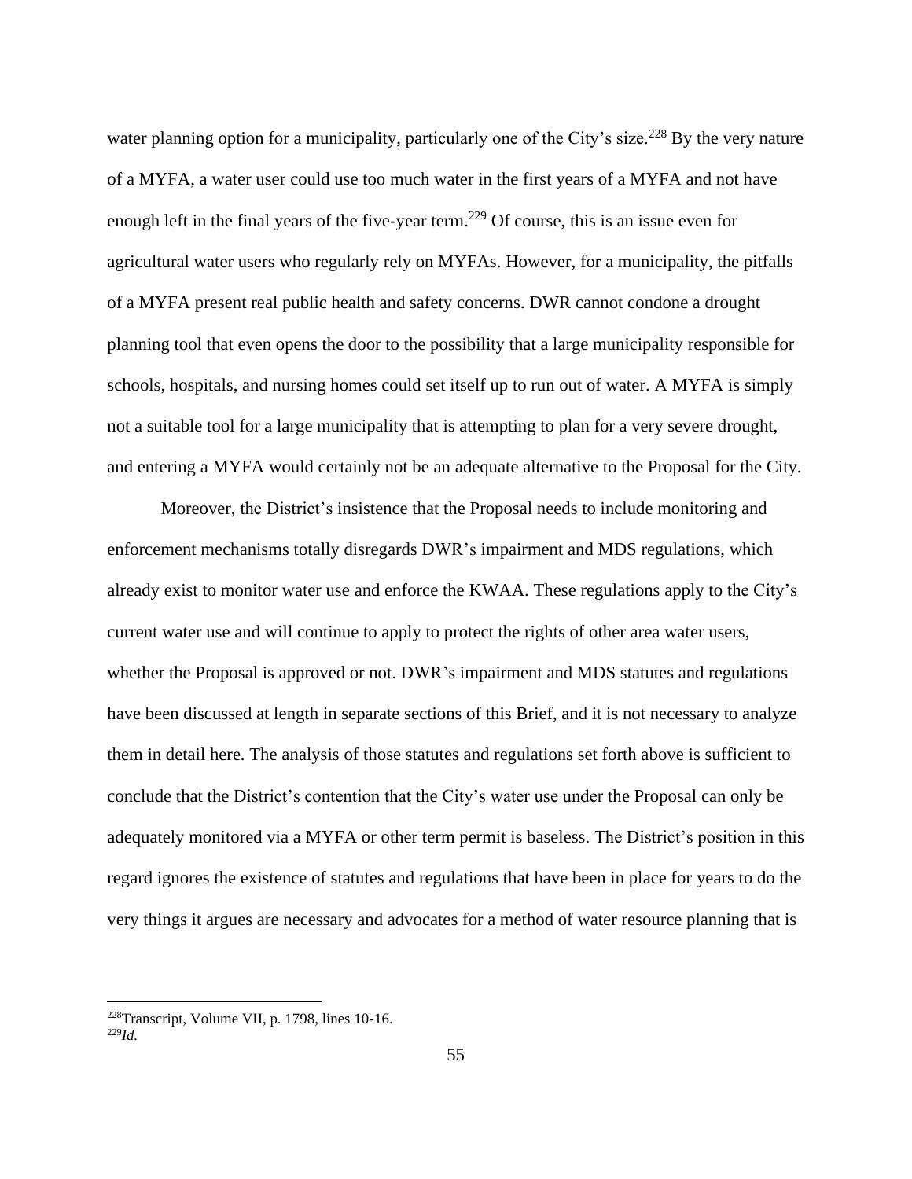water planning option for a municipality, particularly one of the City's size.[228] By the very nature of a MYFA, a water user could use too much water in the first years of a MYFA and not have enough left in the final years of the five-year term.[229] Of course, this is an issue even for agricultural water users who regularly rely on MYFAs. However, for a municipality, the pitfalls of a MYFA present real public health and safety concerns. DWR cannot condone a drought planning tool that even opens the door to the possibility that a large municipality responsible for schools, hospitals, and nursing homes could set itself up to run out of water. A MYFA is simply not a suitable tool for a large municipality that is attempting to plan for a very severe drought, and entering a MYFA would certainly not be an adequate alternative to the Proposal for the City.

Moreover, the District's insistence that the Proposal needs to include monitoring and enforcement mechanisms totally disregards DWR's impairment and MDS regulations, which already exist to monitor water use and enforce the KWAA. These regulations apply to the City's current water use and will continue to apply to protect the rights of other area water users, whether the Proposal is approved or not. DWR's impairment and MDS statutes and regulations have been discussed at length in separate sections of this Brief, and it is not necessary to analyze them in detail here. The analysis of those statutes and regulations set forth above is sufficient to conclude that the District's contention that the City's water use under the Proposal can only be adequately monitored via a MYFA or other term permit is baseless. The District's position in this regard ignores the existence of statutes and regulations that have been in place for years to do the very things it argues are necessary and advocates for a method of water resource planning that is

---

[228] Transcript, Volume VII, p. 1798, lines 10-16.

[229] *Id.*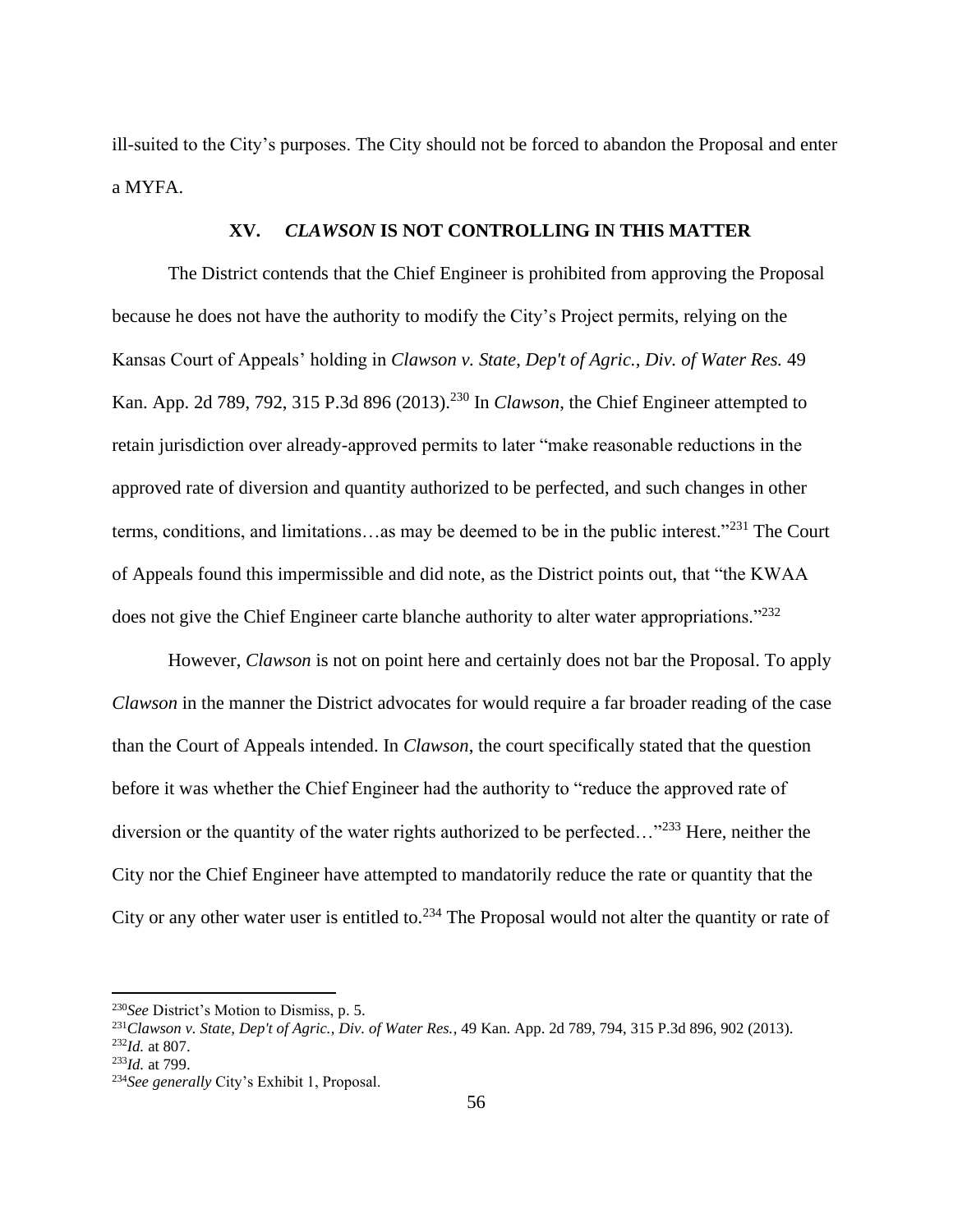ill-suited to the City's purposes. The City should not be forced to abandon the Proposal and enter a MYFA.

## XV. *CLAWSON* IS NOT CONTROLLING IN THIS MATTER

The District contends that the Chief Engineer is prohibited from approving the Proposal because he does not have the authority to modify the City's Project permits, relying on the Kansas Court of Appeals' holding in *Clawson v. State, Dep't of Agric., Div. of Water Res.* 49 Kan. App. 2d 789, 792, 315 P.3d 896 (2013).[230] In *Clawson*, the Chief Engineer attempted to retain jurisdiction over already-approved permits to later "make reasonable reductions in the approved rate of diversion and quantity authorized to be perfected, and such changes in other terms, conditions, and limitations…as may be deemed to be in the public interest."[231] The Court of Appeals found this impermissible and did note, as the District points out, that "the KWAA does not give the Chief Engineer carte blanche authority to alter water appropriations."[232]

However, *Clawson* is not on point here and certainly does not bar the Proposal. To apply *Clawson* in the manner the District advocates for would require a far broader reading of the case than the Court of Appeals intended. In *Clawson*, the court specifically stated that the question before it was whether the Chief Engineer had the authority to "reduce the approved rate of diversion or the quantity of the water rights authorized to be perfected…"[233] Here, neither the City nor the Chief Engineer have attempted to mandatorily reduce the rate or quantity that the City or any other water user is entitled to.[234] The Proposal would not alter the quantity or rate of

---

[230] *See* District's Motion to Dismiss, p. 5.

[231] *Clawson v. State, Dep't of Agric., Div. of Water Res.*, 49 Kan. App. 2d 789, 794, 315 P.3d 896, 902 (2013).

[232] *Id.* at 807.

[233] *Id.* at 799.

[234] *See generally* City's Exhibit 1, Proposal.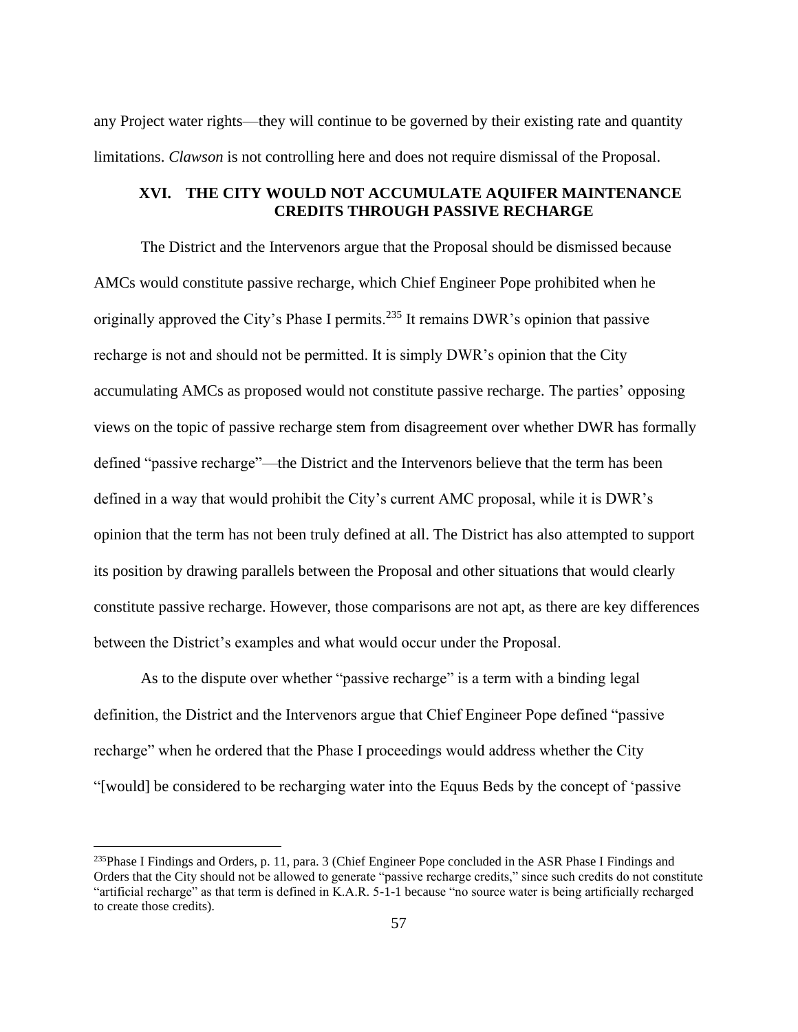any Project water rights—they will continue to be governed by their existing rate and quantity limitations. *Clawson* is not controlling here and does not require dismissal of the Proposal.

## XVI. THE CITY WOULD NOT ACCUMULATE AQUIFER MAINTENANCE CREDITS THROUGH PASSIVE RECHARGE

The District and the Intervenors argue that the Proposal should be dismissed because AMCs would constitute passive recharge, which Chief Engineer Pope prohibited when he originally approved the City's Phase I permits.[235] It remains DWR's opinion that passive recharge is not and should not be permitted. It is simply DWR's opinion that the City accumulating AMCs as proposed would not constitute passive recharge. The parties' opposing views on the topic of passive recharge stem from disagreement over whether DWR has formally defined "passive recharge"—the District and the Intervenors believe that the term has been defined in a way that would prohibit the City's current AMC proposal, while it is DWR's opinion that the term has not been truly defined at all. The District has also attempted to support its position by drawing parallels between the Proposal and other situations that would clearly constitute passive recharge. However, those comparisons are not apt, as there are key differences between the District's examples and what would occur under the Proposal.

As to the dispute over whether "passive recharge" is a term with a binding legal definition, the District and the Intervenors argue that Chief Engineer Pope defined "passive recharge" when he ordered that the Phase I proceedings would address whether the City "[would] be considered to be recharging water into the Equus Beds by the concept of 'passive

---

[235] Phase I Findings and Orders, p. 11, para. 3 (Chief Engineer Pope concluded in the ASR Phase I Findings and Orders that the City should not be allowed to generate "passive recharge credits," since such credits do not constitute "artificial recharge" as that term is defined in K.A.R. 5-1-1 because "no source water is being artificially recharged to create those credits).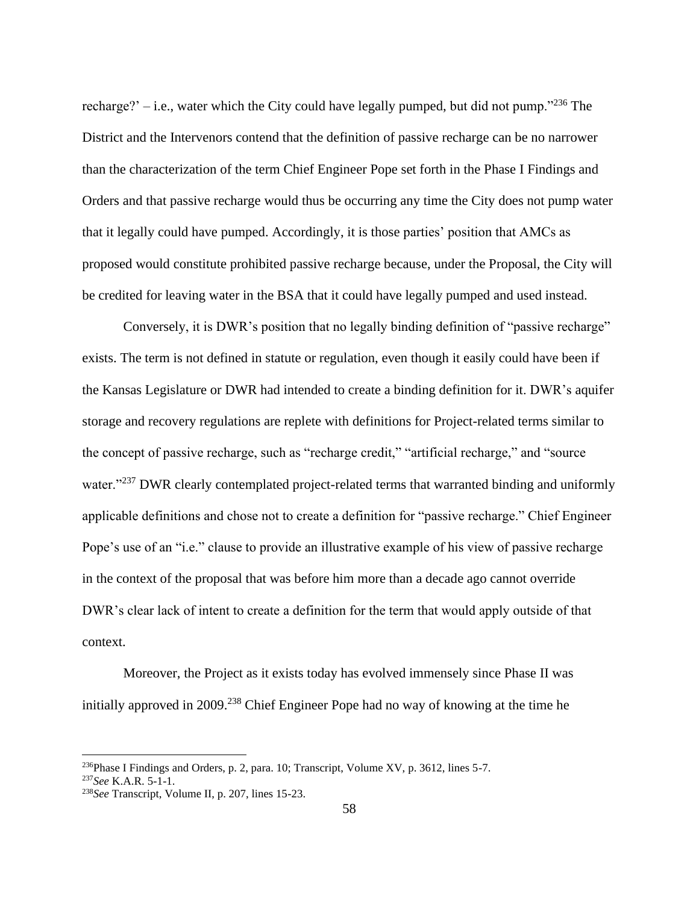recharge?' – i.e., water which the City could have legally pumped, but did not pump."[236] The District and the Intervenors contend that the definition of passive recharge can be no narrower than the characterization of the term Chief Engineer Pope set forth in the Phase I Findings and Orders and that passive recharge would thus be occurring any time the City does not pump water that it legally could have pumped. Accordingly, it is those parties' position that AMCs as proposed would constitute prohibited passive recharge because, under the Proposal, the City will be credited for leaving water in the BSA that it could have legally pumped and used instead.

Conversely, it is DWR's position that no legally binding definition of "passive recharge" exists. The term is not defined in statute or regulation, even though it easily could have been if the Kansas Legislature or DWR had intended to create a binding definition for it. DWR's aquifer storage and recovery regulations are replete with definitions for Project-related terms similar to the concept of passive recharge, such as "recharge credit," "artificial recharge," and "source water."[237] DWR clearly contemplated project-related terms that warranted binding and uniformly applicable definitions and chose not to create a definition for "passive recharge." Chief Engineer Pope's use of an "i.e." clause to provide an illustrative example of his view of passive recharge in the context of the proposal that was before him more than a decade ago cannot override DWR's clear lack of intent to create a definition for the term that would apply outside of that context.

Moreover, the Project as it exists today has evolved immensely since Phase II was initially approved in 2009.[238] Chief Engineer Pope had no way of knowing at the time he

---

[236] Phase I Findings and Orders, p. 2, para. 10; Transcript, Volume XV, p. 3612, lines 5-7.

[237] *See* K.A.R. 5-1-1.

[238] *See* Transcript, Volume II, p. 207, lines 15-23.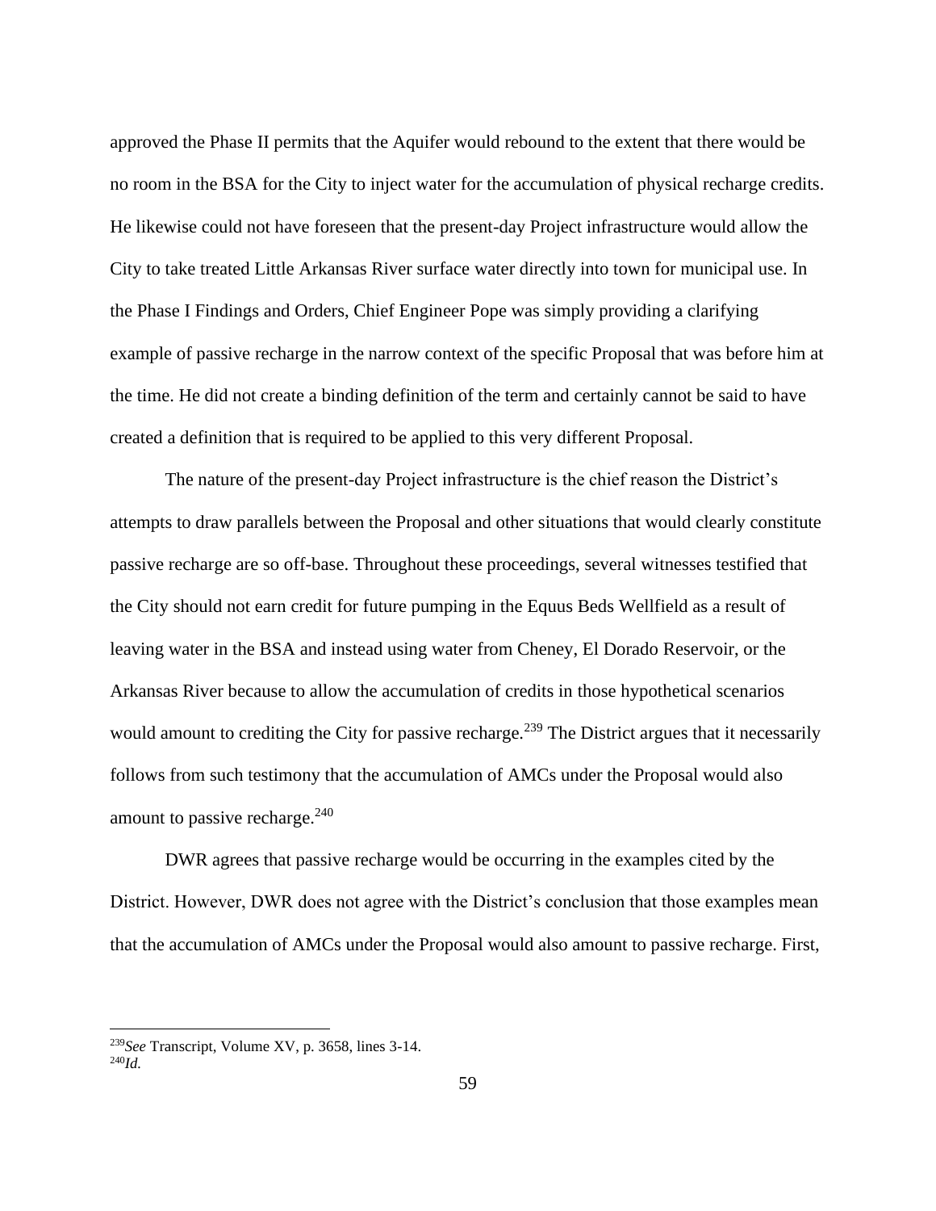approved the Phase II permits that the Aquifer would rebound to the extent that there would be no room in the BSA for the City to inject water for the accumulation of physical recharge credits. He likewise could not have foreseen that the present-day Project infrastructure would allow the City to take treated Little Arkansas River surface water directly into town for municipal use. In the Phase I Findings and Orders, Chief Engineer Pope was simply providing a clarifying example of passive recharge in the narrow context of the specific Proposal that was before him at the time. He did not create a binding definition of the term and certainly cannot be said to have created a definition that is required to be applied to this very different Proposal.

The nature of the present-day Project infrastructure is the chief reason the District's attempts to draw parallels between the Proposal and other situations that would clearly constitute passive recharge are so off-base. Throughout these proceedings, several witnesses testified that the City should not earn credit for future pumping in the Equus Beds Wellfield as a result of leaving water in the BSA and instead using water from Cheney, El Dorado Reservoir, or the Arkansas River because to allow the accumulation of credits in those hypothetical scenarios would amount to crediting the City for passive recharge.[239] The District argues that it necessarily follows from such testimony that the accumulation of AMCs under the Proposal would also amount to passive recharge.[240]

DWR agrees that passive recharge would be occurring in the examples cited by the District. However, DWR does not agree with the District's conclusion that those examples mean that the accumulation of AMCs under the Proposal would also amount to passive recharge. First,

---

[239] *See* Transcript, Volume XV, p. 3658, lines 3-14.
[240] *Id.*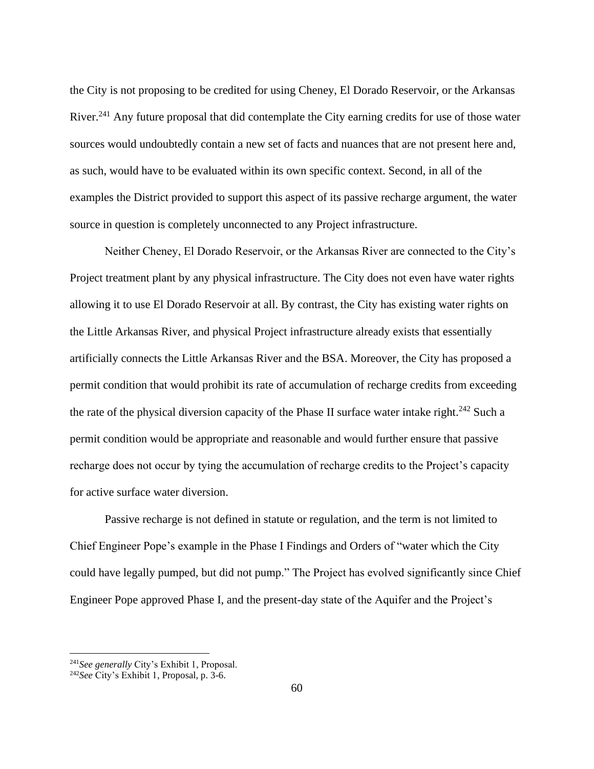the City is not proposing to be credited for using Cheney, El Dorado Reservoir, or the Arkansas River.[241] Any future proposal that did contemplate the City earning credits for use of those water sources would undoubtedly contain a new set of facts and nuances that are not present here and, as such, would have to be evaluated within its own specific context. Second, in all of the examples the District provided to support this aspect of its passive recharge argument, the water source in question is completely unconnected to any Project infrastructure.

Neither Cheney, El Dorado Reservoir, or the Arkansas River are connected to the City's Project treatment plant by any physical infrastructure. The City does not even have water rights allowing it to use El Dorado Reservoir at all. By contrast, the City has existing water rights on the Little Arkansas River, and physical Project infrastructure already exists that essentially artificially connects the Little Arkansas River and the BSA. Moreover, the City has proposed a permit condition that would prohibit its rate of accumulation of recharge credits from exceeding the rate of the physical diversion capacity of the Phase II surface water intake right.[242] Such a permit condition would be appropriate and reasonable and would further ensure that passive recharge does not occur by tying the accumulation of recharge credits to the Project's capacity for active surface water diversion.

Passive recharge is not defined in statute or regulation, and the term is not limited to Chief Engineer Pope's example in the Phase I Findings and Orders of "water which the City could have legally pumped, but did not pump." The Project has evolved significantly since Chief Engineer Pope approved Phase I, and the present-day state of the Aquifer and the Project's

---

[241] *See generally* City's Exhibit 1, Proposal.

[242] *See* City's Exhibit 1, Proposal, p. 3-6.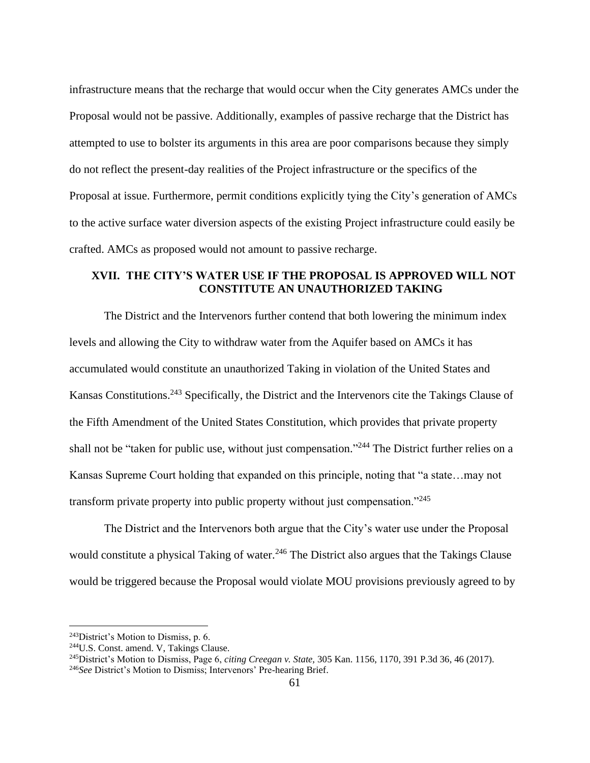infrastructure means that the recharge that would occur when the City generates AMCs under the Proposal would not be passive. Additionally, examples of passive recharge that the District has attempted to use to bolster its arguments in this area are poor comparisons because they simply do not reflect the present-day realities of the Project infrastructure or the specifics of the Proposal at issue. Furthermore, permit conditions explicitly tying the City's generation of AMCs to the active surface water diversion aspects of the existing Project infrastructure could easily be crafted. AMCs as proposed would not amount to passive recharge.

## XVII. THE CITY'S WATER USE IF THE PROPOSAL IS APPROVED WILL NOT CONSTITUTE AN UNAUTHORIZED TAKING

The District and the Intervenors further contend that both lowering the minimum index levels and allowing the City to withdraw water from the Aquifer based on AMCs it has accumulated would constitute an unauthorized Taking in violation of the United States and Kansas Constitutions.[243] Specifically, the District and the Intervenors cite the Takings Clause of the Fifth Amendment of the United States Constitution, which provides that private property shall not be "taken for public use, without just compensation."[244] The District further relies on a Kansas Supreme Court holding that expanded on this principle, noting that "a state…may not transform private property into public property without just compensation."[245]

The District and the Intervenors both argue that the City's water use under the Proposal would constitute a physical Taking of water.[246] The District also argues that the Takings Clause would be triggered because the Proposal would violate MOU provisions previously agreed to by

---

[243] District's Motion to Dismiss, p. 6.

[244] U.S. Const. amend. V, Takings Clause.

[245] District's Motion to Dismiss, Page 6, *citing Creegan v. State*, 305 Kan. 1156, 1170, 391 P.3d 36, 46 (2017).

[246] *See* District's Motion to Dismiss; Intervenors' Pre-hearing Brief.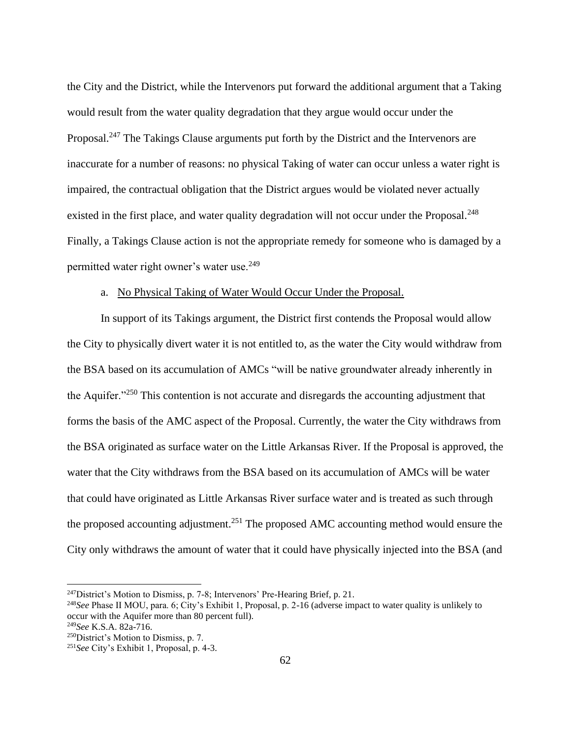the City and the District, while the Intervenors put forward the additional argument that a Taking would result from the water quality degradation that they argue would occur under the Proposal.[247] The Takings Clause arguments put forth by the District and the Intervenors are inaccurate for a number of reasons: no physical Taking of water can occur unless a water right is impaired, the contractual obligation that the District argues would be violated never actually existed in the first place, and water quality degradation will not occur under the Proposal.[248] Finally, a Takings Clause action is not the appropriate remedy for someone who is damaged by a permitted water right owner's water use.[249]

a. <u>No Physical Taking of Water Would Occur Under the Proposal.</u>

In support of its Takings argument, the District first contends the Proposal would allow the City to physically divert water it is not entitled to, as the water the City would withdraw from the BSA based on its accumulation of AMCs "will be native groundwater already inherently in the Aquifer."[250] This contention is not accurate and disregards the accounting adjustment that forms the basis of the AMC aspect of the Proposal. Currently, the water the City withdraws from the BSA originated as surface water on the Little Arkansas River. If the Proposal is approved, the water that the City withdraws from the BSA based on its accumulation of AMCs will be water that could have originated as Little Arkansas River surface water and is treated as such through the proposed accounting adjustment.[251] The proposed AMC accounting method would ensure the City only withdraws the amount of water that it could have physically injected into the BSA (and

---

[247] District's Motion to Dismiss, p. 7-8; Intervenors' Pre-Hearing Brief, p. 21.

[248] *See* Phase II MOU, para. 6; City's Exhibit 1, Proposal, p. 2-16 (adverse impact to water quality is unlikely to occur with the Aquifer more than 80 percent full).

[249] *See* K.S.A. 82a-716.

[250] District's Motion to Dismiss, p. 7.

[251] *See* City's Exhibit 1, Proposal, p. 4-3.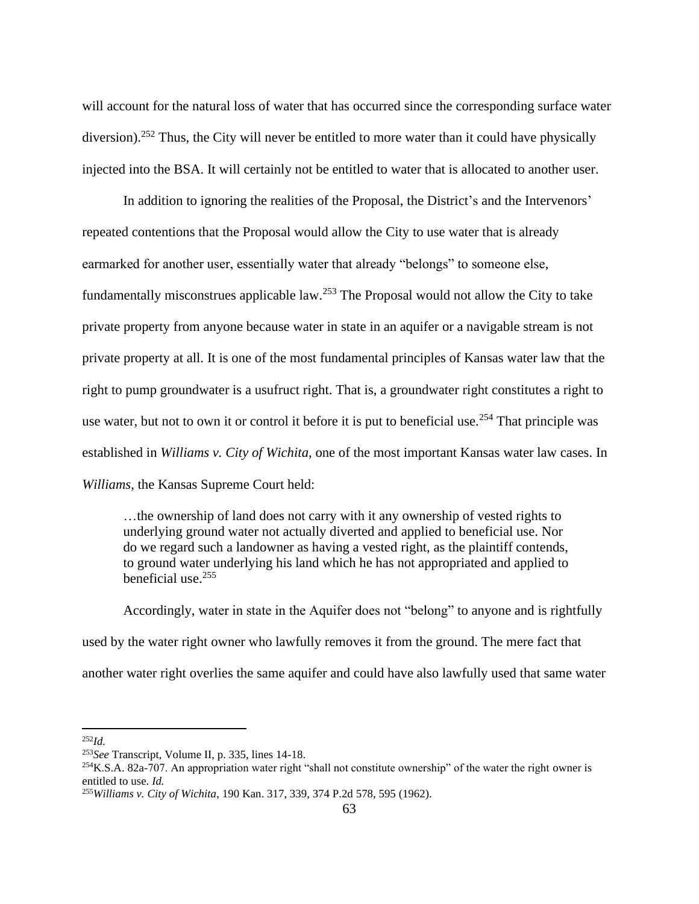will account for the natural loss of water that has occurred since the corresponding surface water diversion).[252] Thus, the City will never be entitled to more water than it could have physically injected into the BSA. It will certainly not be entitled to water that is allocated to another user.

In addition to ignoring the realities of the Proposal, the District's and the Intervenors' repeated contentions that the Proposal would allow the City to use water that is already earmarked for another user, essentially water that already "belongs" to someone else, fundamentally misconstrues applicable law.[253] The Proposal would not allow the City to take private property from anyone because water in state in an aquifer or a navigable stream is not private property at all. It is one of the most fundamental principles of Kansas water law that the right to pump groundwater is a usufruct right. That is, a groundwater right constitutes a right to use water, but not to own it or control it before it is put to beneficial use.[254] That principle was established in *Williams v. City of Wichita*, one of the most important Kansas water law cases. In *Williams*, the Kansas Supreme Court held:

> …the ownership of land does not carry with it any ownership of vested rights to underlying ground water not actually diverted and applied to beneficial use. Nor do we regard such a landowner as having a vested right, as the plaintiff contends, to ground water underlying his land which he has not appropriated and applied to beneficial use.[255]

Accordingly, water in state in the Aquifer does not "belong" to anyone and is rightfully used by the water right owner who lawfully removes it from the ground. The mere fact that another water right overlies the same aquifer and could have also lawfully used that same water

---

[252] *Id.*

[253] *See* Transcript, Volume II, p. 335, lines 14-18.

[254] K.S.A. 82a-707. An appropriation water right "shall not constitute ownership" of the water the right owner is entitled to use. *Id.*

[255] *Williams v. City of Wichita*, 190 Kan. 317, 339, 374 P.2d 578, 595 (1962).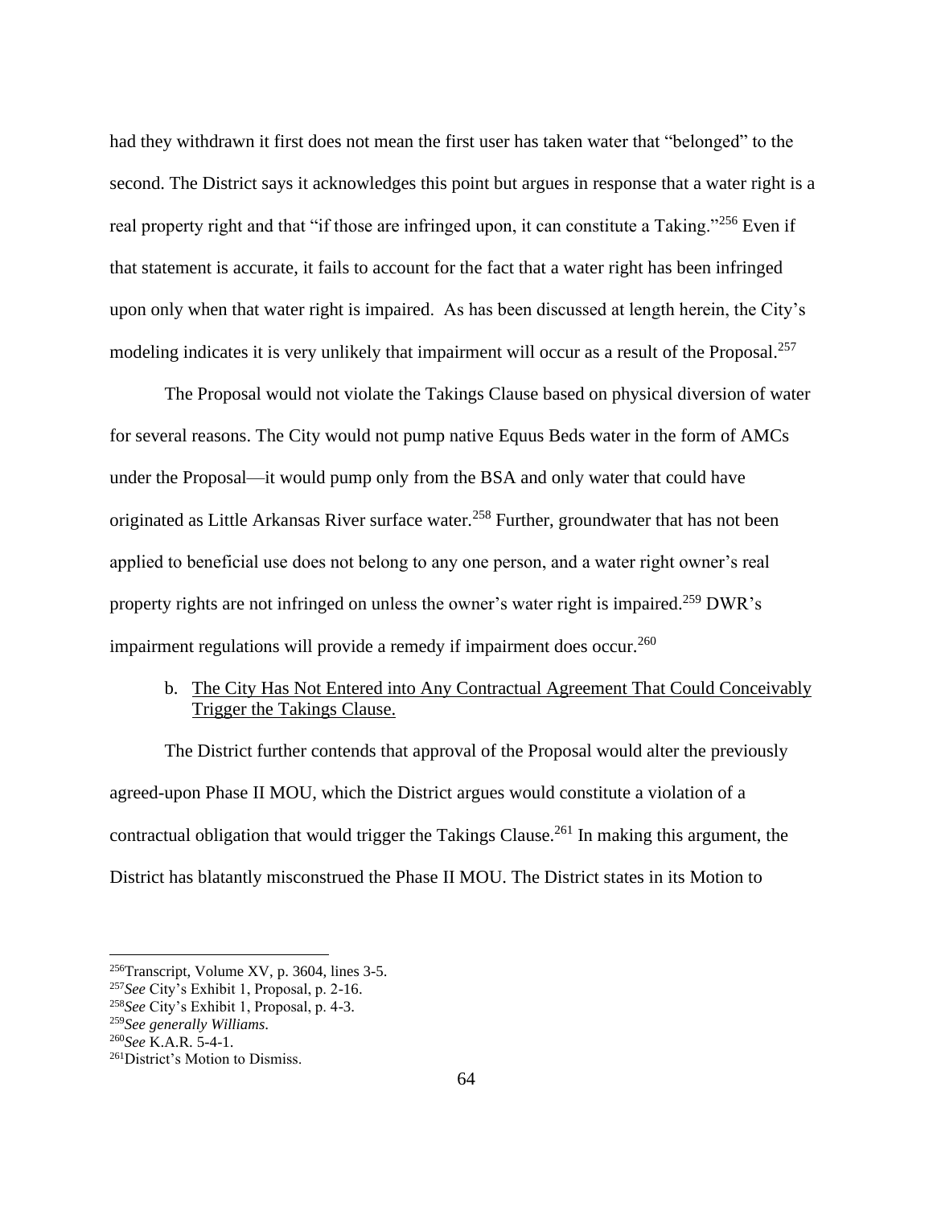had they withdrawn it first does not mean the first user has taken water that "belonged" to the second. The District says it acknowledges this point but argues in response that a water right is a real property right and that "if those are infringed upon, it can constitute a Taking."[256] Even if that statement is accurate, it fails to account for the fact that a water right has been infringed upon only when that water right is impaired. As has been discussed at length herein, the City's modeling indicates it is very unlikely that impairment will occur as a result of the Proposal.[257]

The Proposal would not violate the Takings Clause based on physical diversion of water for several reasons. The City would not pump native Equus Beds water in the form of AMCs under the Proposal—it would pump only from the BSA and only water that could have originated as Little Arkansas River surface water.[258] Further, groundwater that has not been applied to beneficial use does not belong to any one person, and a water right owner's real property rights are not infringed on unless the owner's water right is impaired.[259] DWR's impairment regulations will provide a remedy if impairment does occur.[260]

b. <u>The City Has Not Entered into Any Contractual Agreement That Could Conceivably Trigger the Takings Clause.</u>

The District further contends that approval of the Proposal would alter the previously agreed-upon Phase II MOU, which the District argues would constitute a violation of a contractual obligation that would trigger the Takings Clause.[261] In making this argument, the District has blatantly misconstrued the Phase II MOU. The District states in its Motion to

---

[256] Transcript, Volume XV, p. 3604, lines 3-5.
[257] *See* City's Exhibit 1, Proposal, p. 2-16.
[258] *See* City's Exhibit 1, Proposal, p. 4-3.
[259] *See generally Williams*.
[260] *See* K.A.R. 5-4-1.
[261] District's Motion to Dismiss.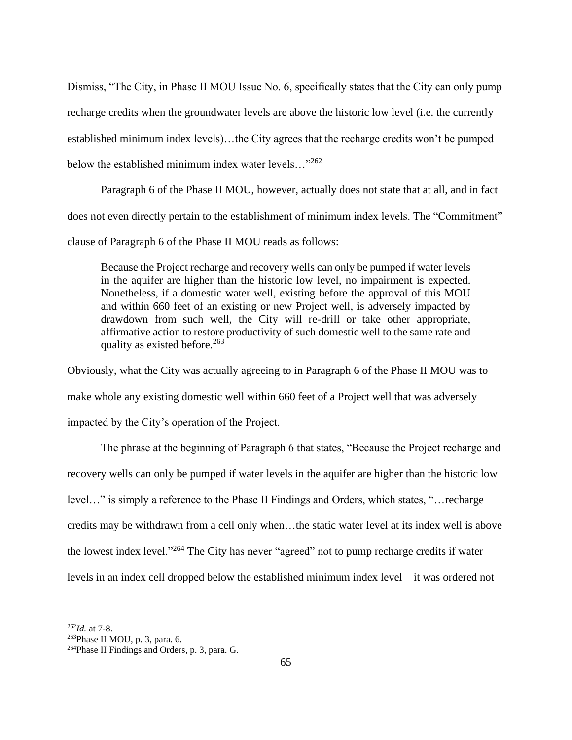Dismiss, "The City, in Phase II MOU Issue No. 6, specifically states that the City can only pump recharge credits when the groundwater levels are above the historic low level (i.e. the currently established minimum index levels)…the City agrees that the recharge credits won't be pumped below the established minimum index water levels…"[262]

Paragraph 6 of the Phase II MOU, however, actually does not state that at all, and in fact does not even directly pertain to the establishment of minimum index levels. The "Commitment" clause of Paragraph 6 of the Phase II MOU reads as follows:

> Because the Project recharge and recovery wells can only be pumped if water levels in the aquifer are higher than the historic low level, no impairment is expected. Nonetheless, if a domestic water well, existing before the approval of this MOU and within 660 feet of an existing or new Project well, is adversely impacted by drawdown from such well, the City will re-drill or take other appropriate, affirmative action to restore productivity of such domestic well to the same rate and quality as existed before.[263]

Obviously, what the City was actually agreeing to in Paragraph 6 of the Phase II MOU was to make whole any existing domestic well within 660 feet of a Project well that was adversely impacted by the City's operation of the Project.

The phrase at the beginning of Paragraph 6 that states, "Because the Project recharge and recovery wells can only be pumped if water levels in the aquifer are higher than the historic low level…" is simply a reference to the Phase II Findings and Orders, which states, "…recharge credits may be withdrawn from a cell only when…the static water level at its index well is above the lowest index level."[264] The City has never "agreed" not to pump recharge credits if water levels in an index cell dropped below the established minimum index level—it was ordered not

---

[262] *Id.* at 7-8.

[263] Phase II MOU, p. 3, para. 6.

[264] Phase II Findings and Orders, p. 3, para. G.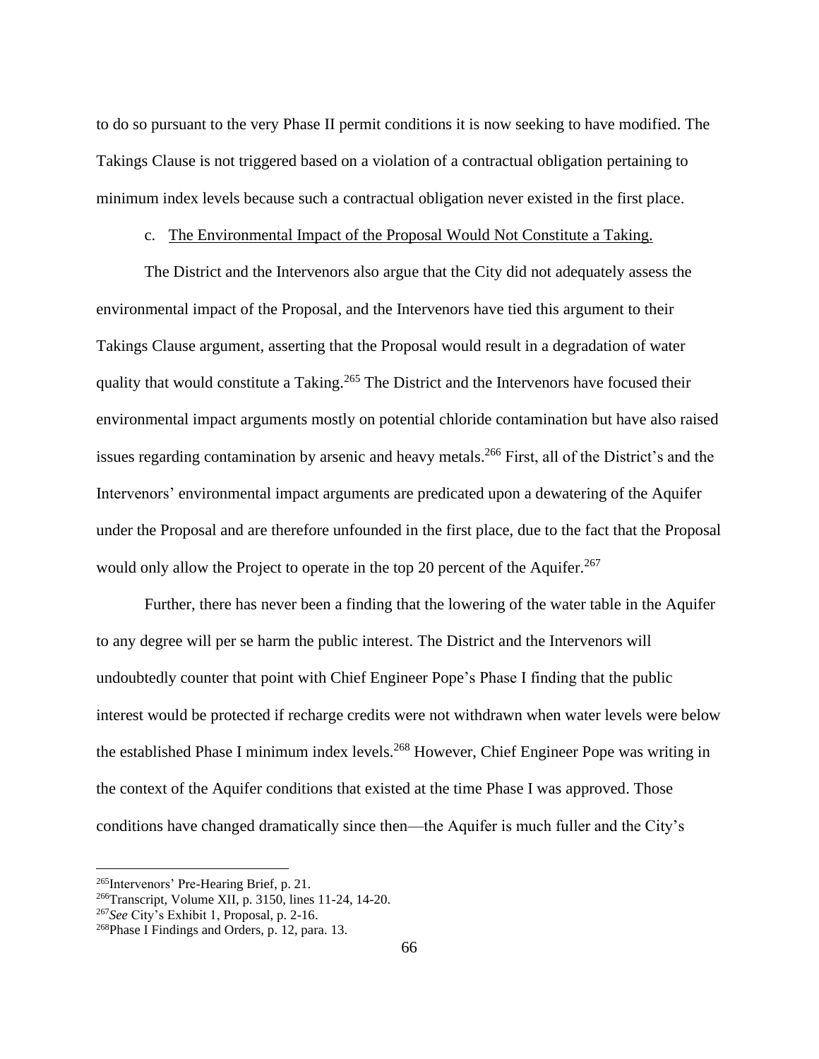to do so pursuant to the very Phase II permit conditions it is now seeking to have modified. The Takings Clause is not triggered based on a violation of a contractual obligation pertaining to minimum index levels because such a contractual obligation never existed in the first place.

c. <u>The Environmental Impact of the Proposal Would Not Constitute a Taking.</u>

The District and the Intervenors also argue that the City did not adequately assess the environmental impact of the Proposal, and the Intervenors have tied this argument to their Takings Clause argument, asserting that the Proposal would result in a degradation of water quality that would constitute a Taking.[265] The District and the Intervenors have focused their environmental impact arguments mostly on potential chloride contamination but have also raised issues regarding contamination by arsenic and heavy metals.[266] First, all of the District's and the Intervenors' environmental impact arguments are predicated upon a dewatering of the Aquifer under the Proposal and are therefore unfounded in the first place, due to the fact that the Proposal would only allow the Project to operate in the top 20 percent of the Aquifer.[267]

Further, there has never been a finding that the lowering of the water table in the Aquifer to any degree will per se harm the public interest. The District and the Intervenors will undoubtedly counter that point with Chief Engineer Pope's Phase I finding that the public interest would be protected if recharge credits were not withdrawn when water levels were below the established Phase I minimum index levels.[268] However, Chief Engineer Pope was writing in the context of the Aquifer conditions that existed at the time Phase I was approved. Those conditions have changed dramatically since then—the Aquifer is much fuller and the City's

---

[265] Intervenors' Pre-Hearing Brief, p. 21.

[266] Transcript, Volume XII, p. 3150, lines 11-24, 14-20.

[267] *See* City's Exhibit 1, Proposal, p. 2-16.

[268] Phase I Findings and Orders, p. 12, para. 13.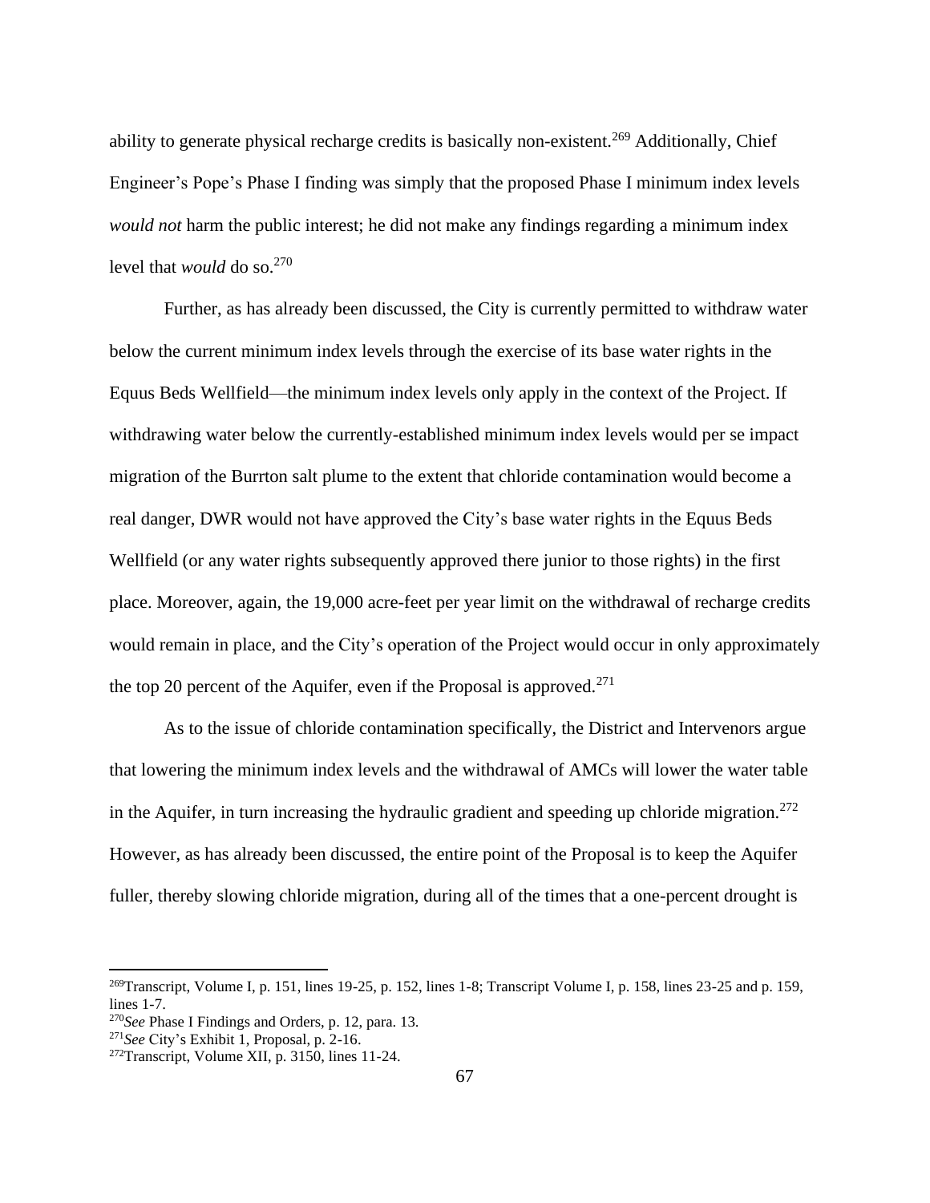ability to generate physical recharge credits is basically non-existent.[269] Additionally, Chief Engineer's Pope's Phase I finding was simply that the proposed Phase I minimum index levels *would not* harm the public interest; he did not make any findings regarding a minimum index level that *would* do so.[270]

Further, as has already been discussed, the City is currently permitted to withdraw water below the current minimum index levels through the exercise of its base water rights in the Equus Beds Wellfield—the minimum index levels only apply in the context of the Project. If withdrawing water below the currently-established minimum index levels would per se impact migration of the Burrton salt plume to the extent that chloride contamination would become a real danger, DWR would not have approved the City's base water rights in the Equus Beds Wellfield (or any water rights subsequently approved there junior to those rights) in the first place. Moreover, again, the 19,000 acre-feet per year limit on the withdrawal of recharge credits would remain in place, and the City's operation of the Project would occur in only approximately the top 20 percent of the Aquifer, even if the Proposal is approved.[271]

As to the issue of chloride contamination specifically, the District and Intervenors argue that lowering the minimum index levels and the withdrawal of AMCs will lower the water table in the Aquifer, in turn increasing the hydraulic gradient and speeding up chloride migration.[272] However, as has already been discussed, the entire point of the Proposal is to keep the Aquifer fuller, thereby slowing chloride migration, during all of the times that a one-percent drought is

---

[269] Transcript, Volume I, p. 151, lines 19-25, p. 152, lines 1-8; Transcript Volume I, p. 158, lines 23-25 and p. 159, lines 1-7.

[270] *See* Phase I Findings and Orders, p. 12, para. 13.

[271] *See* City's Exhibit 1, Proposal, p. 2-16.

[272] Transcript, Volume XII, p. 3150, lines 11-24.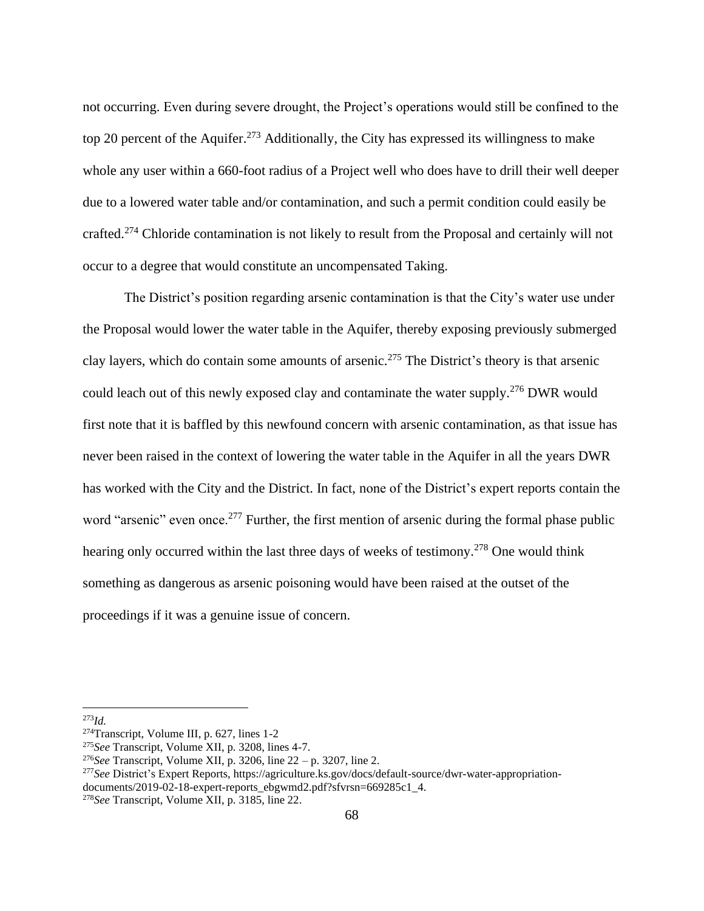not occurring. Even during severe drought, the Project's operations would still be confined to the top 20 percent of the Aquifer.[273] Additionally, the City has expressed its willingness to make whole any user within a 660-foot radius of a Project well who does have to drill their well deeper due to a lowered water table and/or contamination, and such a permit condition could easily be crafted.[274] Chloride contamination is not likely to result from the Proposal and certainly will not occur to a degree that would constitute an uncompensated Taking.

The District's position regarding arsenic contamination is that the City's water use under the Proposal would lower the water table in the Aquifer, thereby exposing previously submerged clay layers, which do contain some amounts of arsenic.[275] The District's theory is that arsenic could leach out of this newly exposed clay and contaminate the water supply.[276] DWR would first note that it is baffled by this newfound concern with arsenic contamination, as that issue has never been raised in the context of lowering the water table in the Aquifer in all the years DWR has worked with the City and the District. In fact, none of the District's expert reports contain the word "arsenic" even once.[277] Further, the first mention of arsenic during the formal phase public hearing only occurred within the last three days of weeks of testimony.[278] One would think something as dangerous as arsenic poisoning would have been raised at the outset of the proceedings if it was a genuine issue of concern.

---

[273] *Id.*
[274] Transcript, Volume III, p. 627, lines 1-2
[275] *See* Transcript, Volume XII, p. 3208, lines 4-7.
[276] *See* Transcript, Volume XII, p. 3206, line 22 – p. 3207, line 2.
[277] *See* District's Expert Reports, https://agriculture.ks.gov/docs/default-source/dwr-water-appropriation-documents/2019-02-18-expert-reports_ebgwmd2.pdf?sfvrsn=669285c1_4.
[278] *See* Transcript, Volume XII, p. 3185, line 22.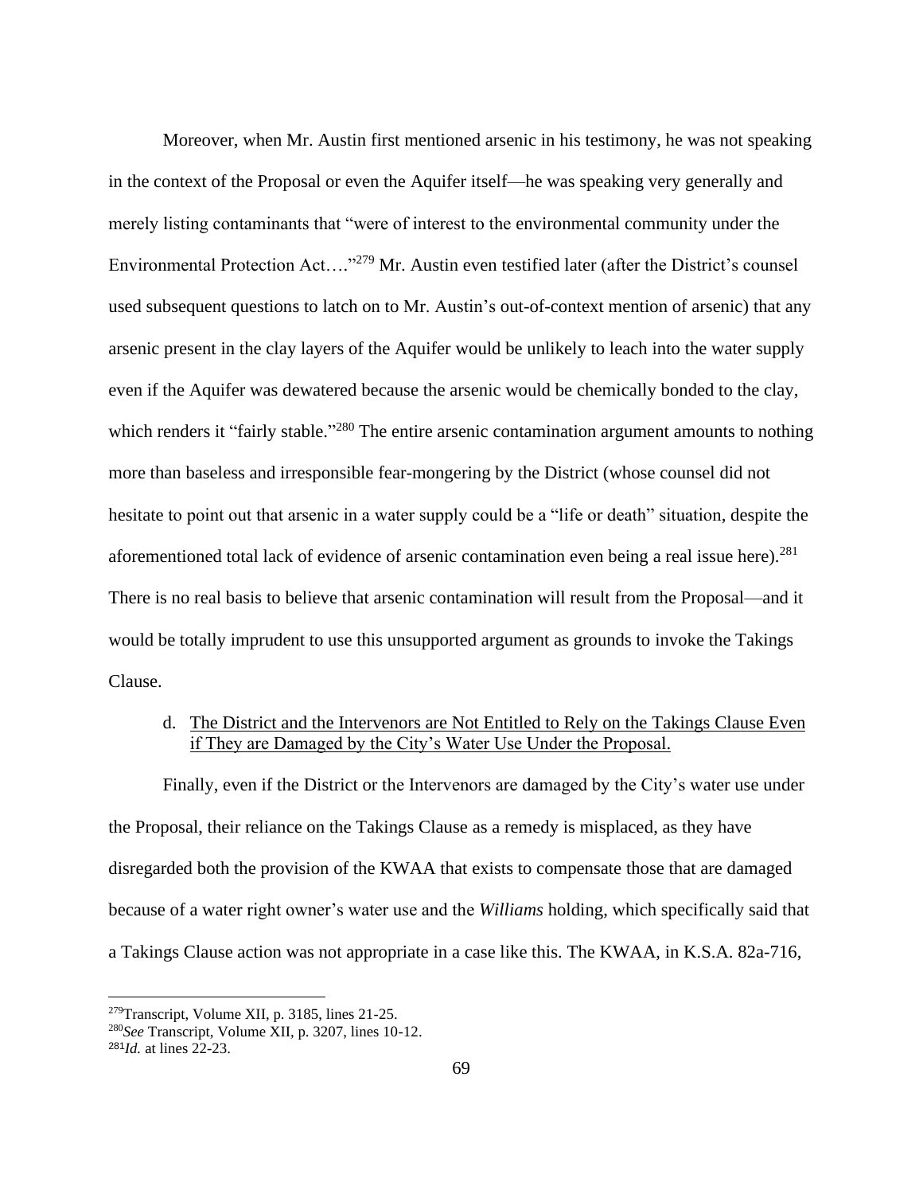Moreover, when Mr. Austin first mentioned arsenic in his testimony, he was not speaking in the context of the Proposal or even the Aquifer itself—he was speaking very generally and merely listing contaminants that "were of interest to the environmental community under the Environmental Protection Act…."[279] Mr. Austin even testified later (after the District's counsel used subsequent questions to latch on to Mr. Austin's out-of-context mention of arsenic) that any arsenic present in the clay layers of the Aquifer would be unlikely to leach into the water supply even if the Aquifer was dewatered because the arsenic would be chemically bonded to the clay, which renders it "fairly stable."[280] The entire arsenic contamination argument amounts to nothing more than baseless and irresponsible fear-mongering by the District (whose counsel did not hesitate to point out that arsenic in a water supply could be a "life or death" situation, despite the aforementioned total lack of evidence of arsenic contamination even being a real issue here).[281] There is no real basis to believe that arsenic contamination will result from the Proposal—and it would be totally imprudent to use this unsupported argument as grounds to invoke the Takings Clause.

d. <u>The District and the Intervenors are Not Entitled to Rely on the Takings Clause Even if They are Damaged by the City's Water Use Under the Proposal.</u>

Finally, even if the District or the Intervenors are damaged by the City's water use under the Proposal, their reliance on the Takings Clause as a remedy is misplaced, as they have disregarded both the provision of the KWAA that exists to compensate those that are damaged because of a water right owner's water use and the *Williams* holding, which specifically said that a Takings Clause action was not appropriate in a case like this. The KWAA, in K.S.A. 82a-716,

---

[279] Transcript, Volume XII, p. 3185, lines 21-25.

[280] *See* Transcript, Volume XII, p. 3207, lines 10-12.

[281] *Id.* at lines 22-23.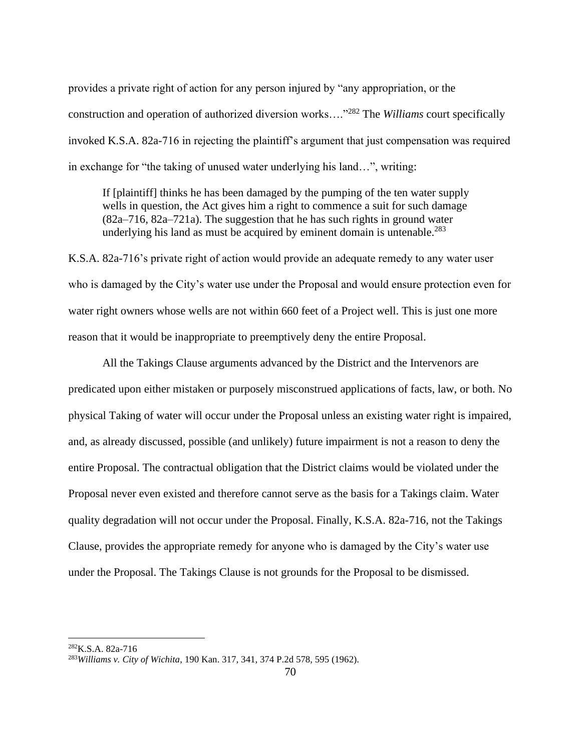provides a private right of action for any person injured by "any appropriation, or the construction and operation of authorized diversion works…."[282] The *Williams* court specifically invoked K.S.A. 82a-716 in rejecting the plaintiff's argument that just compensation was required in exchange for "the taking of unused water underlying his land…", writing:

> If [plaintiff] thinks he has been damaged by the pumping of the ten water supply wells in question, the Act gives him a right to commence a suit for such damage (82a–716, 82a–721a). The suggestion that he has such rights in ground water underlying his land as must be acquired by eminent domain is untenable.[283]

K.S.A. 82a-716's private right of action would provide an adequate remedy to any water user who is damaged by the City's water use under the Proposal and would ensure protection even for water right owners whose wells are not within 660 feet of a Project well. This is just one more reason that it would be inappropriate to preemptively deny the entire Proposal.

All the Takings Clause arguments advanced by the District and the Intervenors are predicated upon either mistaken or purposely misconstrued applications of facts, law, or both. No physical Taking of water will occur under the Proposal unless an existing water right is impaired, and, as already discussed, possible (and unlikely) future impairment is not a reason to deny the entire Proposal. The contractual obligation that the District claims would be violated under the Proposal never even existed and therefore cannot serve as the basis for a Takings claim. Water quality degradation will not occur under the Proposal. Finally, K.S.A. 82a-716, not the Takings Clause, provides the appropriate remedy for anyone who is damaged by the City's water use under the Proposal. The Takings Clause is not grounds for the Proposal to be dismissed.

---

[282] K.S.A. 82a-716

[283] *Williams v. City of Wichita*, 190 Kan. 317, 341, 374 P.2d 578, 595 (1962).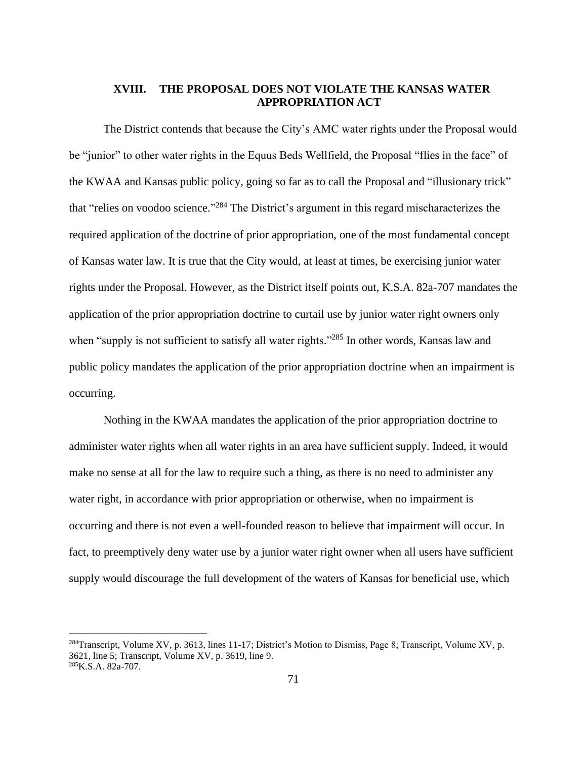## XVIII. THE PROPOSAL DOES NOT VIOLATE THE KANSAS WATER APPROPRIATION ACT

The District contends that because the City's AMC water rights under the Proposal would be "junior" to other water rights in the Equus Beds Wellfield, the Proposal "flies in the face" of the KWAA and Kansas public policy, going so far as to call the Proposal and "illusionary trick" that "relies on voodoo science."[284] The District's argument in this regard mischaracterizes the required application of the doctrine of prior appropriation, one of the most fundamental concept of Kansas water law. It is true that the City would, at least at times, be exercising junior water rights under the Proposal. However, as the District itself points out, K.S.A. 82a-707 mandates the application of the prior appropriation doctrine to curtail use by junior water right owners only when "supply is not sufficient to satisfy all water rights."[285] In other words, Kansas law and public policy mandates the application of the prior appropriation doctrine when an impairment is occurring.

Nothing in the KWAA mandates the application of the prior appropriation doctrine to administer water rights when all water rights in an area have sufficient supply. Indeed, it would make no sense at all for the law to require such a thing, as there is no need to administer any water right, in accordance with prior appropriation or otherwise, when no impairment is occurring and there is not even a well-founded reason to believe that impairment will occur. In fact, to preemptively deny water use by a junior water right owner when all users have sufficient supply would discourage the full development of the waters of Kansas for beneficial use, which

---

[284]Transcript, Volume XV, p. 3613, lines 11-17; District's Motion to Dismiss, Page 8; Transcript, Volume XV, p. 3621, line 5; Transcript, Volume XV, p. 3619, line 9.

[285]K.S.A. 82a-707.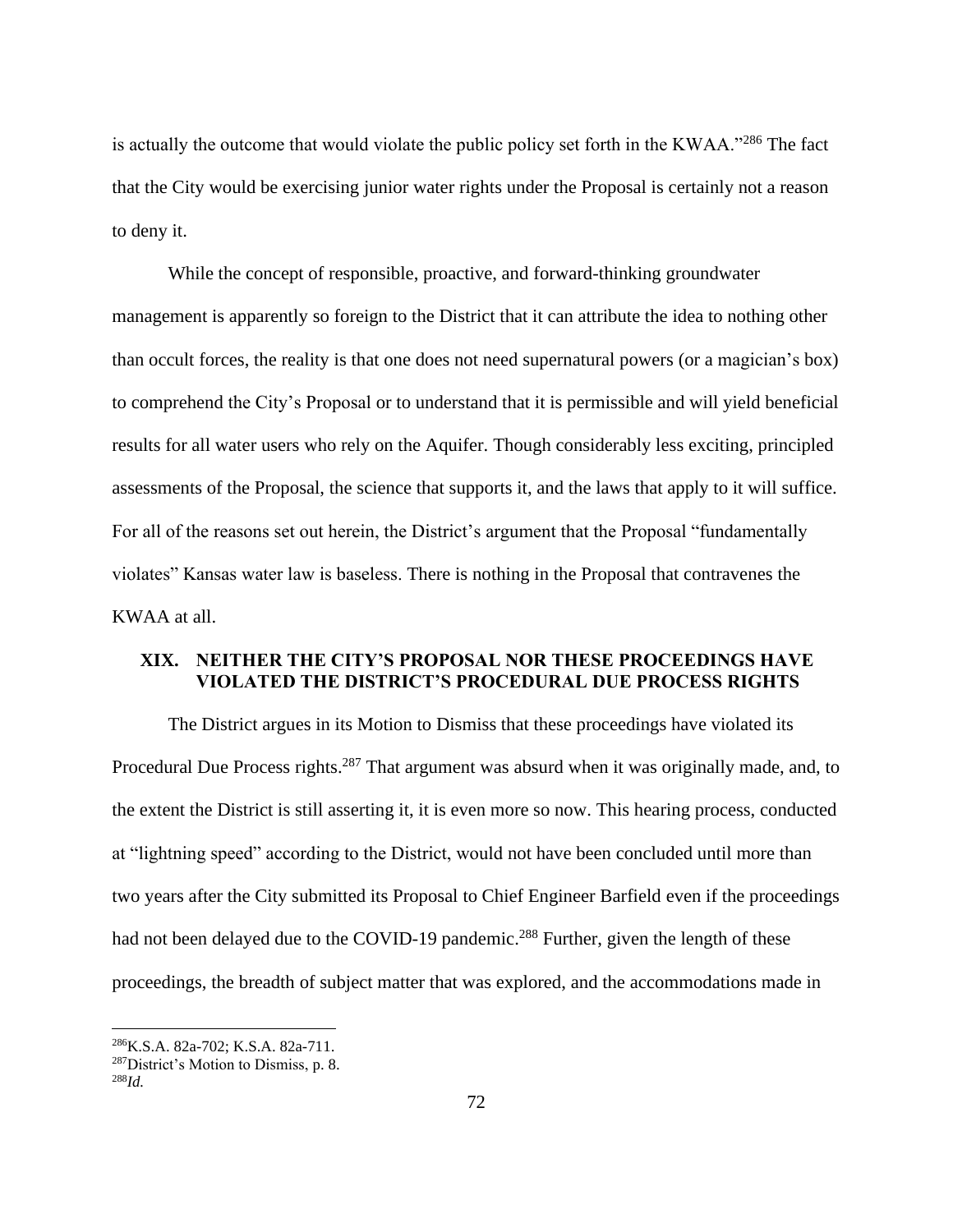is actually the outcome that would violate the public policy set forth in the KWAA."[286] The fact that the City would be exercising junior water rights under the Proposal is certainly not a reason to deny it.

While the concept of responsible, proactive, and forward-thinking groundwater management is apparently so foreign to the District that it can attribute the idea to nothing other than occult forces, the reality is that one does not need supernatural powers (or a magician's box) to comprehend the City's Proposal or to understand that it is permissible and will yield beneficial results for all water users who rely on the Aquifer. Though considerably less exciting, principled assessments of the Proposal, the science that supports it, and the laws that apply to it will suffice. For all of the reasons set out herein, the District's argument that the Proposal "fundamentally violates" Kansas water law is baseless. There is nothing in the Proposal that contravenes the KWAA at all.

## XIX. NEITHER THE CITY'S PROPOSAL NOR THESE PROCEEDINGS HAVE VIOLATED THE DISTRICT'S PROCEDURAL DUE PROCESS RIGHTS

The District argues in its Motion to Dismiss that these proceedings have violated its Procedural Due Process rights.[287] That argument was absurd when it was originally made, and, to the extent the District is still asserting it, it is even more so now. This hearing process, conducted at "lightning speed" according to the District, would not have been concluded until more than two years after the City submitted its Proposal to Chief Engineer Barfield even if the proceedings had not been delayed due to the COVID-19 pandemic.[288] Further, given the length of these proceedings, the breadth of subject matter that was explored, and the accommodations made in

---

[286] K.S.A. 82a-702; K.S.A. 82a-711.

[287] District's Motion to Dismiss, p. 8.

[288] *Id.*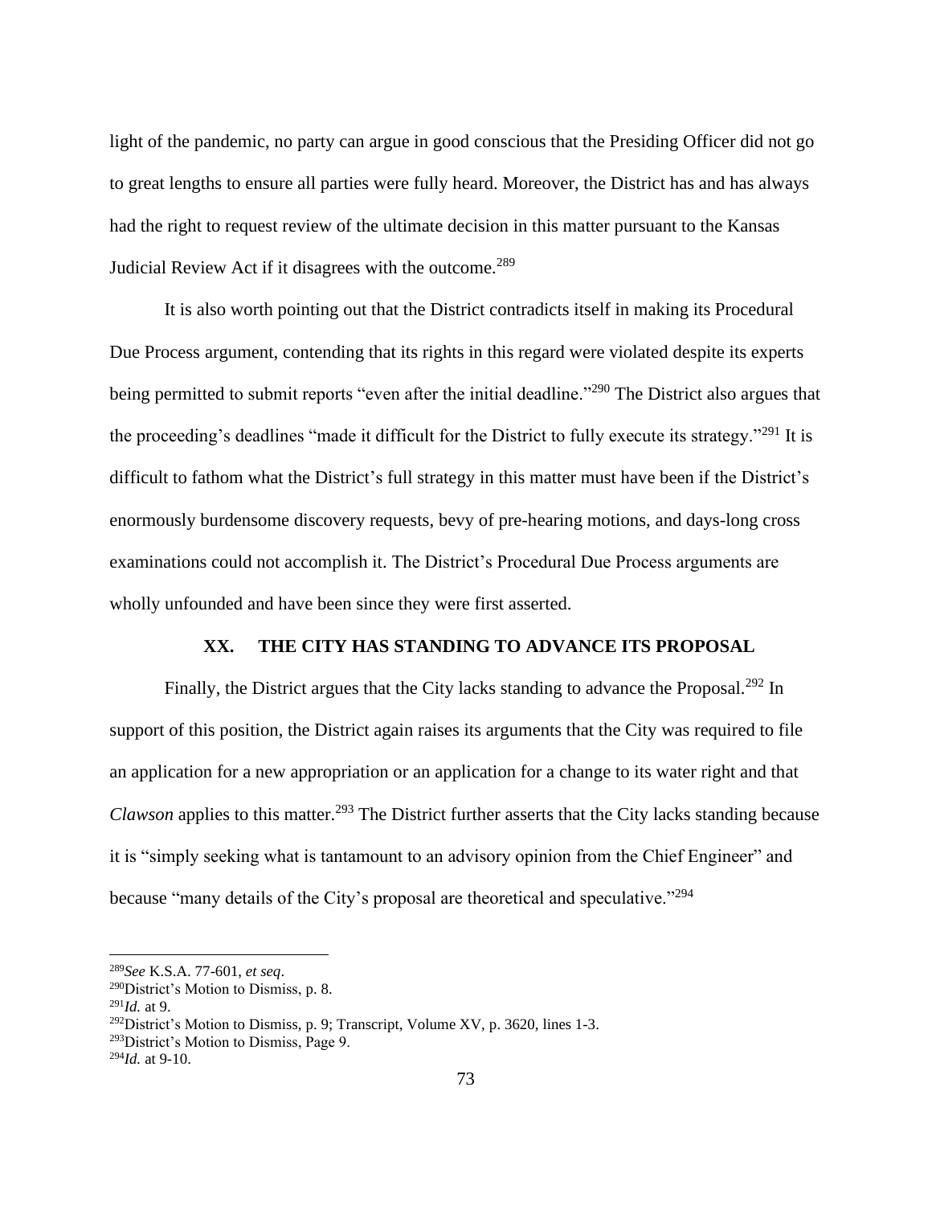light of the pandemic, no party can argue in good conscious that the Presiding Officer did not go to great lengths to ensure all parties were fully heard. Moreover, the District has and has always had the right to request review of the ultimate decision in this matter pursuant to the Kansas Judicial Review Act if it disagrees with the outcome.[289]

It is also worth pointing out that the District contradicts itself in making its Procedural Due Process argument, contending that its rights in this regard were violated despite its experts being permitted to submit reports "even after the initial deadline."[290] The District also argues that the proceeding's deadlines "made it difficult for the District to fully execute its strategy."[291] It is difficult to fathom what the District's full strategy in this matter must have been if the District's enormously burdensome discovery requests, bevy of pre-hearing motions, and days-long cross examinations could not accomplish it. The District's Procedural Due Process arguments are wholly unfounded and have been since they were first asserted.

## XX. THE CITY HAS STANDING TO ADVANCE ITS PROPOSAL

Finally, the District argues that the City lacks standing to advance the Proposal.[292] In support of this position, the District again raises its arguments that the City was required to file an application for a new appropriation or an application for a change to its water right and that *Clawson* applies to this matter.[293] The District further asserts that the City lacks standing because it is "simply seeking what is tantamount to an advisory opinion from the Chief Engineer" and because "many details of the City's proposal are theoretical and speculative."[294]

---

[289] *See* K.S.A. 77-601, *et seq*.
[290] District's Motion to Dismiss, p. 8.
[291] *Id.* at 9.
[292] District's Motion to Dismiss, p. 9; Transcript, Volume XV, p. 3620, lines 1-3.
[293] District's Motion to Dismiss, Page 9.
[294] *Id.* at 9-10.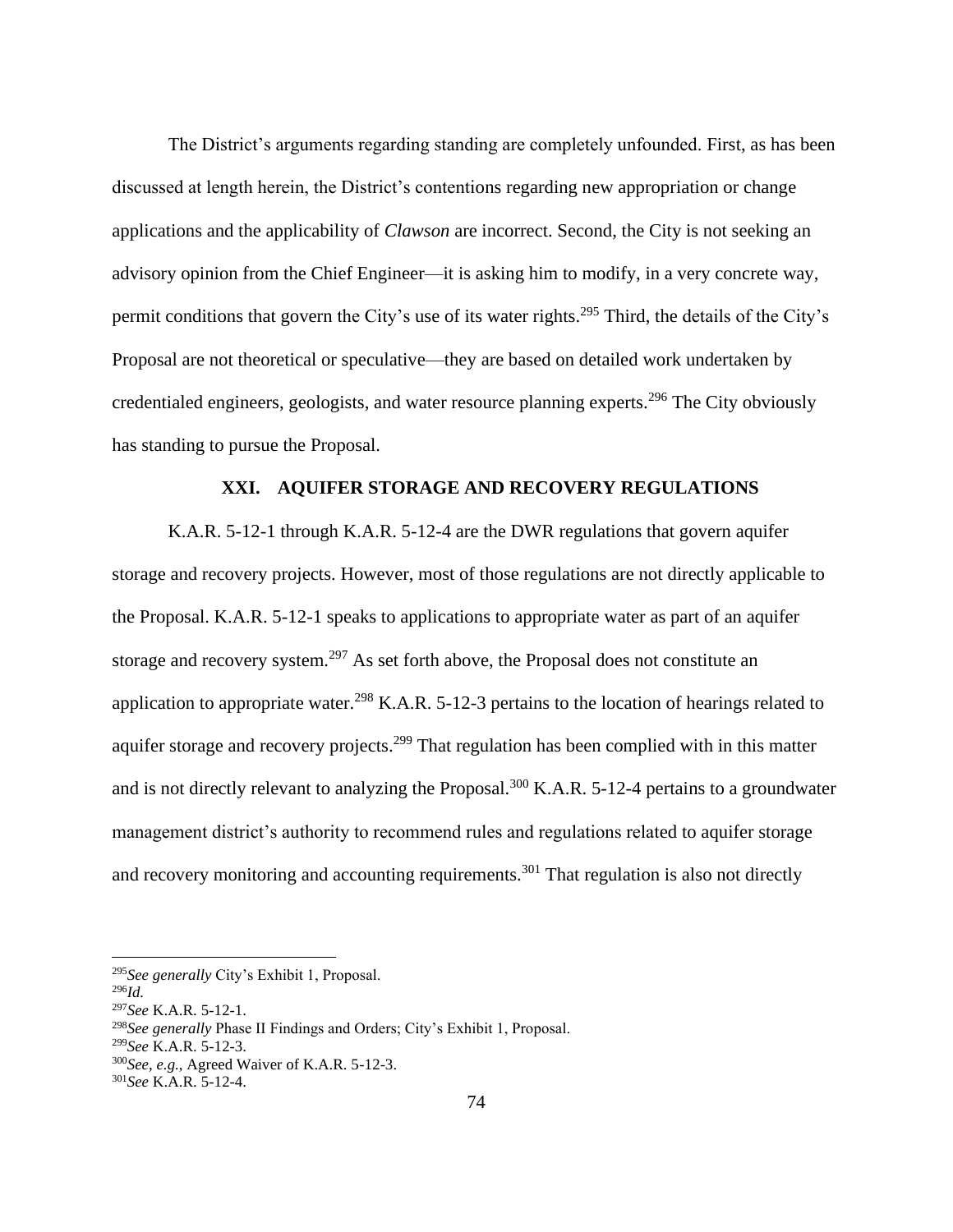The District's arguments regarding standing are completely unfounded. First, as has been discussed at length herein, the District's contentions regarding new appropriation or change applications and the applicability of *Clawson* are incorrect. Second, the City is not seeking an advisory opinion from the Chief Engineer—it is asking him to modify, in a very concrete way, permit conditions that govern the City's use of its water rights.[295] Third, the details of the City's Proposal are not theoretical or speculative—they are based on detailed work undertaken by credentialed engineers, geologists, and water resource planning experts.[296] The City obviously has standing to pursue the Proposal.

## XXI. AQUIFER STORAGE AND RECOVERY REGULATIONS

K.A.R. 5-12-1 through K.A.R. 5-12-4 are the DWR regulations that govern aquifer storage and recovery projects. However, most of those regulations are not directly applicable to the Proposal. K.A.R. 5-12-1 speaks to applications to appropriate water as part of an aquifer storage and recovery system.[297] As set forth above, the Proposal does not constitute an application to appropriate water.[298] K.A.R. 5-12-3 pertains to the location of hearings related to aquifer storage and recovery projects.[299] That regulation has been complied with in this matter and is not directly relevant to analyzing the Proposal.[300] K.A.R. 5-12-4 pertains to a groundwater management district's authority to recommend rules and regulations related to aquifer storage and recovery monitoring and accounting requirements.[301] That regulation is also not directly

---

[295] *See generally* City's Exhibit 1, Proposal.

[296] *Id.*

[297] *See* K.A.R. 5-12-1.

[298] *See generally* Phase II Findings and Orders; City's Exhibit 1, Proposal.

[299] *See* K.A.R. 5-12-3.

[300] *See, e.g.,* Agreed Waiver of K.A.R. 5-12-3.

[301] *See* K.A.R. 5-12-4.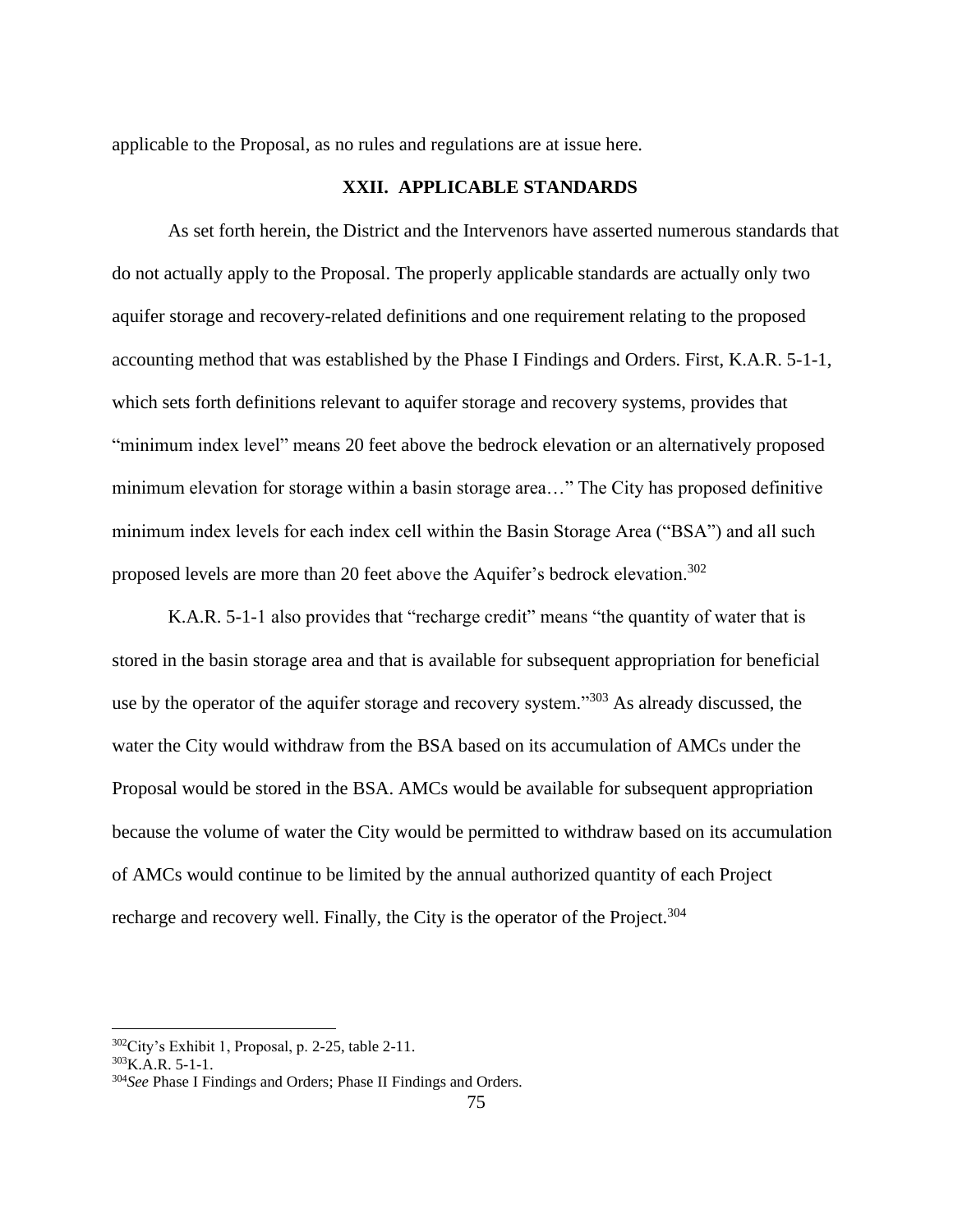applicable to the Proposal, as no rules and regulations are at issue here.

## XXII. APPLICABLE STANDARDS

As set forth herein, the District and the Intervenors have asserted numerous standards that do not actually apply to the Proposal. The properly applicable standards are actually only two aquifer storage and recovery-related definitions and one requirement relating to the proposed accounting method that was established by the Phase I Findings and Orders. First, K.A.R. 5-1-1, which sets forth definitions relevant to aquifer storage and recovery systems, provides that "minimum index level" means 20 feet above the bedrock elevation or an alternatively proposed minimum elevation for storage within a basin storage area…" The City has proposed definitive minimum index levels for each index cell within the Basin Storage Area ("BSA") and all such proposed levels are more than 20 feet above the Aquifer's bedrock elevation.[302]

K.A.R. 5-1-1 also provides that "recharge credit" means "the quantity of water that is stored in the basin storage area and that is available for subsequent appropriation for beneficial use by the operator of the aquifer storage and recovery system."[303] As already discussed, the water the City would withdraw from the BSA based on its accumulation of AMCs under the Proposal would be stored in the BSA. AMCs would be available for subsequent appropriation because the volume of water the City would be permitted to withdraw based on its accumulation of AMCs would continue to be limited by the annual authorized quantity of each Project recharge and recovery well. Finally, the City is the operator of the Project.[304]

---

[302]City's Exhibit 1, Proposal, p. 2-25, table 2-11.
[303]K.A.R. 5-1-1.
[304]*See* Phase I Findings and Orders; Phase II Findings and Orders.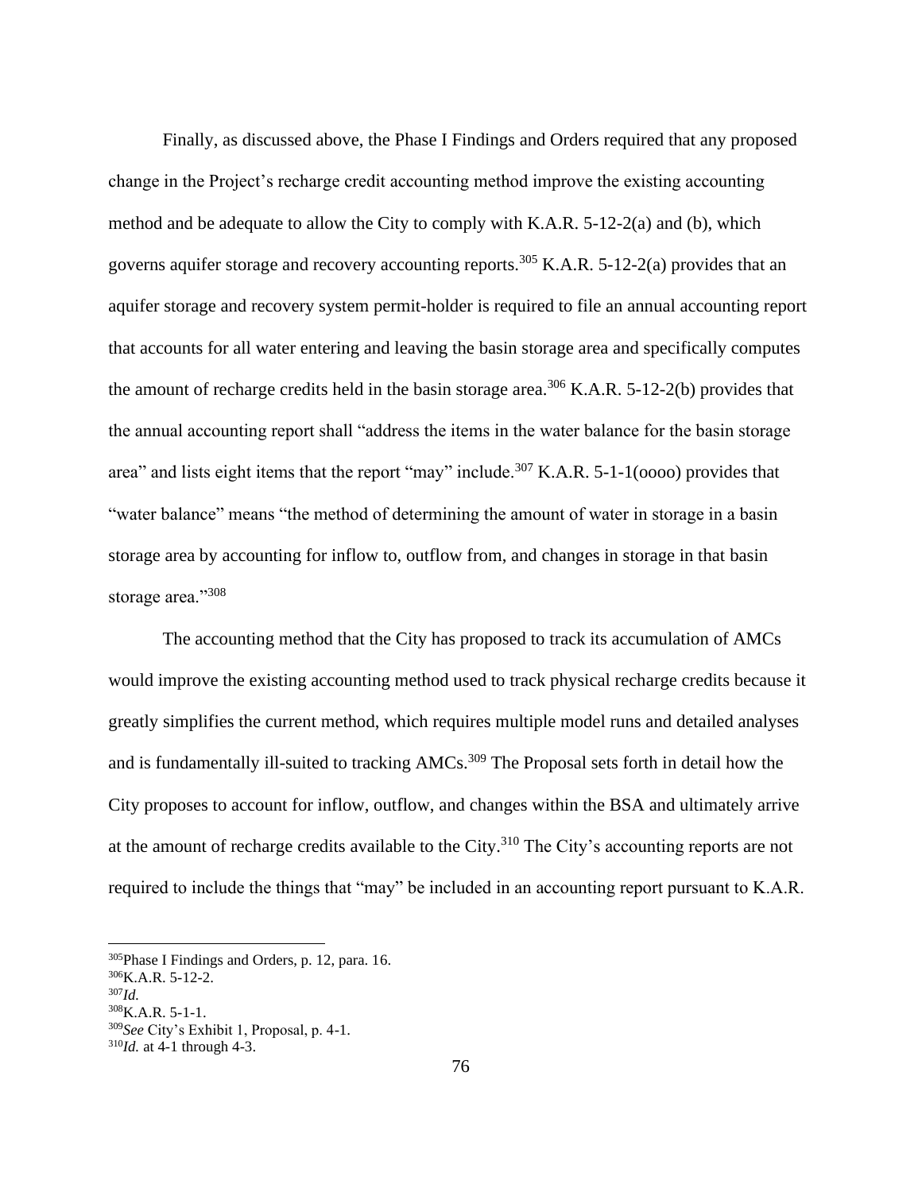Finally, as discussed above, the Phase I Findings and Orders required that any proposed change in the Project's recharge credit accounting method improve the existing accounting method and be adequate to allow the City to comply with K.A.R. 5-12-2(a) and (b), which governs aquifer storage and recovery accounting reports.[305] K.A.R. 5-12-2(a) provides that an aquifer storage and recovery system permit-holder is required to file an annual accounting report that accounts for all water entering and leaving the basin storage area and specifically computes the amount of recharge credits held in the basin storage area.[306] K.A.R. 5-12-2(b) provides that the annual accounting report shall "address the items in the water balance for the basin storage area" and lists eight items that the report "may" include.[307] K.A.R. 5-1-1(oooo) provides that "water balance" means "the method of determining the amount of water in storage in a basin storage area by accounting for inflow to, outflow from, and changes in storage in that basin storage area."[308]

The accounting method that the City has proposed to track its accumulation of AMCs would improve the existing accounting method used to track physical recharge credits because it greatly simplifies the current method, which requires multiple model runs and detailed analyses and is fundamentally ill-suited to tracking AMCs.[309] The Proposal sets forth in detail how the City proposes to account for inflow, outflow, and changes within the BSA and ultimately arrive at the amount of recharge credits available to the City.[310] The City's accounting reports are not required to include the things that "may" be included in an accounting report pursuant to K.A.R.

---

[305] Phase I Findings and Orders, p. 12, para. 16.
[306] K.A.R. 5-12-2.
[307] *Id.*
[308] K.A.R. 5-1-1.
[309] *See* City's Exhibit 1, Proposal, p. 4-1.
[310] *Id.* at 4-1 through 4-3.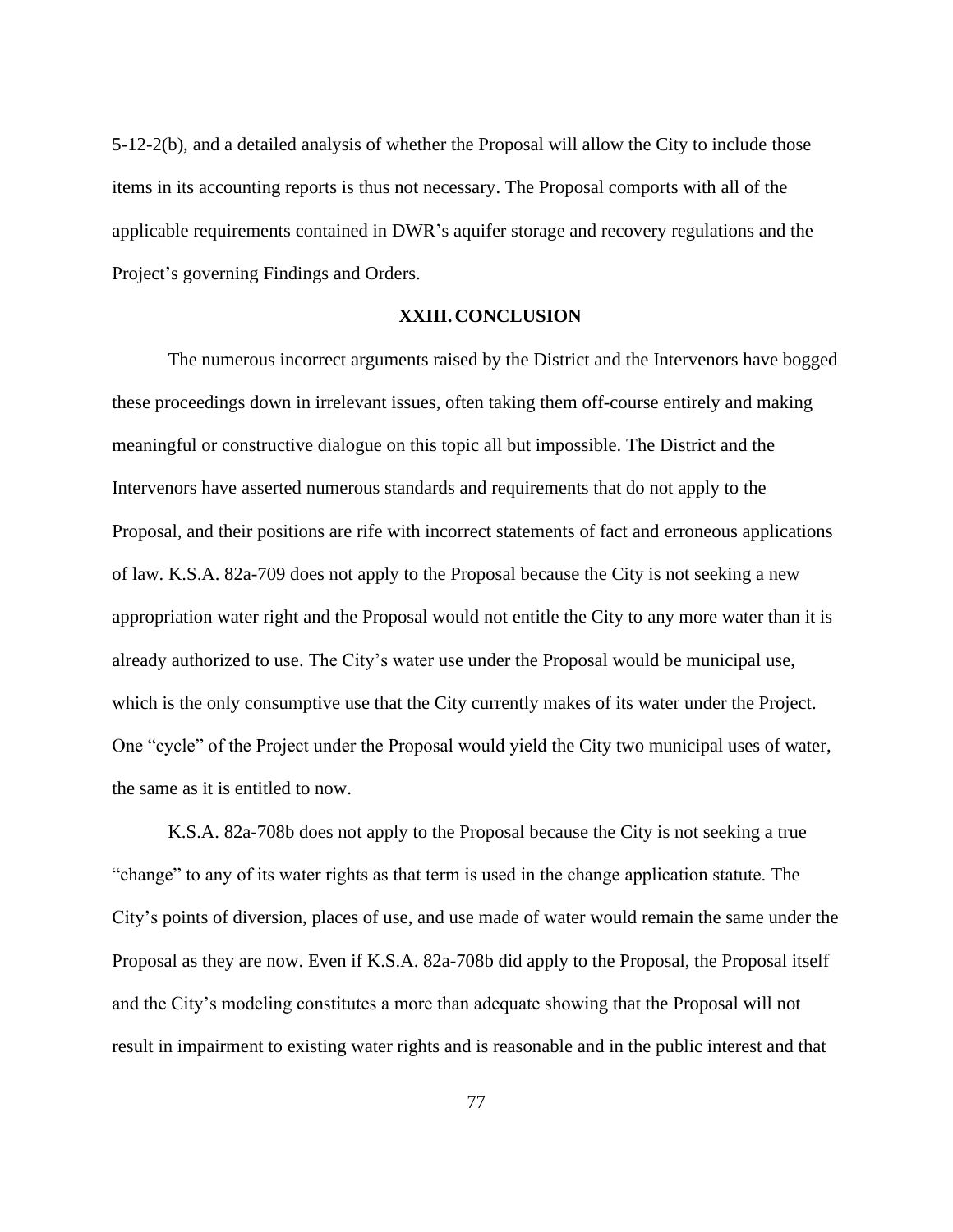5-12-2(b), and a detailed analysis of whether the Proposal will allow the City to include those items in its accounting reports is thus not necessary. The Proposal comports with all of the applicable requirements contained in DWR's aquifer storage and recovery regulations and the Project's governing Findings and Orders.

## XXIII. CONCLUSION

The numerous incorrect arguments raised by the District and the Intervenors have bogged these proceedings down in irrelevant issues, often taking them off-course entirely and making meaningful or constructive dialogue on this topic all but impossible. The District and the Intervenors have asserted numerous standards and requirements that do not apply to the Proposal, and their positions are rife with incorrect statements of fact and erroneous applications of law. K.S.A. 82a-709 does not apply to the Proposal because the City is not seeking a new appropriation water right and the Proposal would not entitle the City to any more water than it is already authorized to use. The City's water use under the Proposal would be municipal use, which is the only consumptive use that the City currently makes of its water under the Project. One "cycle" of the Project under the Proposal would yield the City two municipal uses of water, the same as it is entitled to now.

K.S.A. 82a-708b does not apply to the Proposal because the City is not seeking a true "change" to any of its water rights as that term is used in the change application statute. The City's points of diversion, places of use, and use made of water would remain the same under the Proposal as they are now. Even if K.S.A. 82a-708b did apply to the Proposal, the Proposal itself and the City's modeling constitutes a more than adequate showing that the Proposal will not result in impairment to existing water rights and is reasonable and in the public interest and that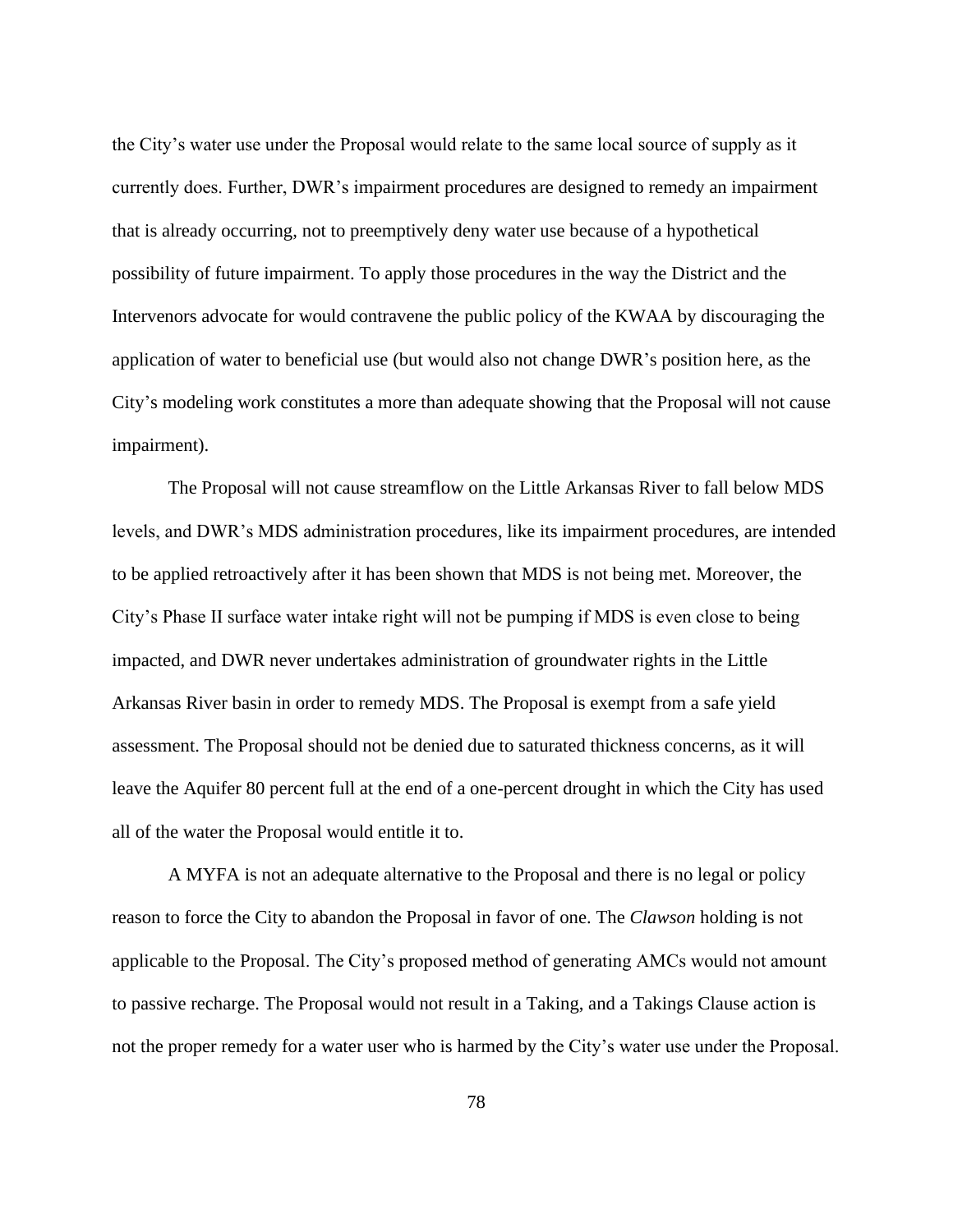the City's water use under the Proposal would relate to the same local source of supply as it currently does. Further, DWR's impairment procedures are designed to remedy an impairment that is already occurring, not to preemptively deny water use because of a hypothetical possibility of future impairment. To apply those procedures in the way the District and the Intervenors advocate for would contravene the public policy of the KWAA by discouraging the application of water to beneficial use (but would also not change DWR's position here, as the City's modeling work constitutes a more than adequate showing that the Proposal will not cause impairment).

The Proposal will not cause streamflow on the Little Arkansas River to fall below MDS levels, and DWR's MDS administration procedures, like its impairment procedures, are intended to be applied retroactively after it has been shown that MDS is not being met. Moreover, the City's Phase II surface water intake right will not be pumping if MDS is even close to being impacted, and DWR never undertakes administration of groundwater rights in the Little Arkansas River basin in order to remedy MDS. The Proposal is exempt from a safe yield assessment. The Proposal should not be denied due to saturated thickness concerns, as it will leave the Aquifer 80 percent full at the end of a one-percent drought in which the City has used all of the water the Proposal would entitle it to.

A MYFA is not an adequate alternative to the Proposal and there is no legal or policy reason to force the City to abandon the Proposal in favor of one. The *Clawson* holding is not applicable to the Proposal. The City's proposed method of generating AMCs would not amount to passive recharge. The Proposal would not result in a Taking, and a Takings Clause action is not the proper remedy for a water user who is harmed by the City's water use under the Proposal.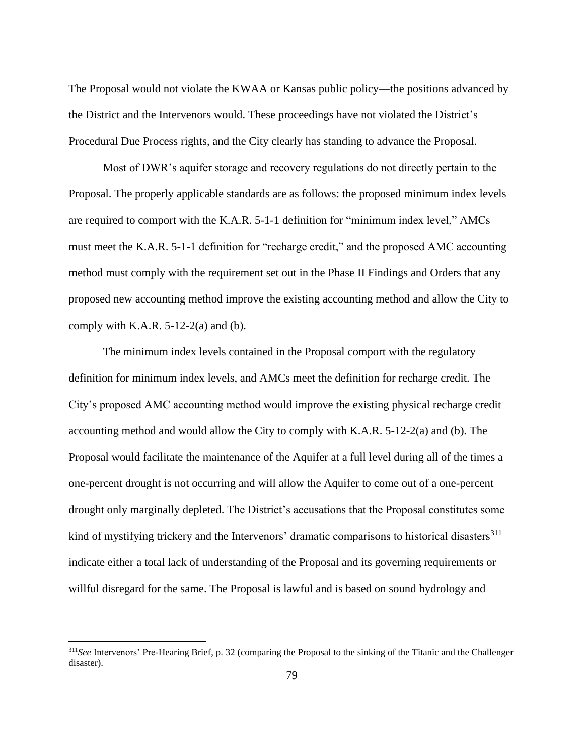The Proposal would not violate the KWAA or Kansas public policy—the positions advanced by the District and the Intervenors would. These proceedings have not violated the District's Procedural Due Process rights, and the City clearly has standing to advance the Proposal.

Most of DWR's aquifer storage and recovery regulations do not directly pertain to the Proposal. The properly applicable standards are as follows: the proposed minimum index levels are required to comport with the K.A.R. 5-1-1 definition for "minimum index level," AMCs must meet the K.A.R. 5-1-1 definition for "recharge credit," and the proposed AMC accounting method must comply with the requirement set out in the Phase II Findings and Orders that any proposed new accounting method improve the existing accounting method and allow the City to comply with K.A.R. 5-12-2(a) and (b).

The minimum index levels contained in the Proposal comport with the regulatory definition for minimum index levels, and AMCs meet the definition for recharge credit. The City's proposed AMC accounting method would improve the existing physical recharge credit accounting method and would allow the City to comply with K.A.R. 5-12-2(a) and (b). The Proposal would facilitate the maintenance of the Aquifer at a full level during all of the times a one-percent drought is not occurring and will allow the Aquifer to come out of a one-percent drought only marginally depleted. The District's accusations that the Proposal constitutes some kind of mystifying trickery and the Intervenors' dramatic comparisons to historical disasters[311] indicate either a total lack of understanding of the Proposal and its governing requirements or willful disregard for the same. The Proposal is lawful and is based on sound hydrology and

---

[311] *See* Intervenors' Pre-Hearing Brief, p. 32 (comparing the Proposal to the sinking of the Titanic and the Challenger disaster).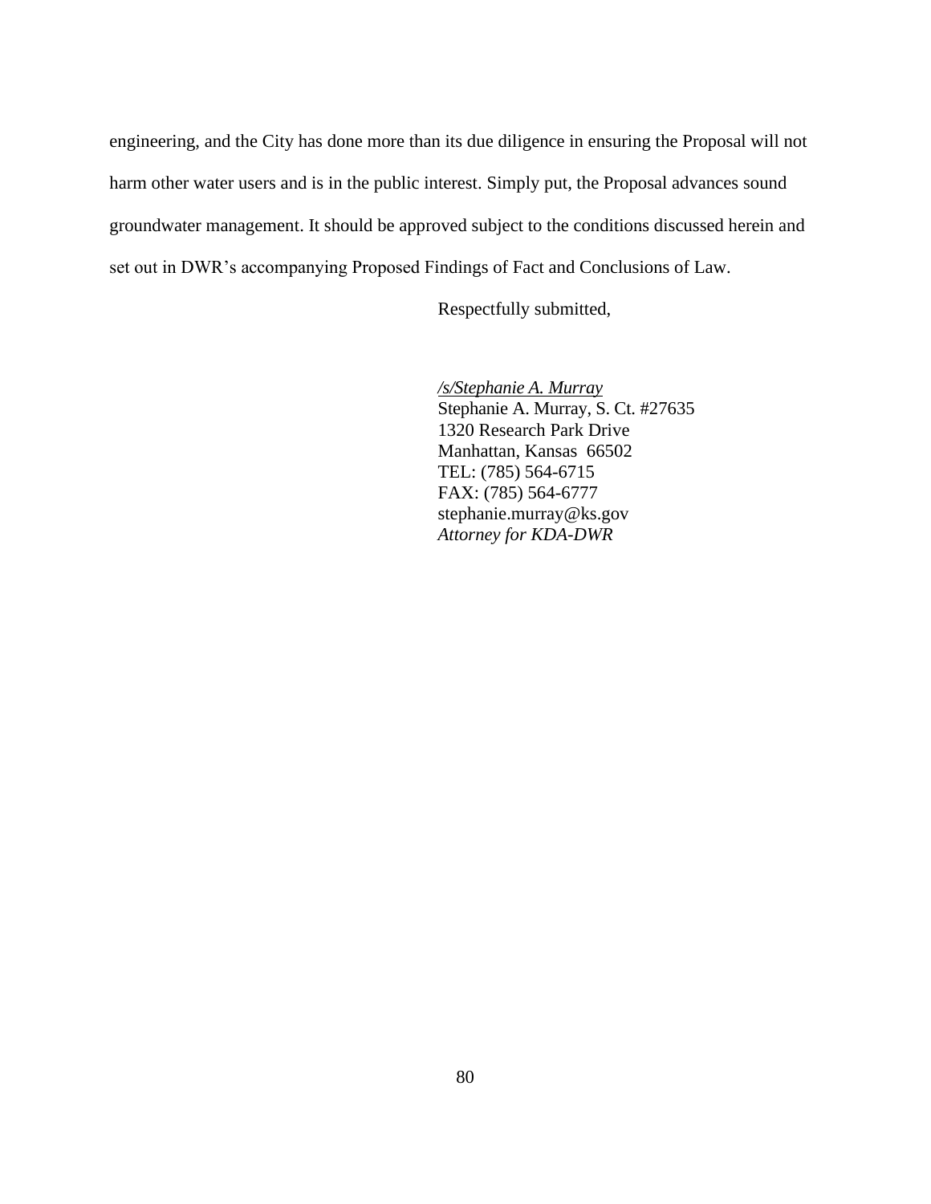engineering, and the City has done more than its due diligence in ensuring the Proposal will not harm other water users and is in the public interest. Simply put, the Proposal advances sound groundwater management. It should be approved subject to the conditions discussed herein and set out in DWR's accompanying Proposed Findings of Fact and Conclusions of Law.

Respectfully submitted,

*/s/Stephanie A. Murray*
Stephanie A. Murray, S. Ct. #27635
1320 Research Park Drive
Manhattan, Kansas 66502
TEL: (785) 564-6715
FAX: (785) 564-6777
stephanie.murray@ks.gov
*Attorney for KDA-DWR*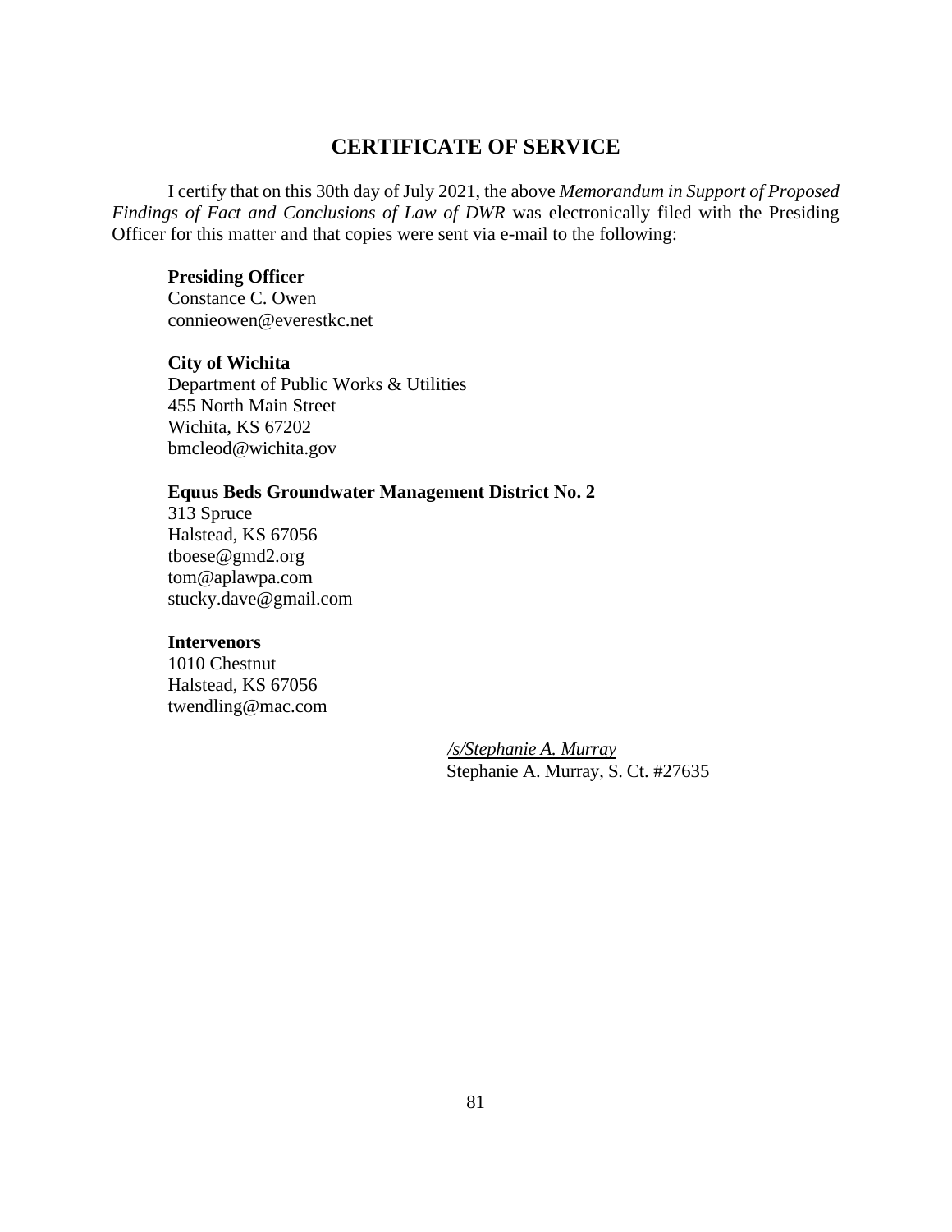## CERTIFICATE OF SERVICE

I certify that on this 30th day of July 2021, the above *Memorandum in Support of Proposed Findings of Fact and Conclusions of Law of DWR* was electronically filed with the Presiding Officer for this matter and that copies were sent via e-mail to the following:

**Presiding Officer**
Constance C. Owen
connieowen@everestkc.net

**City of Wichita**
Department of Public Works & Utilities
455 North Main Street
Wichita, KS 67202
bmcleod@wichita.gov

**Equus Beds Groundwater Management District No. 2**
313 Spruce
Halstead, KS 67056
tboese@gmd2.org
tom@aplawpa.com
stucky.dave@gmail.com

**Intervenors**
1010 Chestnut
Halstead, KS 67056
twendling@mac.com

*/s/Stephanie A. Murray*
Stephanie A. Murray, S. Ct. #27635